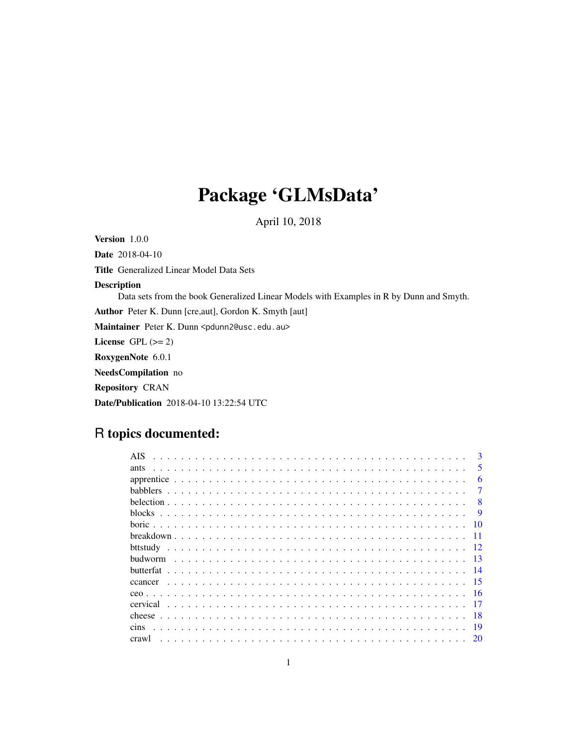# Package 'GLMsData'

April 10, 2018

**Version** 1.0.0

**Date** 2018-04-10

**Title** Generalized Linear Model Data Sets

**Description**
Data sets from the book Generalized Linear Models with Examples in R by Dunn and Smyth.

**Author** Peter K. Dunn [cre,aut], Gordon K. Smyth [aut]

**Maintainer** Peter K. Dunn <pdunn2@usc.edu.au>

**License** GPL (>= 2)

**RoxygenNote** 6.0.1

**NeedsCompilation** no

**Repository** CRAN

**Date/Publication** 2018-04-10 13:22:54 UTC

## R topics documented:

| | |
|---|---|
| AIS | 3 |
| ants | 5 |
| apprentice | 6 |
| babblers | 7 |
| belection | 8 |
| blocks | 9 |
| boric | 10 |
| breakdown | 11 |
| bttstudy | 12 |
| budworm | 13 |
| butterfat | 14 |
| ccancer | 15 |
| ceo | 16 |
| cervical | 17 |
| cheese | 18 |
| cins | 19 |
| crawl | 20 |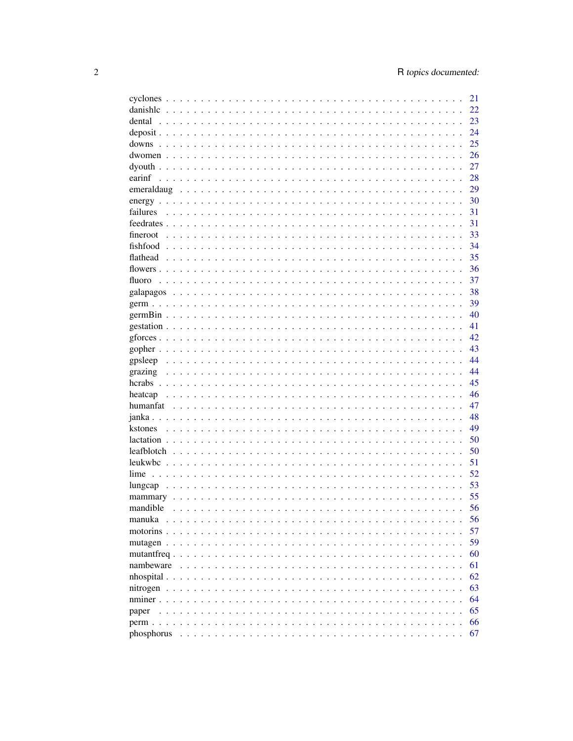| | |
|---|---|
| cyclones | 21 |
| danishlc | 22 |
| dental | 23 |
| deposit | 24 |
| downs | 25 |
| dwomen | 26 |
| dyouth | 27 |
| earinf | 28 |
| emeraldaug | 29 |
| energy | 30 |
| failures | 31 |
| feedrates | 31 |
| fineroot | 33 |
| fishfood | 34 |
| flathead | 35 |
| flowers | 36 |
| fluoro | 37 |
| galapagos | 38 |
| germ | 39 |
| germBin | 40 |
| gestation | 41 |
| gforces | 42 |
| gopher | 43 |
| gpsleep | 44 |
| grazing | 44 |
| hcrabs | 45 |
| heatcap | 46 |
| humanfat | 47 |
| janka | 48 |
| kstones | 49 |
| lactation | 50 |
| leafblotch | 50 |
| leukwbc | 51 |
| lime | 52 |
| lungcap | 53 |
| mammary | 55 |
| mandible | 56 |
| manuka | 56 |
| motorins | 57 |
| mutagen | 59 |
| mutantfreq | 60 |
| nambeware | 61 |
| nhospital | 62 |
| nitrogen | 63 |
| nminer | 64 |
| paper | 65 |
| perm | 66 |
| phosphorus | 67 |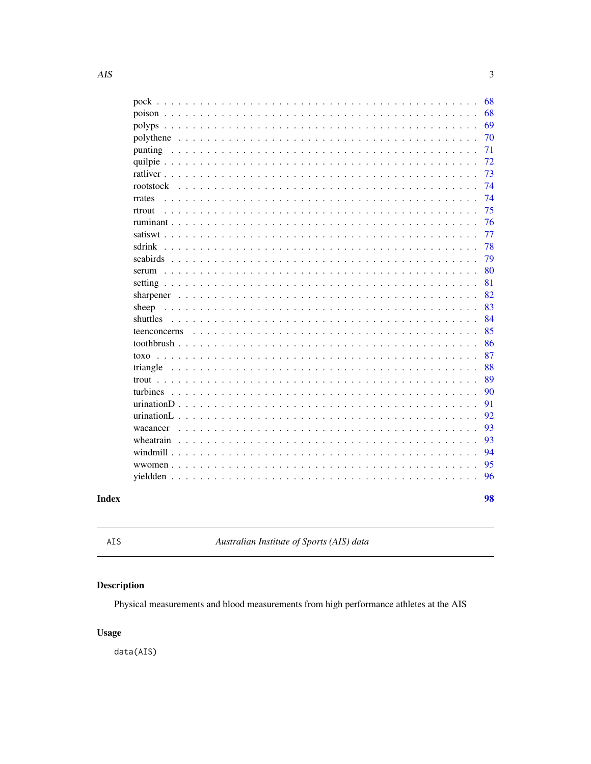pock . . . . . . . . . . . . . . . . . . . . . . . . . . . . . . . . . . . . . . . . . . 68
poison . . . . . . . . . . . . . . . . . . . . . . . . . . . . . . . . . . . . . . . . . 68
polyps . . . . . . . . . . . . . . . . . . . . . . . . . . . . . . . . . . . . . . . . . 69
polythene . . . . . . . . . . . . . . . . . . . . . . . . . . . . . . . . . . . . . . . 70
punting . . . . . . . . . . . . . . . . . . . . . . . . . . . . . . . . . . . . . . . . 71
quilpie . . . . . . . . . . . . . . . . . . . . . . . . . . . . . . . . . . . . . . . . 72
ratliver . . . . . . . . . . . . . . . . . . . . . . . . . . . . . . . . . . . . . . . . 73
rootstock . . . . . . . . . . . . . . . . . . . . . . . . . . . . . . . . . . . . . . . 74
rrates . . . . . . . . . . . . . . . . . . . . . . . . . . . . . . . . . . . . . . . . . 74
rtrout . . . . . . . . . . . . . . . . . . . . . . . . . . . . . . . . . . . . . . . . . 75
ruminant . . . . . . . . . . . . . . . . . . . . . . . . . . . . . . . . . . . . . . . . 76
satiswt . . . . . . . . . . . . . . . . . . . . . . . . . . . . . . . . . . . . . . . . 77
sdrink . . . . . . . . . . . . . . . . . . . . . . . . . . . . . . . . . . . . . . . . . 78
seabirds . . . . . . . . . . . . . . . . . . . . . . . . . . . . . . . . . . . . . . . . 79
serum . . . . . . . . . . . . . . . . . . . . . . . . . . . . . . . . . . . . . . . . . 80
setting . . . . . . . . . . . . . . . . . . . . . . . . . . . . . . . . . . . . . . . . 81
sharpener . . . . . . . . . . . . . . . . . . . . . . . . . . . . . . . . . . . . . . . 82
sheep . . . . . . . . . . . . . . . . . . . . . . . . . . . . . . . . . . . . . . . . . 83
shuttles . . . . . . . . . . . . . . . . . . . . . . . . . . . . . . . . . . . . . . . . 84
teenconcerns . . . . . . . . . . . . . . . . . . . . . . . . . . . . . . . . . . . . . 85
toothbrush . . . . . . . . . . . . . . . . . . . . . . . . . . . . . . . . . . . . . . . 86
toxo . . . . . . . . . . . . . . . . . . . . . . . . . . . . . . . . . . . . . . . . . . 87
triangle . . . . . . . . . . . . . . . . . . . . . . . . . . . . . . . . . . . . . . . . 88
trout . . . . . . . . . . . . . . . . . . . . . . . . . . . . . . . . . . . . . . . . . . 89
turbines . . . . . . . . . . . . . . . . . . . . . . . . . . . . . . . . . . . . . . . . 90
urinationD . . . . . . . . . . . . . . . . . . . . . . . . . . . . . . . . . . . . . . . 91
urinationL . . . . . . . . . . . . . . . . . . . . . . . . . . . . . . . . . . . . . . . 92
wacancer . . . . . . . . . . . . . . . . . . . . . . . . . . . . . . . . . . . . . . . . 93
wheatrain . . . . . . . . . . . . . . . . . . . . . . . . . . . . . . . . . . . . . . . 93
windmill . . . . . . . . . . . . . . . . . . . . . . . . . . . . . . . . . . . . . . . . 94
wwomen . . . . . . . . . . . . . . . . . . . . . . . . . . . . . . . . . . . . . . . . . 95
yieldden . . . . . . . . . . . . . . . . . . . . . . . . . . . . . . . . . . . . . . . . 96

**Index** **98**

---

`AIS` *Australian Institute of Sports (AIS) data*

---

## Description

Physical measurements and blood measurements from high performance athletes at the AIS

## Usage

```
data(AIS)
```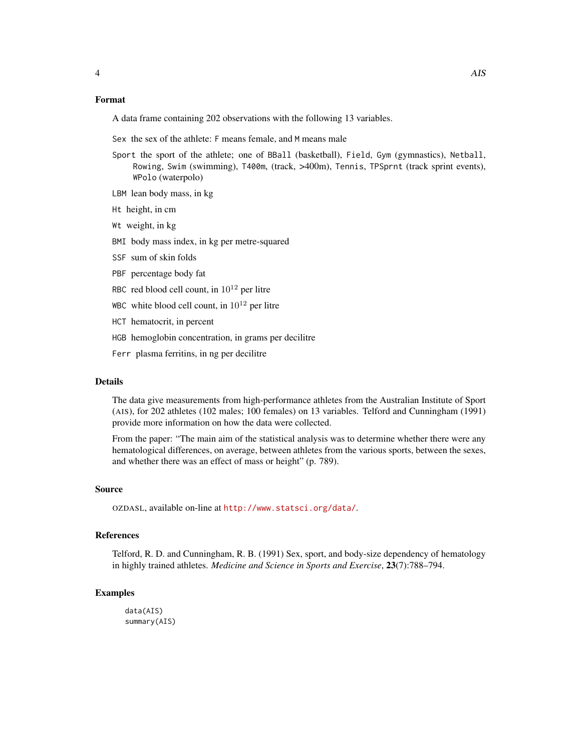### Format

A data frame containing 202 observations with the following 13 variables.

- `Sex` the sex of the athlete: `F` means female, and `M` means male
- `Sport` the sport of the athlete; one of `BBall` (basketball), `Field`, `Gym` (gymnastics), `Netball`, `Rowing`, `Swim` (swimming), `T400m`, (track, >400m), `Tennis`, `TPSprnt` (track sprint events), `WPolo` (waterpolo)
- `LBM` lean body mass, in kg
- `Ht` height, in cm
- `Wt` weight, in kg
- `BMI` body mass index, in kg per metre-squared
- `SSF` sum of skin folds
- `PBF` percentage body fat
- `RBC` red blood cell count, in $10^{12}$ per litre
- `WBC` white blood cell count, in $10^{12}$ per litre
- `HCT` hematocrit, in percent
- `HGB` hemoglobin concentration, in grams per decilitre
- `Ferr` plasma ferritins, in ng per decilitre

### Details

The data give measurements from high-performance athletes from the Australian Institute of Sport (AIS), for 202 athletes (102 males; 100 females) on 13 variables. Telford and Cunningham (1991) provide more information on how the data were collected.

From the paper: "The main aim of the statistical analysis was to determine whether there were any hematological differences, on average, between athletes from the various sports, between the sexes, and whether there was an effect of mass or height" (p. 789).

### Source

OZDASL, available on-line at http://www.statsci.org/data/.

### References

Telford, R. D. and Cunningham, R. B. (1991) Sex, sport, and body-size dependency of hematology in highly trained athletes. *Medicine and Science in Sports and Exercise*, **23**(7):788–794.

### Examples

```
data(AIS)
summary(AIS)
```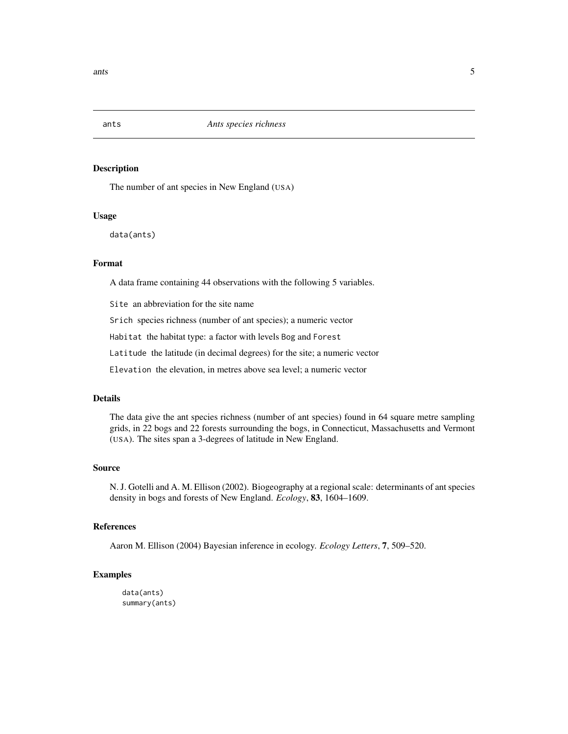# ants *Ants species richness*

## Description

The number of ant species in New England (USA)

## Usage

```
data(ants)
```

## Format

A data frame containing 44 observations with the following 5 variables.

- `Site` an abbreviation for the site name
- `Srich` species richness (number of ant species); a numeric vector
- `Habitat` the habitat type: a factor with levels `Bog` and `Forest`
- `Latitude` the latitude (in decimal degrees) for the site; a numeric vector
- `Elevation` the elevation, in metres above sea level; a numeric vector

## Details

The data give the ant species richness (number of ant species) found in 64 square metre sampling grids, in 22 bogs and 22 forests surrounding the bogs, in Connecticut, Massachusetts and Vermont (USA). The sites span a 3-degrees of latitude in New England.

## Source

N. J. Gotelli and A. M. Ellison (2002). Biogeography at a regional scale: determinants of ant species density in bogs and forests of New England. *Ecology*, **83**, 1604–1609.

## References

Aaron M. Ellison (2004) Bayesian inference in ecology. *Ecology Letters*, **7**, 509–520.

## Examples

```
data(ants)
summary(ants)
```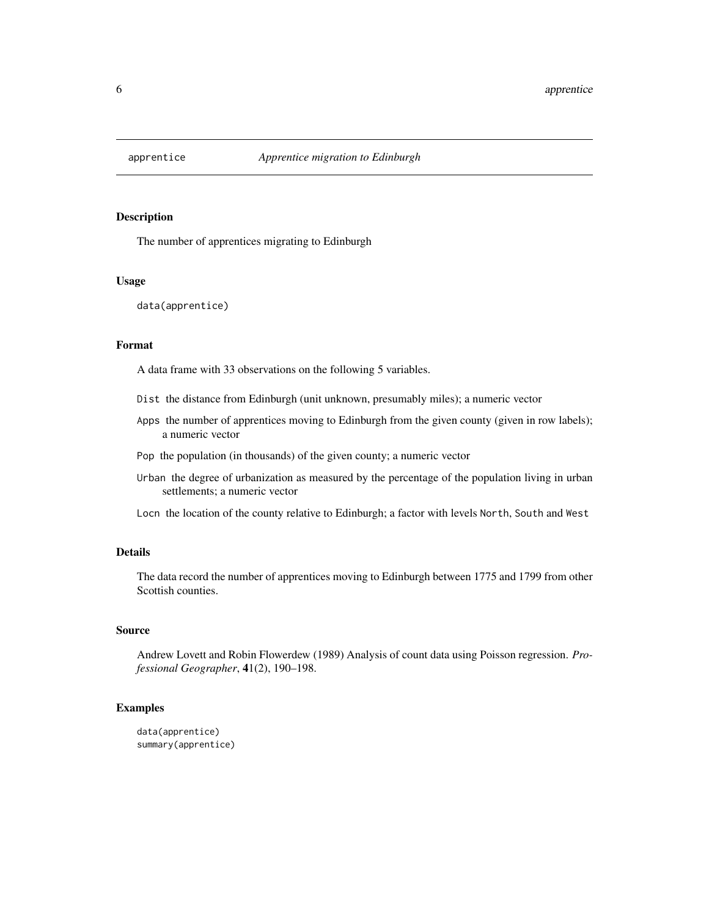## apprentice *Apprentice migration to Edinburgh*

### Description

The number of apprentices migrating to Edinburgh

### Usage

```
data(apprentice)
```

### Format

A data frame with 33 observations on the following 5 variables.

- `Dist` the distance from Edinburgh (unit unknown, presumably miles); a numeric vector
- `Apps` the number of apprentices moving to Edinburgh from the given county (given in row labels); a numeric vector
- `Pop` the population (in thousands) of the given county; a numeric vector
- `Urban` the degree of urbanization as measured by the percentage of the population living in urban settlements; a numeric vector
- `Locn` the location of the county relative to Edinburgh; a factor with levels `North`, `South` and `West`

### Details

The data record the number of apprentices moving to Edinburgh between 1775 and 1799 from other Scottish counties.

### Source

Andrew Lovett and Robin Flowerdew (1989) Analysis of count data using Poisson regression. *Professional Geographer*, **4**1(2), 190–198.

### Examples

```
data(apprentice)
summary(apprentice)
```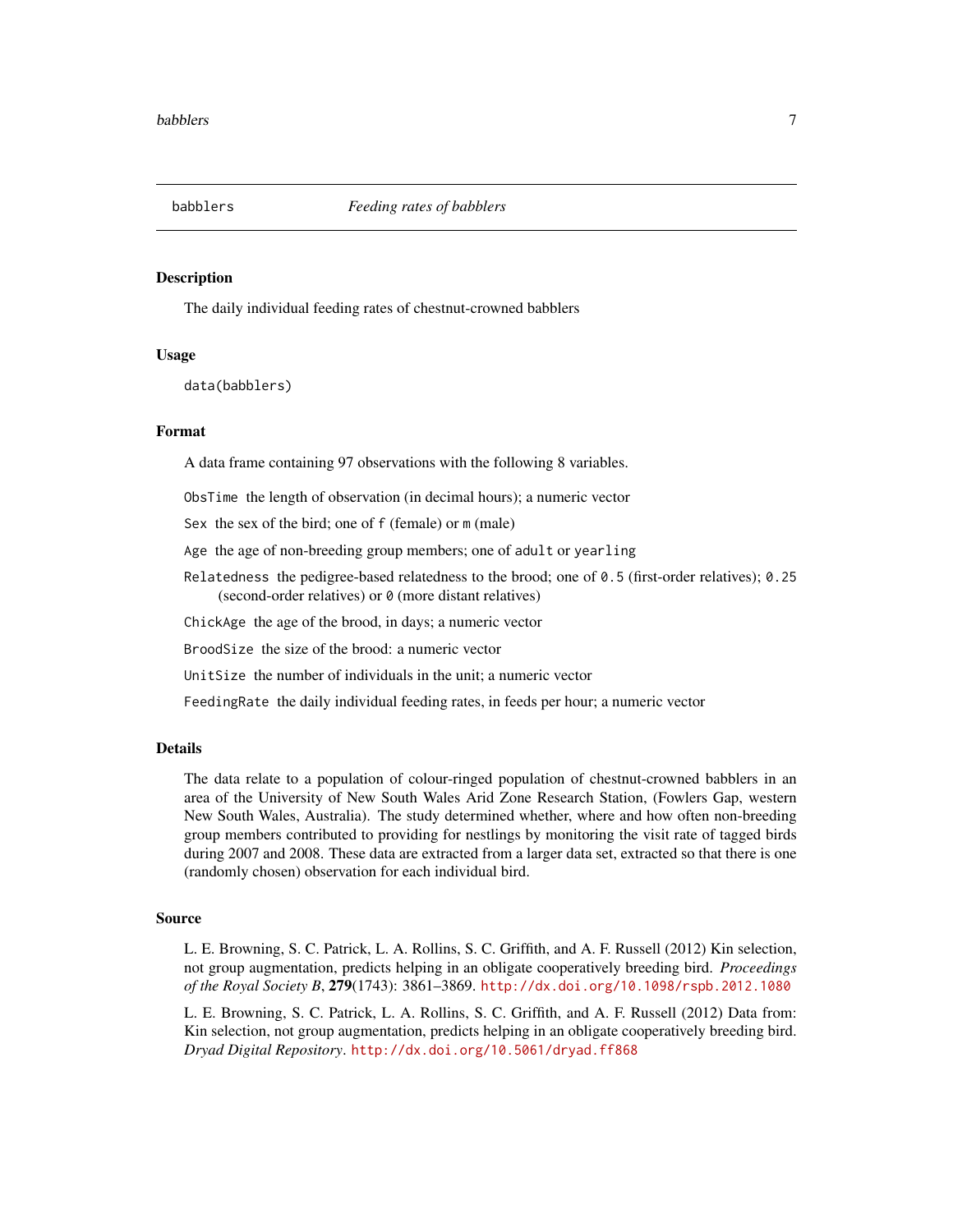babblers *Feeding rates of babblers*

## Description

The daily individual feeding rates of chestnut-crowned babblers

## Usage

```
data(babblers)
```

## Format

A data frame containing 97 observations with the following 8 variables.

- `ObsTime` the length of observation (in decimal hours); a numeric vector
- `Sex` the sex of the bird; one of `f` (female) or `m` (male)
- `Age` the age of non-breeding group members; one of `adult` or `yearling`
- `Relatedness` the pedigree-based relatedness to the brood; one of `0.5` (first-order relatives); `0.25` (second-order relatives) or `0` (more distant relatives)
- `ChickAge` the age of the brood, in days; a numeric vector
- `BroodSize` the size of the brood: a numeric vector
- `UnitSize` the number of individuals in the unit; a numeric vector
- `FeedingRate` the daily individual feeding rates, in feeds per hour; a numeric vector

## Details

The data relate to a population of colour-ringed population of chestnut-crowned babblers in an area of the University of New South Wales Arid Zone Research Station, (Fowlers Gap, western New South Wales, Australia). The study determined whether, where and how often non-breeding group members contributed to providing for nestlings by monitoring the visit rate of tagged birds during 2007 and 2008. These data are extracted from a larger data set, extracted so that there is one (randomly chosen) observation for each individual bird.

## Source

L. E. Browning, S. C. Patrick, L. A. Rollins, S. C. Griffith, and A. F. Russell (2012) Kin selection, not group augmentation, predicts helping in an obligate cooperatively breeding bird. *Proceedings of the Royal Society B*, **279**(1743): 3861–3869. http://dx.doi.org/10.1098/rspb.2012.1080

L. E. Browning, S. C. Patrick, L. A. Rollins, S. C. Griffith, and A. F. Russell (2012) Data from: Kin selection, not group augmentation, predicts helping in an obligate cooperatively breeding bird. *Dryad Digital Repository*. http://dx.doi.org/10.5061/dryad.ff868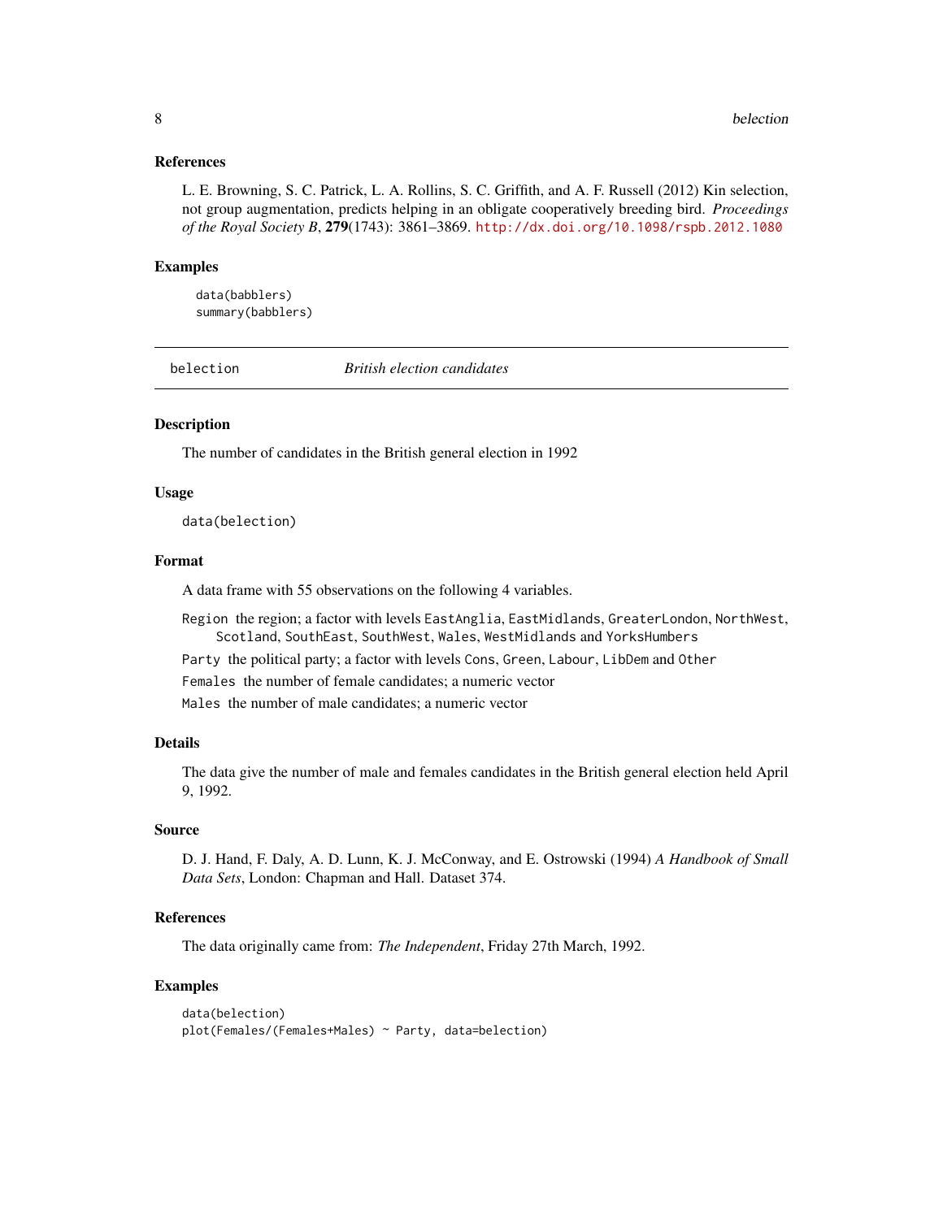### References

L. E. Browning, S. C. Patrick, L. A. Rollins, S. C. Griffith, and A. F. Russell (2012) Kin selection, not group augmentation, predicts helping in an obligate cooperatively breeding bird. *Proceedings of the Royal Society B*, **279**(1743): 3861–3869. http://dx.doi.org/10.1098/rspb.2012.1080

### Examples

```
data(babblers)
summary(babblers)
```

---

## belection — *British election candidates*

### Description

The number of candidates in the British general election in 1992

### Usage

```
data(belection)
```

### Format

A data frame with 55 observations on the following 4 variables.

`Region` the region; a factor with levels `EastAnglia`, `EastMidlands`, `GreaterLondon`, `NorthWest`, `Scotland`, `SouthEast`, `SouthWest`, `Wales`, `WestMidlands` and `YorksHumbers`

`Party` the political party; a factor with levels `Cons`, `Green`, `Labour`, `LibDem` and `Other`

`Females` the number of female candidates; a numeric vector

`Males` the number of male candidates; a numeric vector

### Details

The data give the number of male and females candidates in the British general election held April 9, 1992.

### Source

D. J. Hand, F. Daly, A. D. Lunn, K. J. McConway, and E. Ostrowski (1994) *A Handbook of Small Data Sets*, London: Chapman and Hall. Dataset 374.

### References

The data originally came from: *The Independent*, Friday 27th March, 1992.

### Examples

```
data(belection)
plot(Females/(Females+Males) ~ Party, data=belection)
```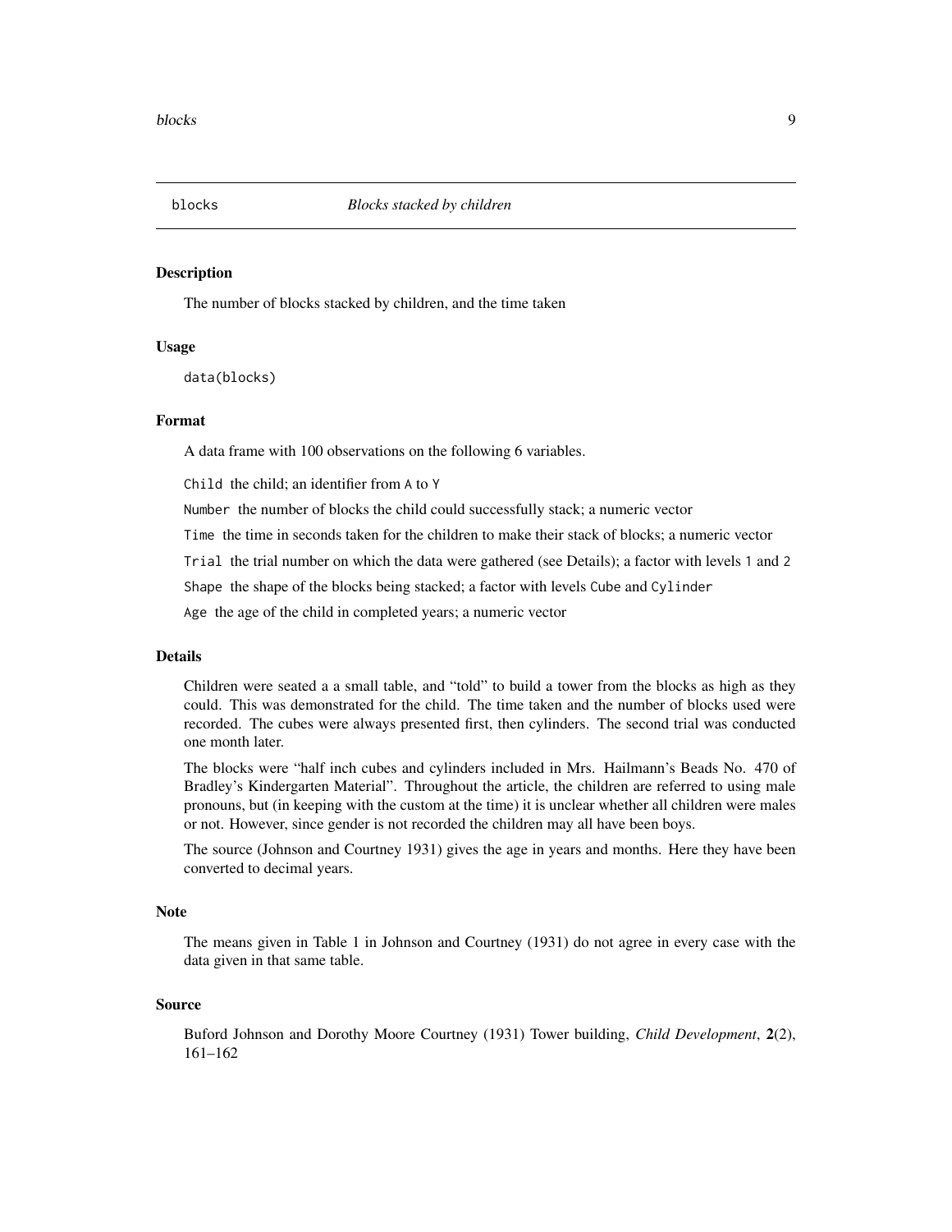## blocks — *Blocks stacked by children*

### Description

The number of blocks stacked by children, and the time taken

### Usage

```
data(blocks)
```

### Format

A data frame with 100 observations on the following 6 variables.

- `Child` the child; an identifier from `A` to `Y`
- `Number` the number of blocks the child could successfully stack; a numeric vector
- `Time` the time in seconds taken for the children to make their stack of blocks; a numeric vector
- `Trial` the trial number on which the data were gathered (see Details); a factor with levels `1` and `2`
- `Shape` the shape of the blocks being stacked; a factor with levels `Cube` and `Cylinder`
- `Age` the age of the child in completed years; a numeric vector

### Details

Children were seated a a small table, and "told" to build a tower from the blocks as high as they could. This was demonstrated for the child. The time taken and the number of blocks used were recorded. The cubes were always presented first, then cylinders. The second trial was conducted one month later.

The blocks were "half inch cubes and cylinders included in Mrs. Hailmann's Beads No. 470 of Bradley's Kindergarten Material". Throughout the article, the children are referred to using male pronouns, but (in keeping with the custom at the time) it is unclear whether all children were males or not. However, since gender is not recorded the children may all have been boys.

The source (Johnson and Courtney 1931) gives the age in years and months. Here they have been converted to decimal years.

### Note

The means given in Table 1 in Johnson and Courtney (1931) do not agree in every case with the data given in that same table.

### Source

Buford Johnson and Dorothy Moore Courtney (1931) Tower building, *Child Development*, **2**(2), 161–162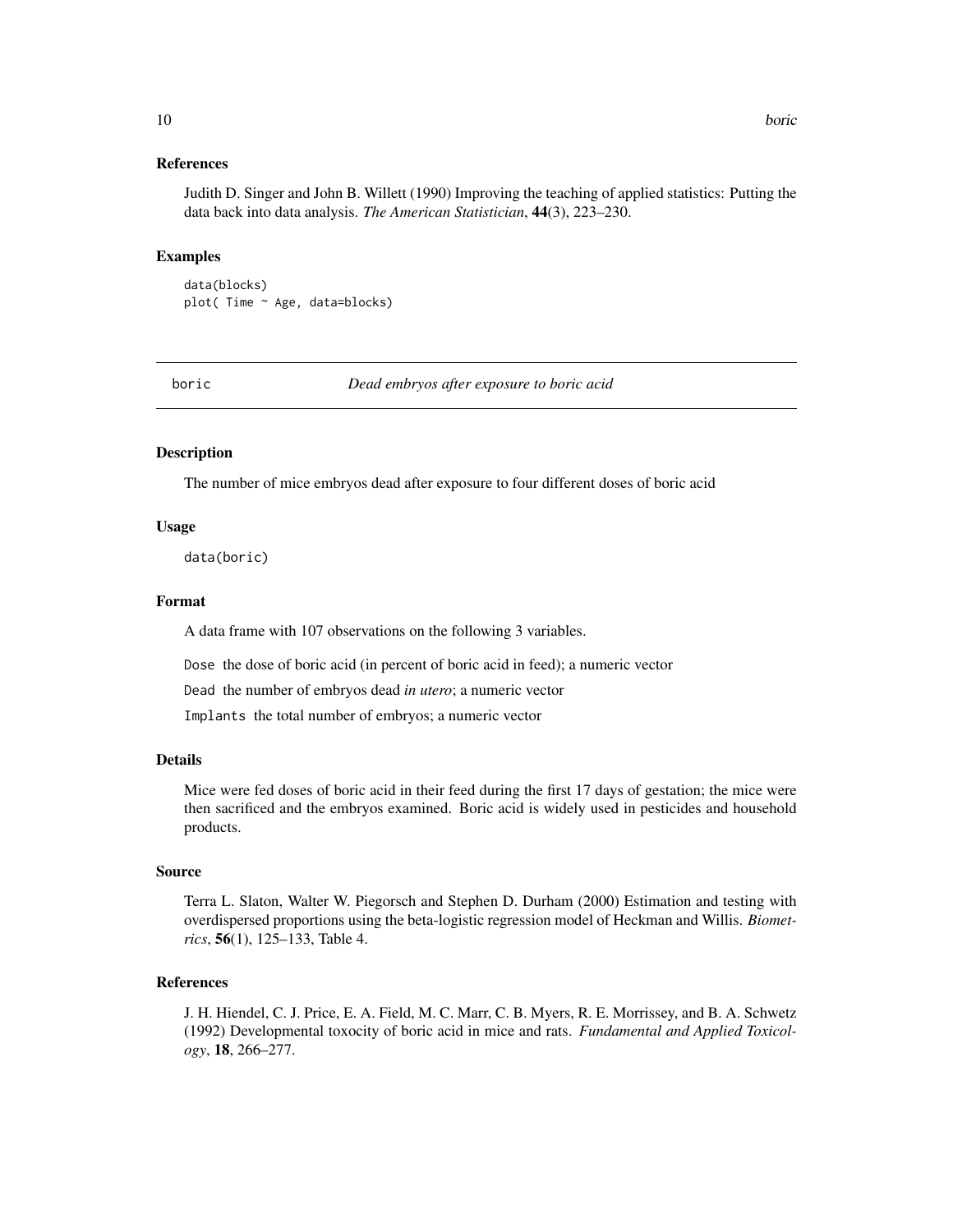### References

Judith D. Singer and John B. Willett (1990) Improving the teaching of applied statistics: Putting the data back into data analysis. *The American Statistician*, **44**(3), 223–230.

### Examples

```
data(blocks)
plot( Time ~ Age, data=blocks)
```

---

## boric — *Dead embryos after exposure to boric acid*

---

### Description

The number of mice embryos dead after exposure to four different doses of boric acid

### Usage

```
data(boric)
```

### Format

A data frame with 107 observations on the following 3 variables.

`Dose` the dose of boric acid (in percent of boric acid in feed); a numeric vector

`Dead` the number of embryos dead *in utero*; a numeric vector

`Implants` the total number of embryos; a numeric vector

### Details

Mice were fed doses of boric acid in their feed during the first 17 days of gestation; the mice were then sacrificed and the embryos examined. Boric acid is widely used in pesticides and household products.

### Source

Terra L. Slaton, Walter W. Piegorsch and Stephen D. Durham (2000) Estimation and testing with overdispersed proportions using the beta-logistic regression model of Heckman and Willis. *Biometrics*, **56**(1), 125–133, Table 4.

### References

J. H. Hiendel, C. J. Price, E. A. Field, M. C. Marr, C. B. Myers, R. E. Morrissey, and B. A. Schwetz (1992) Developmental toxocity of boric acid in mice and rats. *Fundamental and Applied Toxicology*, **18**, 266–277.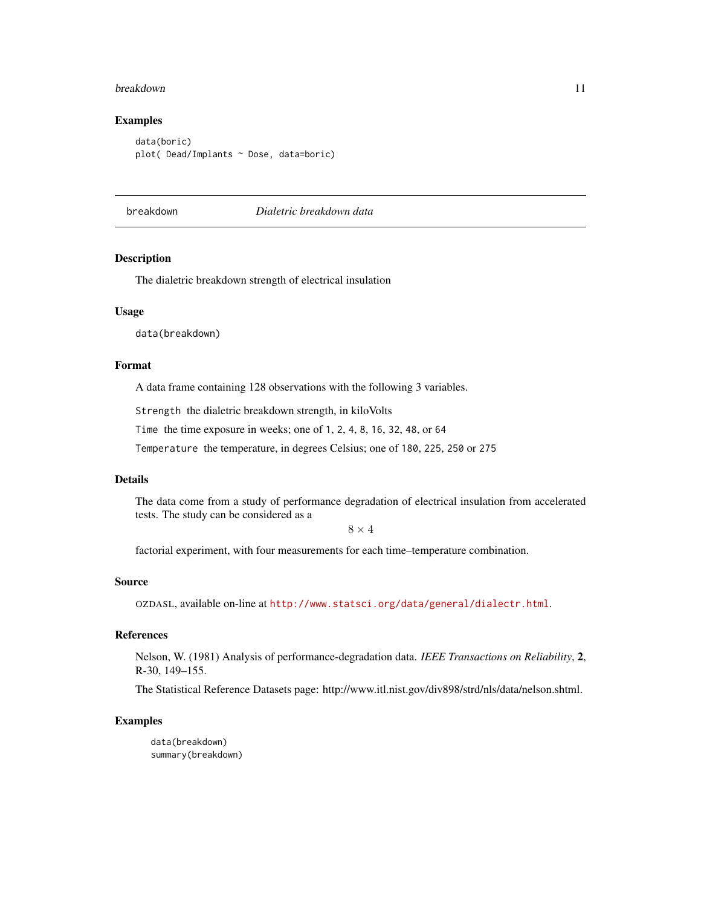### Examples

```
data(boric)
plot( Dead/Implants ~ Dose, data=boric)
```

---

## breakdown — *Dialetric breakdown data*

---

### Description

The dialetric breakdown strength of electrical insulation

### Usage

```
data(breakdown)
```

### Format

A data frame containing 128 observations with the following 3 variables.

`Strength` the dialetric breakdown strength, in kiloVolts

`Time` the time exposure in weeks; one of `1`, `2`, `4`, `8`, `16`, `32`, `48`, or `64`

`Temperature` the temperature, in degrees Celsius; one of `180`, `225`, `250` or `275`

### Details

The data come from a study of performance degradation of electrical insulation from accelerated tests. The study can be considered as a

$$8 \times 4$$

factorial experiment, with four measurements for each time–temperature combination.

### Source

OZDASL, available on-line at http://www.statsci.org/data/general/dialectr.html.

### References

Nelson, W. (1981) Analysis of performance-degradation data. *IEEE Transactions on Reliability*, **2**, R-30, 149–155.

The Statistical Reference Datasets page: http://www.itl.nist.gov/div898/strd/nls/data/nelson.shtml.

### Examples

```
data(breakdown)
summary(breakdown)
```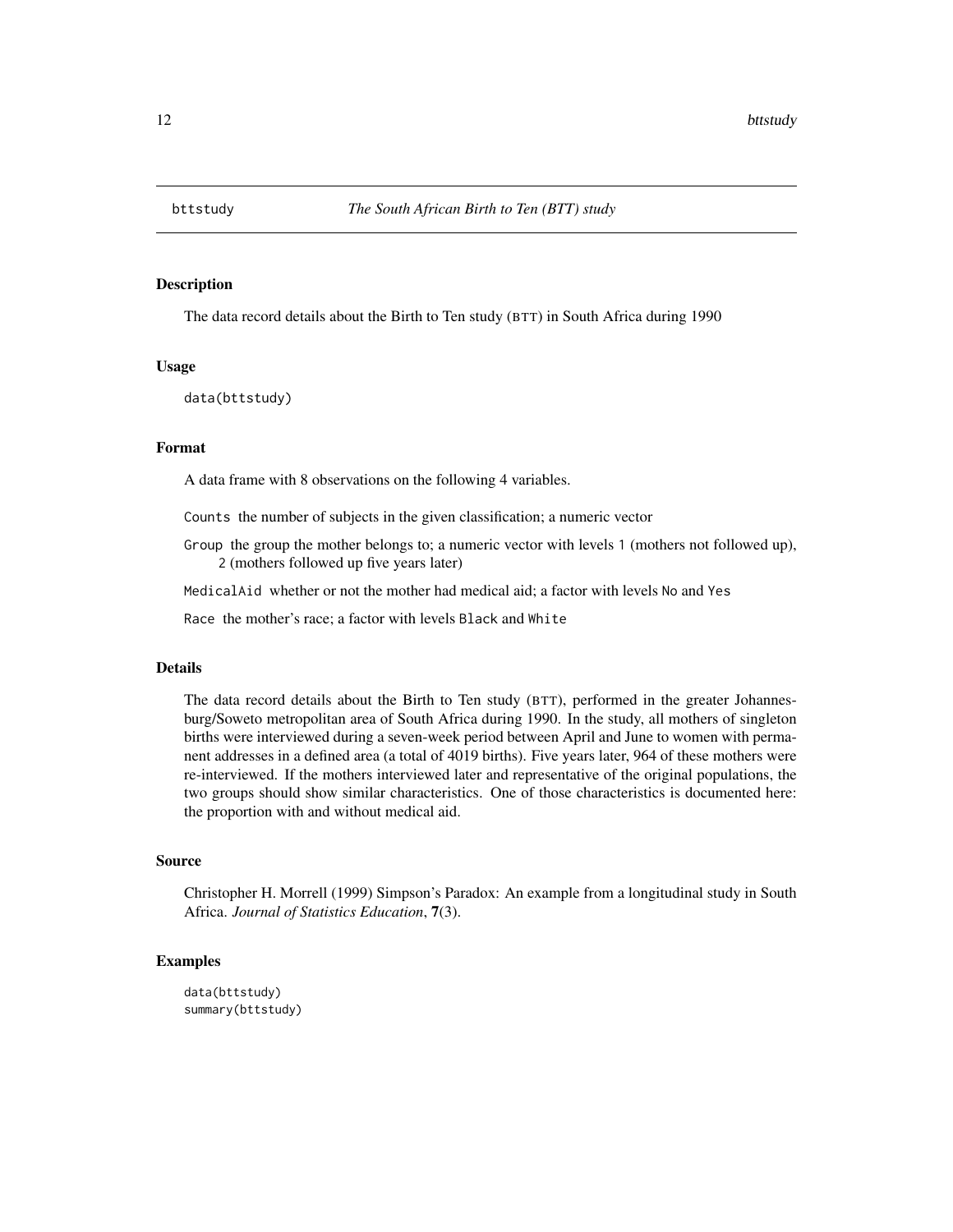# bttstudy — *The South African Birth to Ten (BTT) study*

## Description

The data record details about the Birth to Ten study (BTT) in South Africa during 1990

## Usage

```
data(bttstudy)
```

## Format

A data frame with 8 observations on the following 4 variables.

- `Counts` the number of subjects in the given classification; a numeric vector
- `Group` the group the mother belongs to; a numeric vector with levels `1` (mothers not followed up), `2` (mothers followed up five years later)
- `MedicalAid` whether or not the mother had medical aid; a factor with levels `No` and `Yes`
- `Race` the mother's race; a factor with levels `Black` and `White`

## Details

The data record details about the Birth to Ten study (BTT), performed in the greater Johannesburg/Soweto metropolitan area of South Africa during 1990. In the study, all mothers of singleton births were interviewed during a seven-week period between April and June to women with permanent addresses in a defined area (a total of 4019 births). Five years later, 964 of these mothers were re-interviewed. If the mothers interviewed later and representative of the original populations, the two groups should show similar characteristics. One of those characteristics is documented here: the proportion with and without medical aid.

## Source

Christopher H. Morrell (1999) Simpson's Paradox: An example from a longitudinal study in South Africa. *Journal of Statistics Education*, **7**(3).

## Examples

```
data(bttstudy)
summary(bttstudy)
```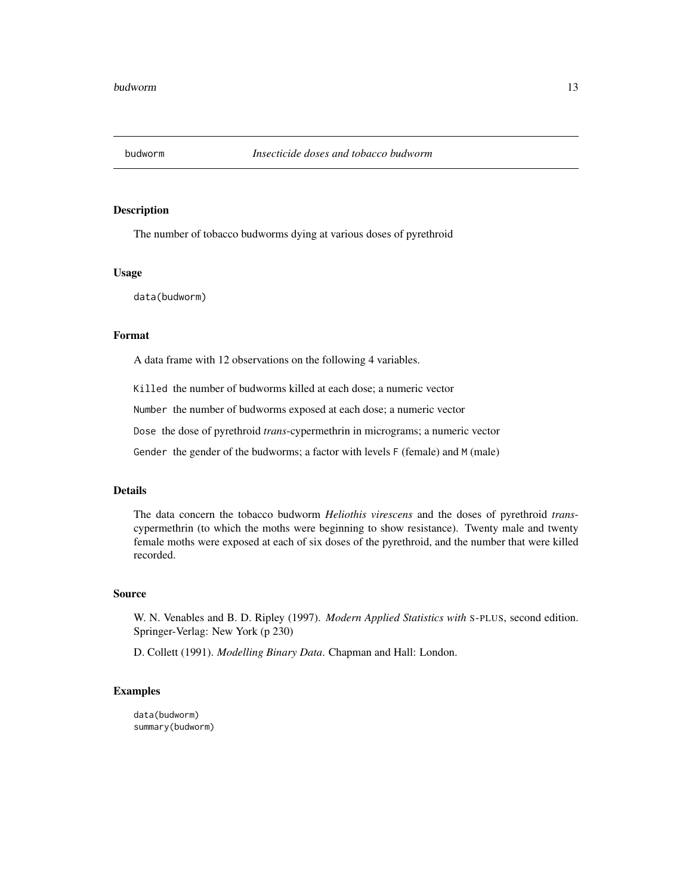`budworm` *Insecticide doses and tobacco budworm*

## Description

The number of tobacco budworms dying at various doses of pyrethroid

## Usage

```
data(budworm)
```

## Format

A data frame with 12 observations on the following 4 variables.

`Killed` the number of budworms killed at each dose; a numeric vector

`Number` the number of budworms exposed at each dose; a numeric vector

`Dose` the dose of pyrethroid *trans*-cypermethrin in micrograms; a numeric vector

`Gender` the gender of the budworms; a factor with levels `F` (female) and `M` (male)

## Details

The data concern the tobacco budworm *Heliothis virescens* and the doses of pyrethroid *trans*-cypermethrin (to which the moths were beginning to show resistance). Twenty male and twenty female moths were exposed at each of six doses of the pyrethroid, and the number that were killed recorded.

## Source

W. N. Venables and B. D. Ripley (1997). *Modern Applied Statistics with* S-PLUS, second edition. Springer-Verlag: New York (p 230)

D. Collett (1991). *Modelling Binary Data*. Chapman and Hall: London.

## Examples

```
data(budworm)
summary(budworm)
```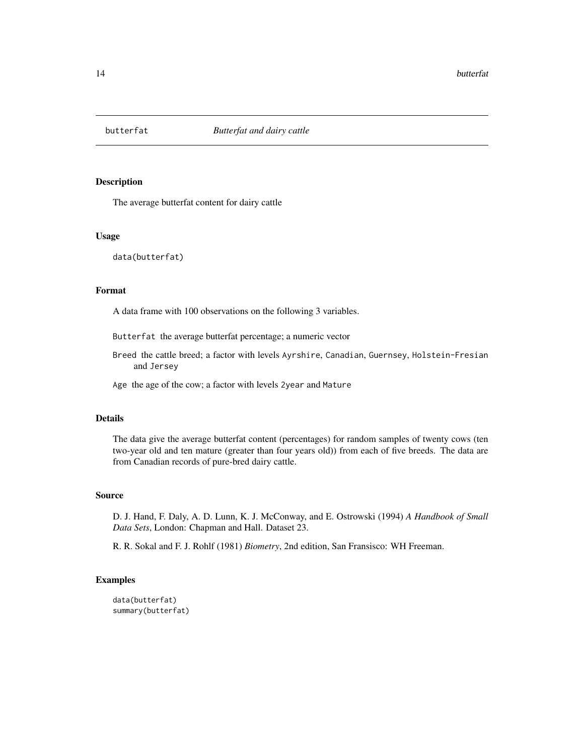# butterfat *Butterfat and dairy cattle*

## Description

The average butterfat content for dairy cattle

## Usage

```
data(butterfat)
```

## Format

A data frame with 100 observations on the following 3 variables.

- `Butterfat` the average butterfat percentage; a numeric vector
- `Breed` the cattle breed; a factor with levels `Ayrshire`, `Canadian`, `Guernsey`, `Holstein-Fresian` and `Jersey`
- `Age` the age of the cow; a factor with levels `2year` and `Mature`

## Details

The data give the average butterfat content (percentages) for random samples of twenty cows (ten two-year old and ten mature (greater than four years old)) from each of five breeds. The data are from Canadian records of pure-bred dairy cattle.

## Source

D. J. Hand, F. Daly, A. D. Lunn, K. J. McConway, and E. Ostrowski (1994) *A Handbook of Small Data Sets*, London: Chapman and Hall. Dataset 23.

R. R. Sokal and F. J. Rohlf (1981) *Biometry*, 2nd edition, San Fransisco: WH Freeman.

## Examples

```
data(butterfat)
summary(butterfat)
```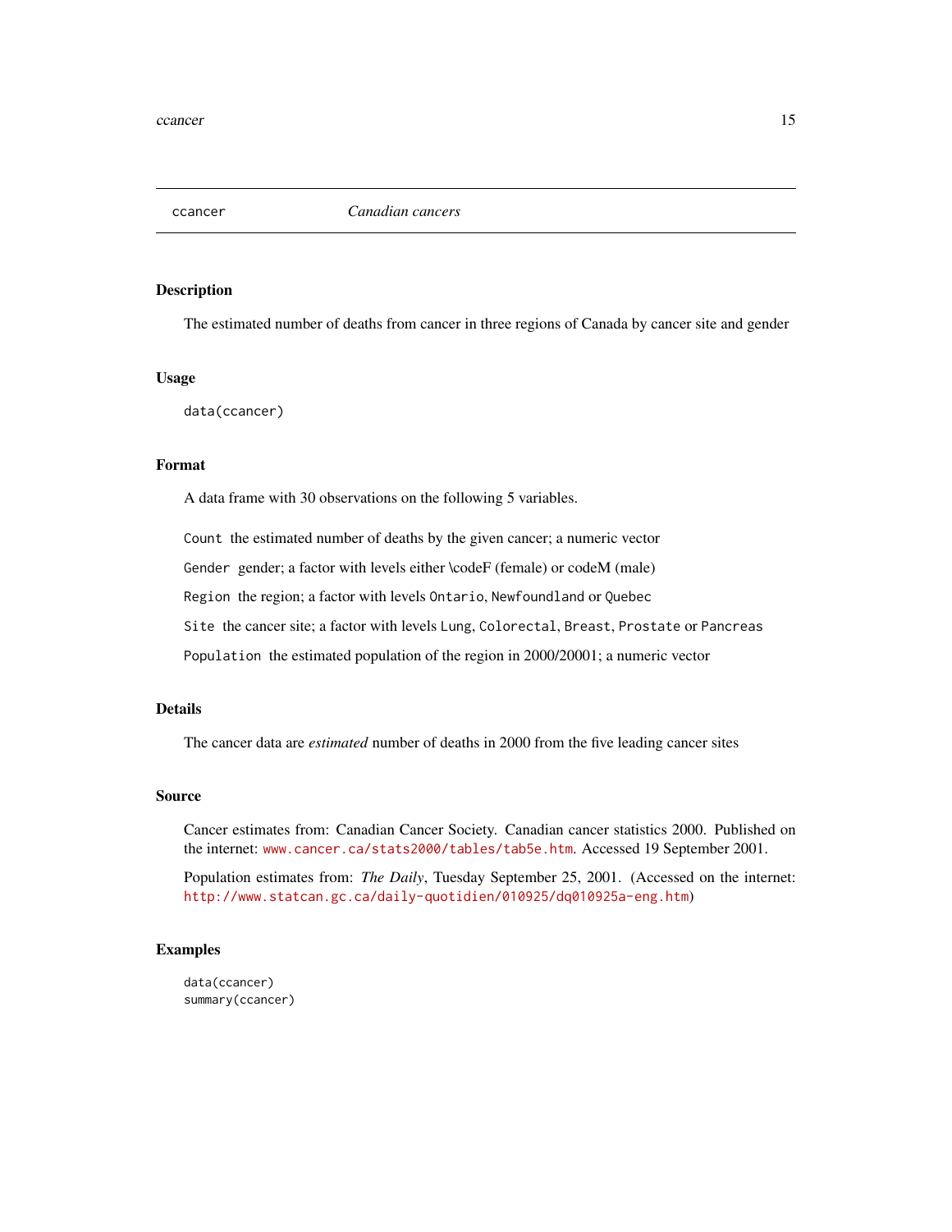# ccancer — *Canadian cancers*

## Description

The estimated number of deaths from cancer in three regions of Canada by cancer site and gender

## Usage

```
data(ccancer)
```

## Format

A data frame with 30 observations on the following 5 variables.

- `Count` the estimated number of deaths by the given cancer; a numeric vector
- `Gender` gender; a factor with levels either \codeF (female) or codeM (male)
- `Region` the region; a factor with levels `Ontario`, `Newfoundland` or `Quebec`
- `Site` the cancer site; a factor with levels `Lung`, `Colorectal`, `Breast`, `Prostate` or `Pancreas`
- `Population` the estimated population of the region in 2000/20001; a numeric vector

## Details

The cancer data are *estimated* number of deaths in 2000 from the five leading cancer sites

## Source

Cancer estimates from: Canadian Cancer Society. Canadian cancer statistics 2000. Published on the internet: `www.cancer.ca/stats2000/tables/tab5e.htm`. Accessed 19 September 2001.

Population estimates from: *The Daily*, Tuesday September 25, 2001. (Accessed on the internet: `http://www.statcan.gc.ca/daily-quotidien/010925/dq010925a-eng.htm`)

## Examples

```
data(ccancer)
summary(ccancer)
```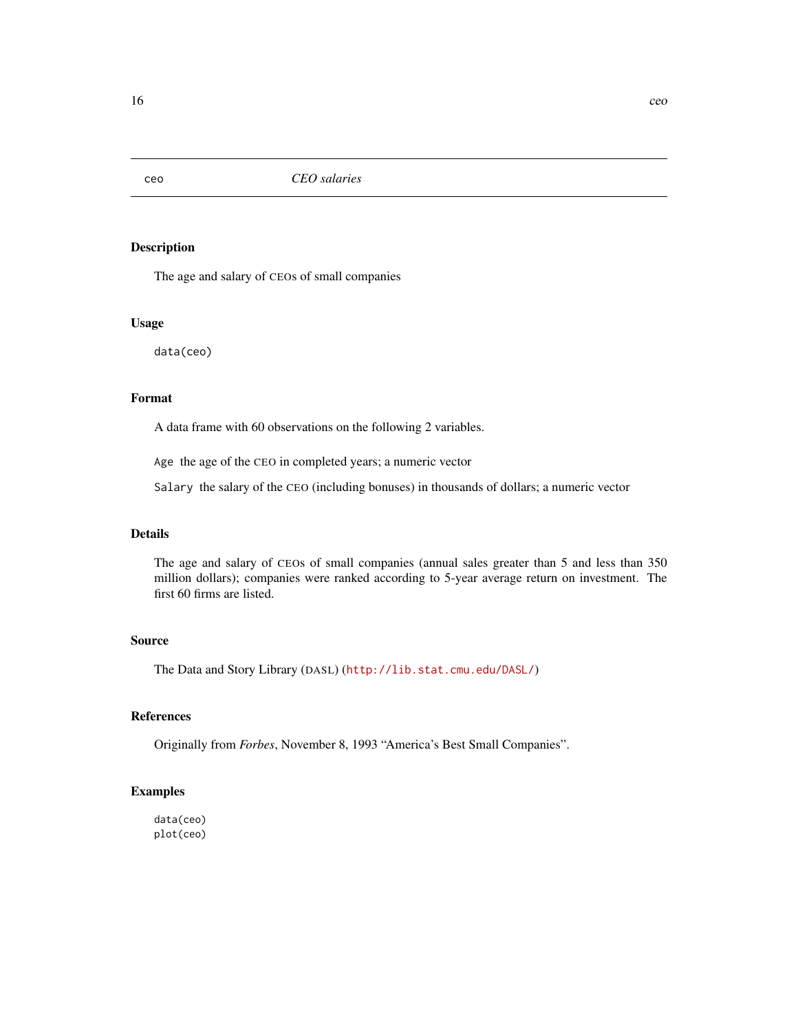# ceo — *CEO salaries*

## Description

The age and salary of CEOs of small companies

## Usage

```
data(ceo)
```

## Format

A data frame with 60 observations on the following 2 variables.

`Age` the age of the CEO in completed years; a numeric vector

`Salary` the salary of the CEO (including bonuses) in thousands of dollars; a numeric vector

## Details

The age and salary of CEOs of small companies (annual sales greater than 5 and less than 350 million dollars); companies were ranked according to 5-year average return on investment. The first 60 firms are listed.

## Source

The Data and Story Library (DASL) (http://lib.stat.cmu.edu/DASL/)

## References

Originally from *Forbes*, November 8, 1993 "America's Best Small Companies".

## Examples

```
data(ceo)
plot(ceo)
```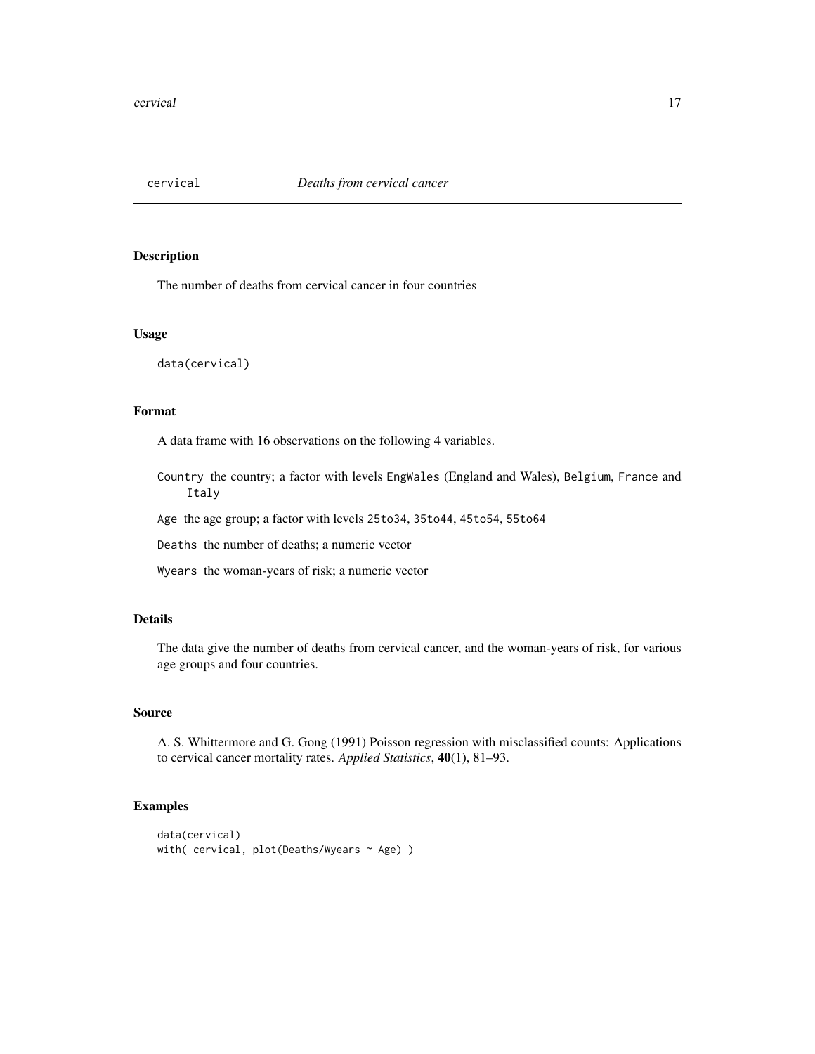# cervical — *Deaths from cervical cancer*

## Description

The number of deaths from cervical cancer in four countries

## Usage

```
data(cervical)
```

## Format

A data frame with 16 observations on the following 4 variables.

- `Country` the country; a factor with levels `EngWales` (England and Wales), `Belgium`, `France` and `Italy`
- `Age` the age group; a factor with levels `25to34`, `35to44`, `45to54`, `55to64`
- `Deaths` the number of deaths; a numeric vector
- `Wyears` the woman-years of risk; a numeric vector

## Details

The data give the number of deaths from cervical cancer, and the woman-years of risk, for various age groups and four countries.

## Source

A. S. Whittermore and G. Gong (1991) Poisson regression with misclassified counts: Applications to cervical cancer mortality rates. *Applied Statistics*, **40**(1), 81–93.

## Examples

```
data(cervical)
with( cervical, plot(Deaths/Wyears ~ Age) )
```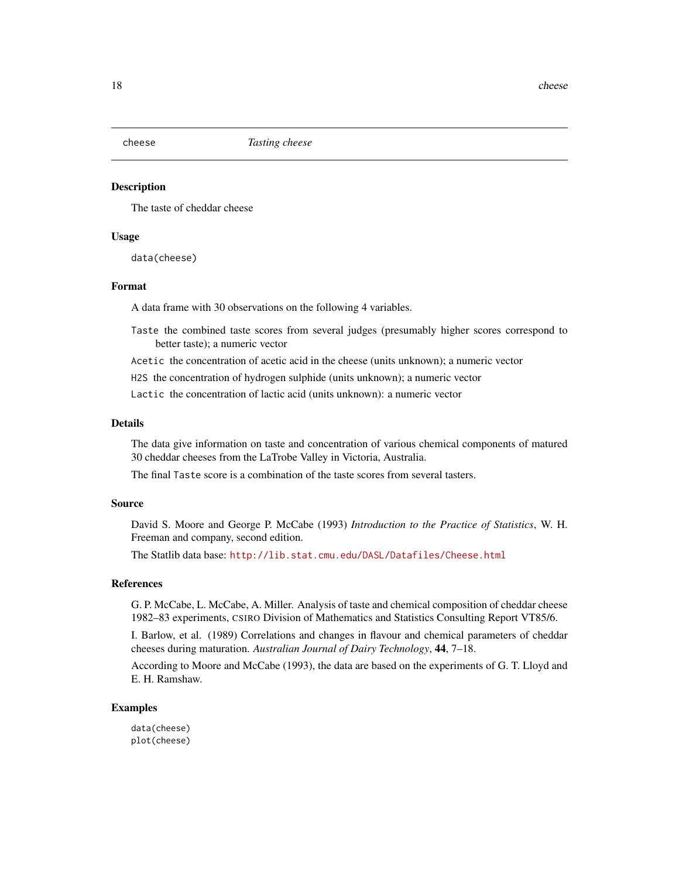# cheese — *Tasting cheese*

## Description

The taste of cheddar cheese

## Usage

```
data(cheese)
```

## Format

A data frame with 30 observations on the following 4 variables.

- `Taste` the combined taste scores from several judges (presumably higher scores correspond to better taste); a numeric vector
- `Acetic` the concentration of acetic acid in the cheese (units unknown); a numeric vector
- `H2S` the concentration of hydrogen sulphide (units unknown); a numeric vector
- `Lactic` the concentration of lactic acid (units unknown): a numeric vector

## Details

The data give information on taste and concentration of various chemical components of matured 30 cheddar cheeses from the LaTrobe Valley in Victoria, Australia.

The final `Taste` score is a combination of the taste scores from several tasters.

## Source

David S. Moore and George P. McCabe (1993) *Introduction to the Practice of Statistics*, W. H. Freeman and company, second edition.

The Statlib data base: http://lib.stat.cmu.edu/DASL/Datafiles/Cheese.html

## References

G. P. McCabe, L. McCabe, A. Miller. Analysis of taste and chemical composition of cheddar cheese 1982–83 experiments, CSIRO Division of Mathematics and Statistics Consulting Report VT85/6.

I. Barlow, et al. (1989) Correlations and changes in flavour and chemical parameters of cheddar cheeses during maturation. *Australian Journal of Dairy Technology*, **44**, 7–18.

According to Moore and McCabe (1993), the data are based on the experiments of G. T. Lloyd and E. H. Ramshaw.

## Examples

```
data(cheese)
plot(cheese)
```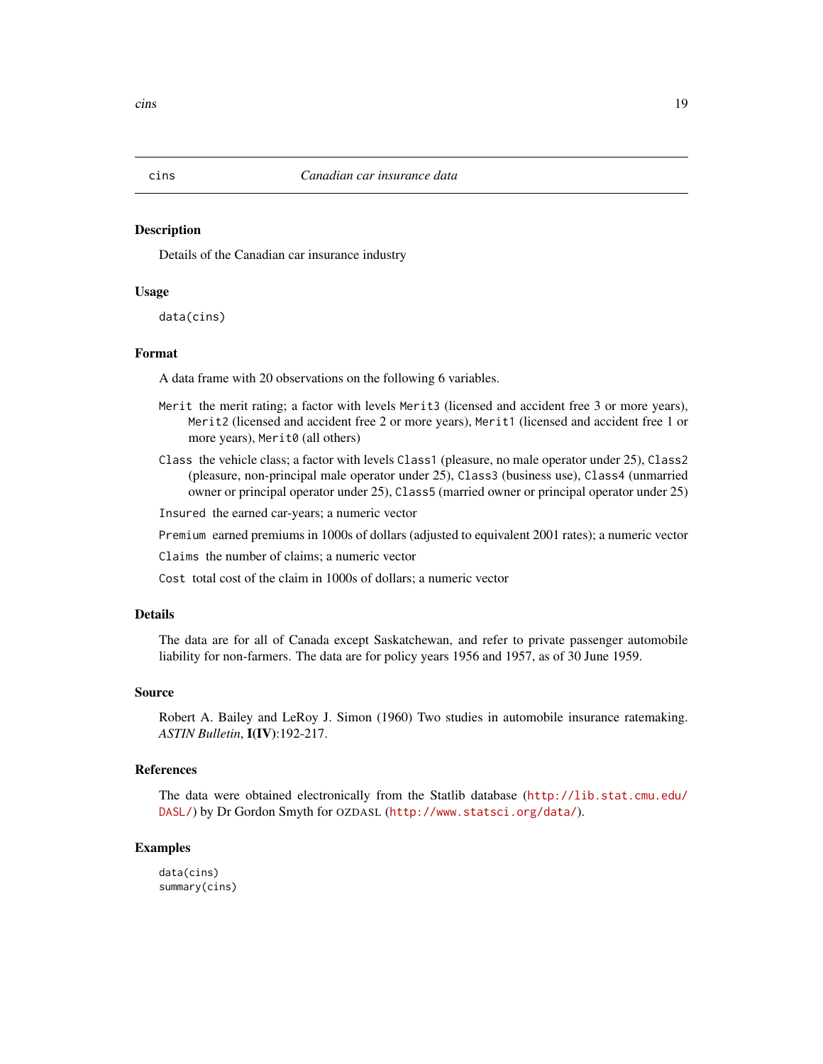## cins — *Canadian car insurance data*

### Description

Details of the Canadian car insurance industry

### Usage

```
data(cins)
```

### Format

A data frame with 20 observations on the following 6 variables.

- `Merit` the merit rating; a factor with levels `Merit3` (licensed and accident free 3 or more years), `Merit2` (licensed and accident free 2 or more years), `Merit1` (licensed and accident free 1 or more years), `Merit0` (all others)
- `Class` the vehicle class; a factor with levels `Class1` (pleasure, no male operator under 25), `Class2` (pleasure, non-principal male operator under 25), `Class3` (business use), `Class4` (unmarried owner or principal operator under 25), `Class5` (married owner or principal operator under 25)
- `Insured` the earned car-years; a numeric vector
- `Premium` earned premiums in 1000s of dollars (adjusted to equivalent 2001 rates); a numeric vector
- `Claims` the number of claims; a numeric vector
- `Cost` total cost of the claim in 1000s of dollars; a numeric vector

### Details

The data are for all of Canada except Saskatchewan, and refer to private passenger automobile liability for non-farmers. The data are for policy years 1956 and 1957, as of 30 June 1959.

### Source

Robert A. Bailey and LeRoy J. Simon (1960) Two studies in automobile insurance ratemaking. *ASTIN Bulletin*, **I(IV)**:192-217.

### References

The data were obtained electronically from the Statlib database (http://lib.stat.cmu.edu/DASL/) by Dr Gordon Smyth for OZDASL (http://www.statsci.org/data/).

### Examples

```
data(cins)
summary(cins)
```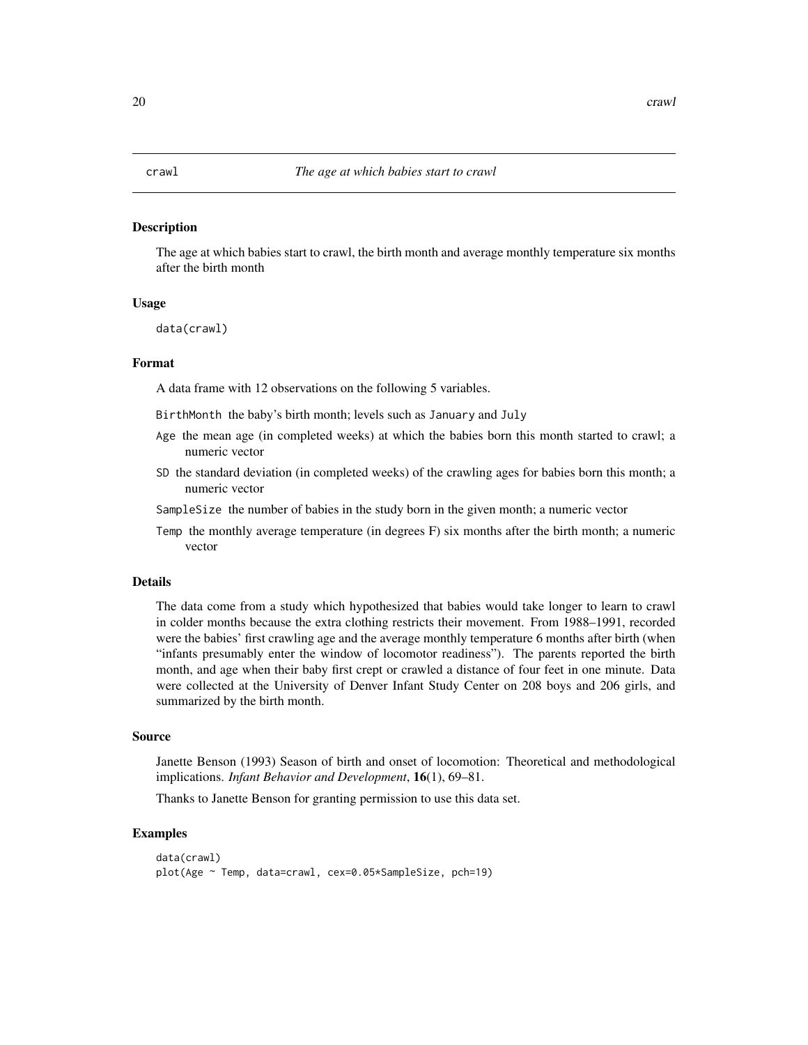# crawl — *The age at which babies start to crawl*

## Description

The age at which babies start to crawl, the birth month and average monthly temperature six months after the birth month

## Usage

```
data(crawl)
```

## Format

A data frame with 12 observations on the following 5 variables.

- `BirthMonth` the baby's birth month; levels such as `January` and `July`
- `Age` the mean age (in completed weeks) at which the babies born this month started to crawl; a numeric vector
- `SD` the standard deviation (in completed weeks) of the crawling ages for babies born this month; a numeric vector
- `SampleSize` the number of babies in the study born in the given month; a numeric vector
- `Temp` the monthly average temperature (in degrees F) six months after the birth month; a numeric vector

## Details

The data come from a study which hypothesized that babies would take longer to learn to crawl in colder months because the extra clothing restricts their movement. From 1988–1991, recorded were the babies' first crawling age and the average monthly temperature 6 months after birth (when "infants presumably enter the window of locomotor readiness"). The parents reported the birth month, and age when their baby first crept or crawled a distance of four feet in one minute. Data were collected at the University of Denver Infant Study Center on 208 boys and 206 girls, and summarized by the birth month.

## Source

Janette Benson (1993) Season of birth and onset of locomotion: Theoretical and methodological implications. *Infant Behavior and Development*, **16**(1), 69–81.

Thanks to Janette Benson for granting permission to use this data set.

## Examples

```
data(crawl)
plot(Age ~ Temp, data=crawl, cex=0.05*SampleSize, pch=19)
```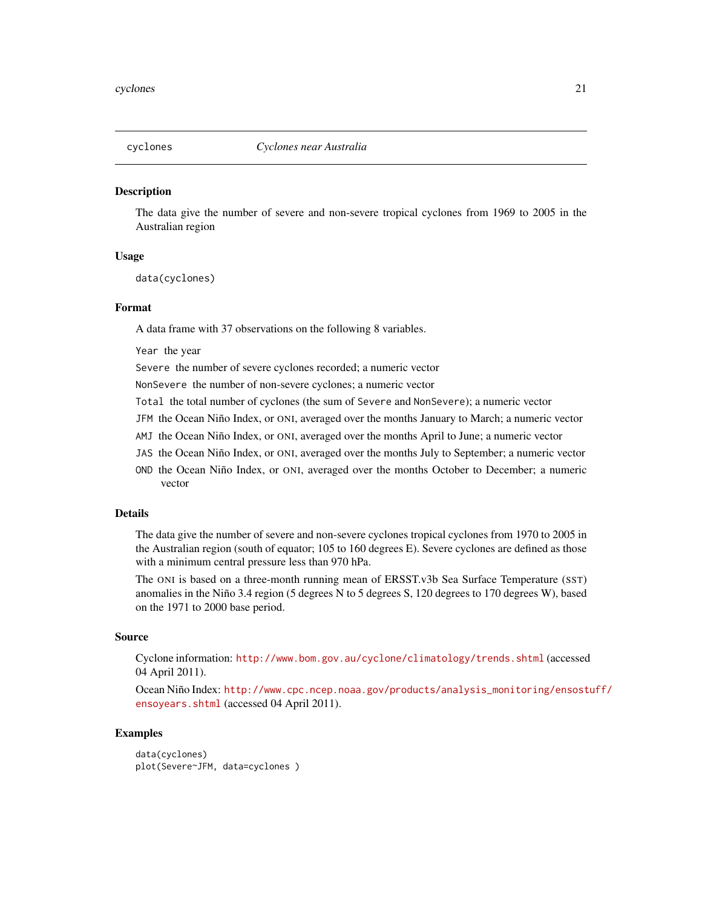cyclones *Cyclones near Australia*

## Description

The data give the number of severe and non-severe tropical cyclones from 1969 to 2005 in the Australian region

## Usage

```
data(cyclones)
```

## Format

A data frame with 37 observations on the following 8 variables.

- `Year` the year
- `Severe` the number of severe cyclones recorded; a numeric vector
- `NonSevere` the number of non-severe cyclones; a numeric vector
- `Total` the total number of cyclones (the sum of `Severe` and `NonSevere`); a numeric vector
- `JFM` the Ocean Niño Index, or ONI, averaged over the months January to March; a numeric vector
- `AMJ` the Ocean Niño Index, or ONI, averaged over the months April to June; a numeric vector
- `JAS` the Ocean Niño Index, or ONI, averaged over the months July to September; a numeric vector
- `OND` the Ocean Niño Index, or ONI, averaged over the months October to December; a numeric vector

## Details

The data give the number of severe and non-severe cyclones tropical cyclones from 1970 to 2005 in the Australian region (south of equator; 105 to 160 degrees E). Severe cyclones are defined as those with a minimum central pressure less than 970 hPa.

The ONI is based on a three-month running mean of ERSST.v3b Sea Surface Temperature (SST) anomalies in the Niño 3.4 region (5 degrees N to 5 degrees S, 120 degrees to 170 degrees W), based on the 1971 to 2000 base period.

## Source

Cyclone information: http://www.bom.gov.au/cyclone/climatology/trends.shtml (accessed 04 April 2011).

Ocean Niño Index: http://www.cpc.ncep.noaa.gov/products/analysis_monitoring/ensostuff/ensoyears.shtml (accessed 04 April 2011).

## Examples

```
data(cyclones)
plot(Severe~JFM, data=cyclones )
```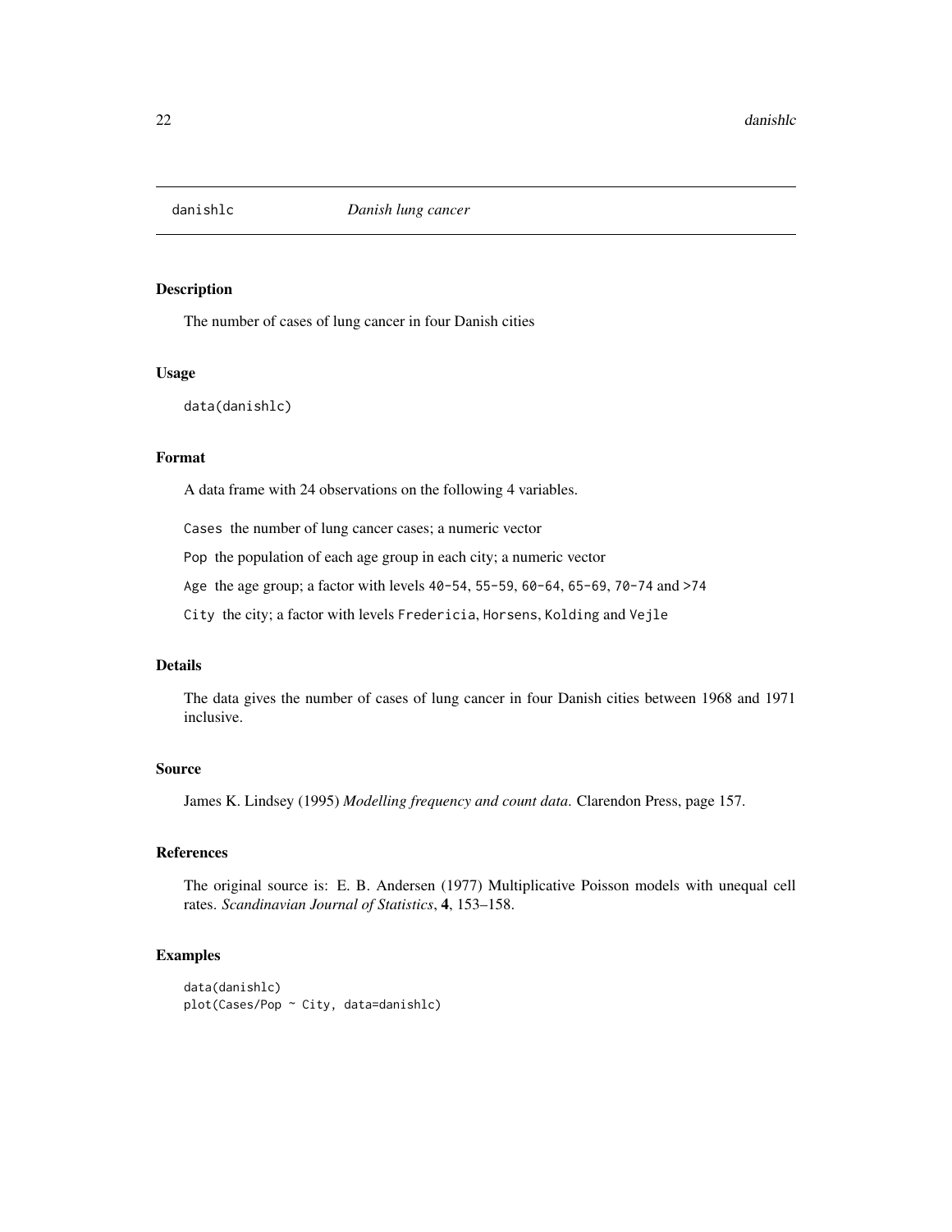danishlc    *Danish lung cancer*

## Description

The number of cases of lung cancer in four Danish cities

## Usage

```
data(danishlc)
```

## Format

A data frame with 24 observations on the following 4 variables.

`Cases` the number of lung cancer cases; a numeric vector

`Pop` the population of each age group in each city; a numeric vector

`Age` the age group; a factor with levels `40-54`, `55-59`, `60-64`, `65-69`, `70-74` and `>74`

`City` the city; a factor with levels `Fredericia`, `Horsens`, `Kolding` and `Vejle`

## Details

The data gives the number of cases of lung cancer in four Danish cities between 1968 and 1971 inclusive.

## Source

James K. Lindsey (1995) *Modelling frequency and count data.* Clarendon Press, page 157.

## References

The original source is: E. B. Andersen (1977) Multiplicative Poisson models with unequal cell rates. *Scandinavian Journal of Statistics*, **4**, 153–158.

## Examples

```
data(danishlc)
plot(Cases/Pop ~ City, data=danishlc)
```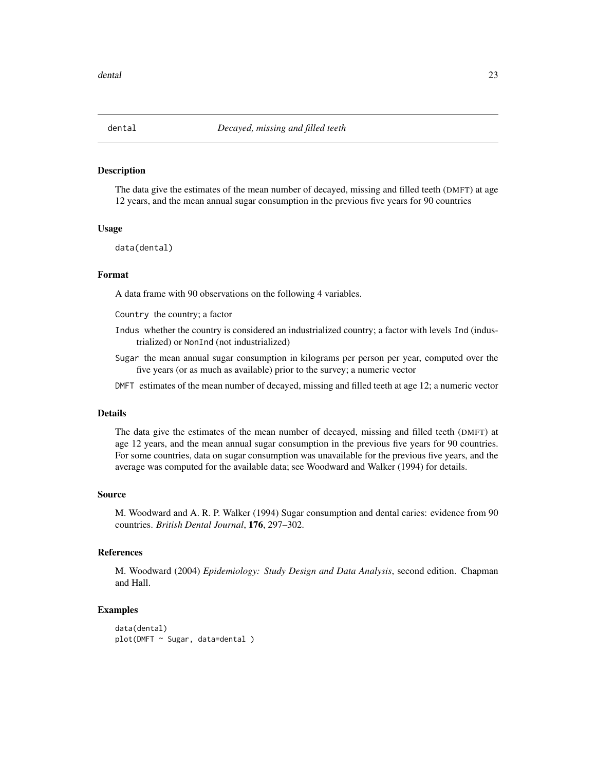## dental — *Decayed, missing and filled teeth*

### Description

The data give the estimates of the mean number of decayed, missing and filled teeth (DMFT) at age 12 years, and the mean annual sugar consumption in the previous five years for 90 countries

### Usage

```
data(dental)
```

### Format

A data frame with 90 observations on the following 4 variables.

- `Country` the country; a factor
- `Indus` whether the country is considered an industrialized country; a factor with levels `Ind` (industrialized) or `NonInd` (not industrialized)
- `Sugar` the mean annual sugar consumption in kilograms per person per year, computed over the five years (or as much as available) prior to the survey; a numeric vector
- `DMFT` estimates of the mean number of decayed, missing and filled teeth at age 12; a numeric vector

### Details

The data give the estimates of the mean number of decayed, missing and filled teeth (DMFT) at age 12 years, and the mean annual sugar consumption in the previous five years for 90 countries. For some countries, data on sugar consumption was unavailable for the previous five years, and the average was computed for the available data; see Woodward and Walker (1994) for details.

### Source

M. Woodward and A. R. P. Walker (1994) Sugar consumption and dental caries: evidence from 90 countries. *British Dental Journal*, **176**, 297–302.

### References

M. Woodward (2004) *Epidemiology: Study Design and Data Analysis*, second edition. Chapman and Hall.

### Examples

```
data(dental)
plot(DMFT ~ Sugar, data=dental )
```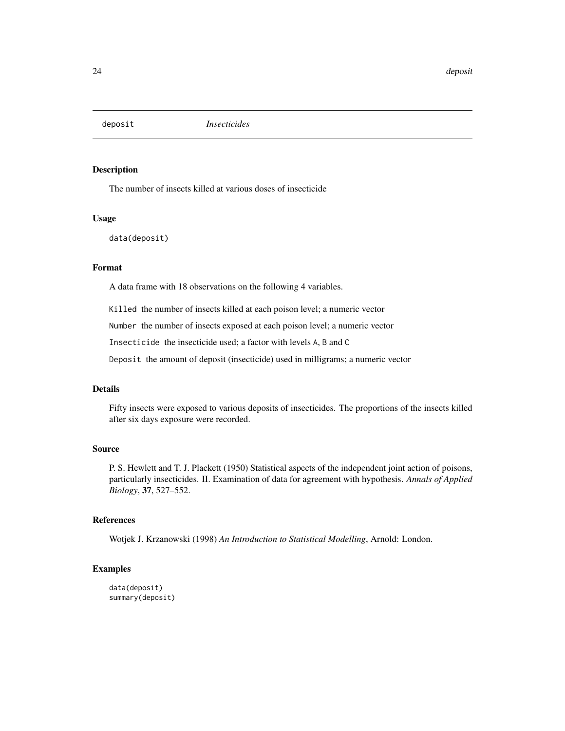deposit *Insecticides*

### Description

The number of insects killed at various doses of insecticide

### Usage

```
data(deposit)
```

### Format

A data frame with 18 observations on the following 4 variables.

`Killed` the number of insects killed at each poison level; a numeric vector

`Number` the number of insects exposed at each poison level; a numeric vector

`Insecticide` the insecticide used; a factor with levels `A`, `B` and `C`

`Deposit` the amount of deposit (insecticide) used in milligrams; a numeric vector

### Details

Fifty insects were exposed to various deposits of insecticides. The proportions of the insects killed after six days exposure were recorded.

### Source

P. S. Hewlett and T. J. Plackett (1950) Statistical aspects of the independent joint action of poisons, particularly insecticides. II. Examination of data for agreement with hypothesis. *Annals of Applied Biology*, **37**, 527–552.

### References

Wotjek J. Krzanowski (1998) *An Introduction to Statistical Modelling*, Arnold: London.

### Examples

```
data(deposit)
summary(deposit)
```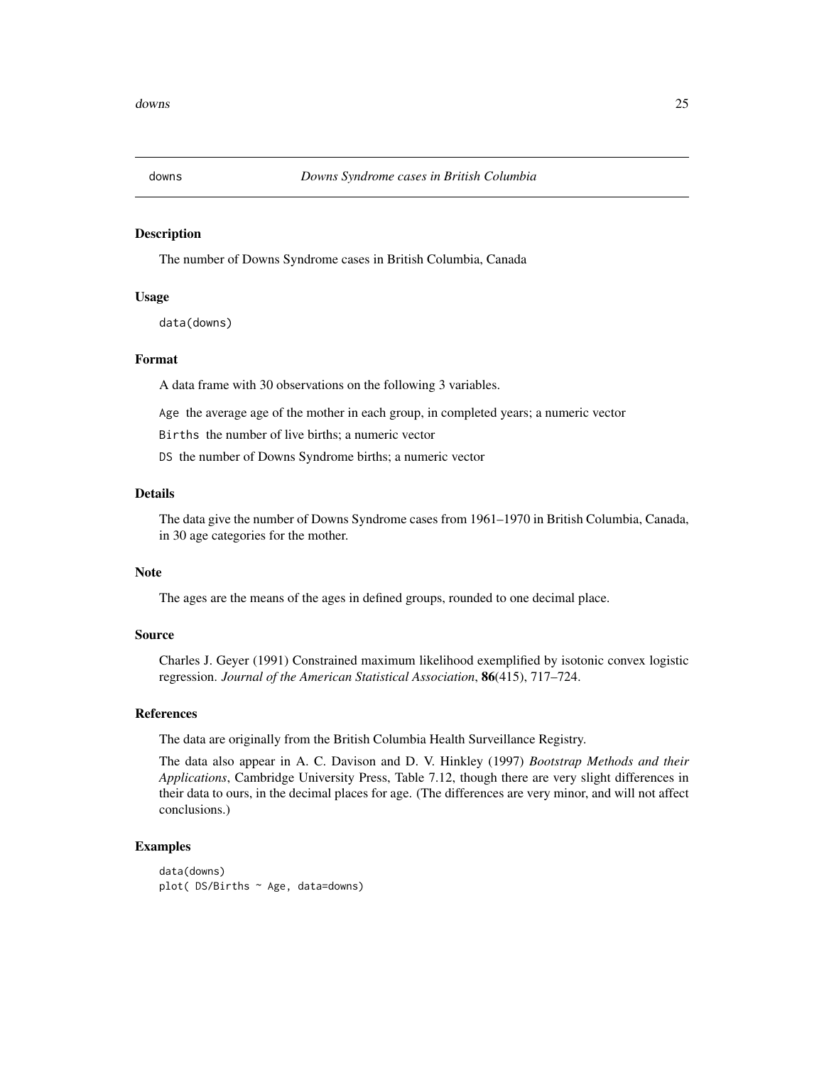# downs — *Downs Syndrome cases in British Columbia*

## Description

The number of Downs Syndrome cases in British Columbia, Canada

## Usage

```
data(downs)
```

## Format

A data frame with 30 observations on the following 3 variables.

- `Age` the average age of the mother in each group, in completed years; a numeric vector
- `Births` the number of live births; a numeric vector
- `DS` the number of Downs Syndrome births; a numeric vector

## Details

The data give the number of Downs Syndrome cases from 1961–1970 in British Columbia, Canada, in 30 age categories for the mother.

## Note

The ages are the means of the ages in defined groups, rounded to one decimal place.

## Source

Charles J. Geyer (1991) Constrained maximum likelihood exemplified by isotonic convex logistic regression. *Journal of the American Statistical Association*, **86**(415), 717–724.

## References

The data are originally from the British Columbia Health Surveillance Registry.

The data also appear in A. C. Davison and D. V. Hinkley (1997) *Bootstrap Methods and their Applications*, Cambridge University Press, Table 7.12, though there are very slight differences in their data to ours, in the decimal places for age. (The differences are very minor, and will not affect conclusions.)

## Examples

```
data(downs)
plot( DS/Births ~ Age, data=downs)
```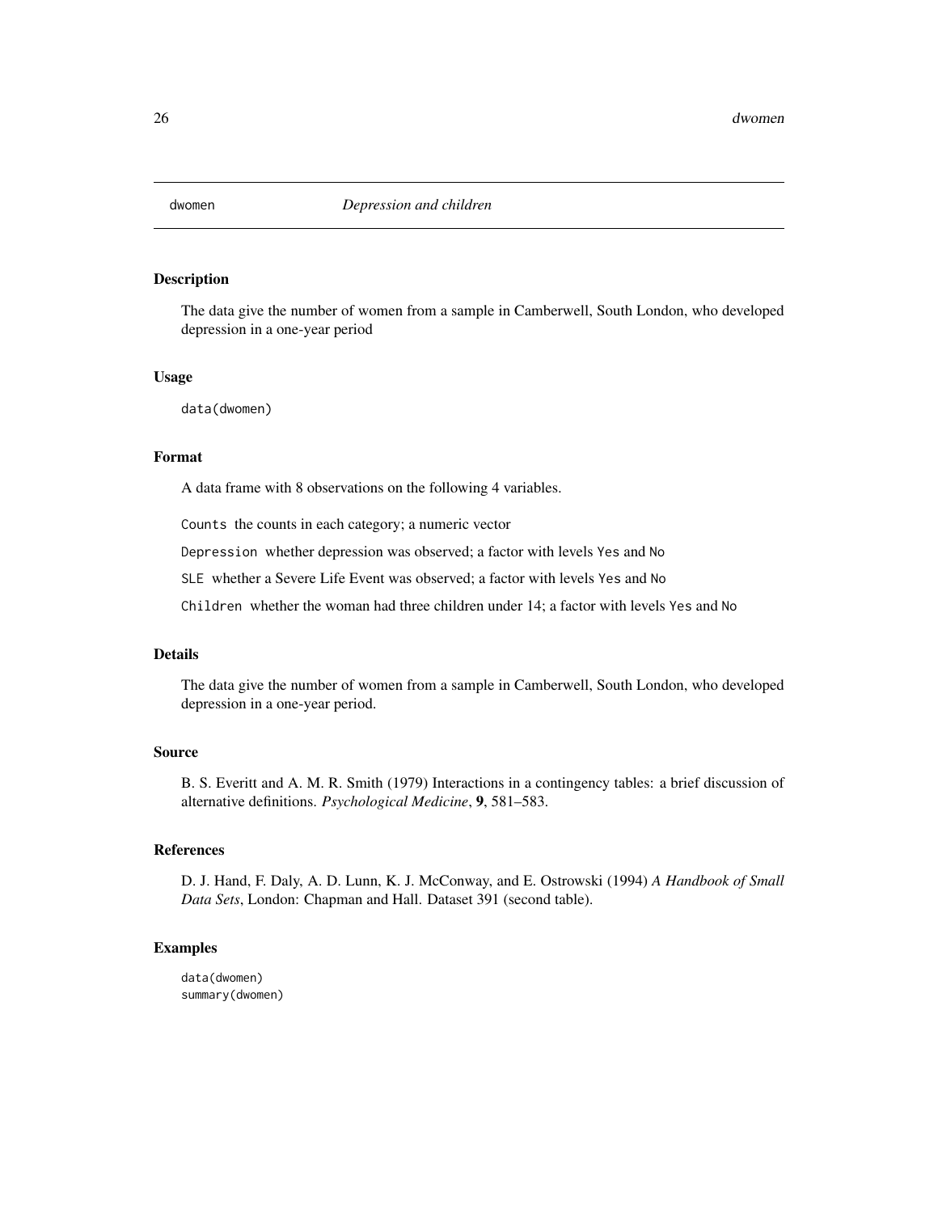# dwomen *Depression and children*

## Description

The data give the number of women from a sample in Camberwell, South London, who developed depression in a one-year period

## Usage

```
data(dwomen)
```

## Format

A data frame with 8 observations on the following 4 variables.

`Counts` the counts in each category; a numeric vector

`Depression` whether depression was observed; a factor with levels `Yes` and `No`

`SLE` whether a Severe Life Event was observed; a factor with levels `Yes` and `No`

`Children` whether the woman had three children under 14; a factor with levels `Yes` and `No`

## Details

The data give the number of women from a sample in Camberwell, South London, who developed depression in a one-year period.

## Source

B. S. Everitt and A. M. R. Smith (1979) Interactions in a contingency tables: a brief discussion of alternative definitions. *Psychological Medicine*, **9**, 581–583.

## References

D. J. Hand, F. Daly, A. D. Lunn, K. J. McConway, and E. Ostrowski (1994) *A Handbook of Small Data Sets*, London: Chapman and Hall. Dataset 391 (second table).

## Examples

```
data(dwomen)
summary(dwomen)
```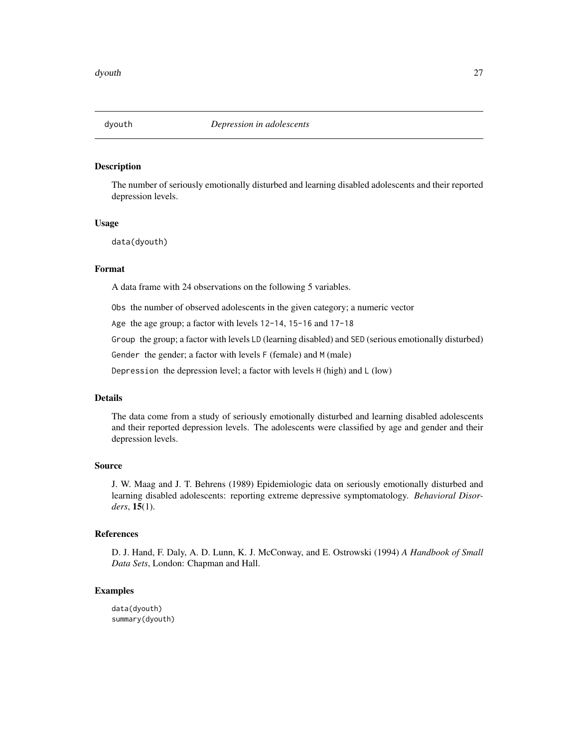dyouth *Depression in adolescents*

### Description

The number of seriously emotionally disturbed and learning disabled adolescents and their reported depression levels.

### Usage

```
data(dyouth)
```

### Format

A data frame with 24 observations on the following 5 variables.

`Obs` the number of observed adolescents in the given category; a numeric vector

`Age` the age group; a factor with levels `12-14`, `15-16` and `17-18`

`Group` the group; a factor with levels `LD` (learning disabled) and `SED` (serious emotionally disturbed)

`Gender` the gender; a factor with levels `F` (female) and `M` (male)

`Depression` the depression level; a factor with levels `H` (high) and `L` (low)

### Details

The data come from a study of seriously emotionally disturbed and learning disabled adolescents and their reported depression levels. The adolescents were classified by age and gender and their depression levels.

### Source

J. W. Maag and J. T. Behrens (1989) Epidemiologic data on seriously emotionally disturbed and learning disabled adolescents: reporting extreme depressive symptomatology. *Behavioral Disorders*, **15**(1).

### References

D. J. Hand, F. Daly, A. D. Lunn, K. J. McConway, and E. Ostrowski (1994) *A Handbook of Small Data Sets*, London: Chapman and Hall.

### Examples

```
data(dyouth)
summary(dyouth)
```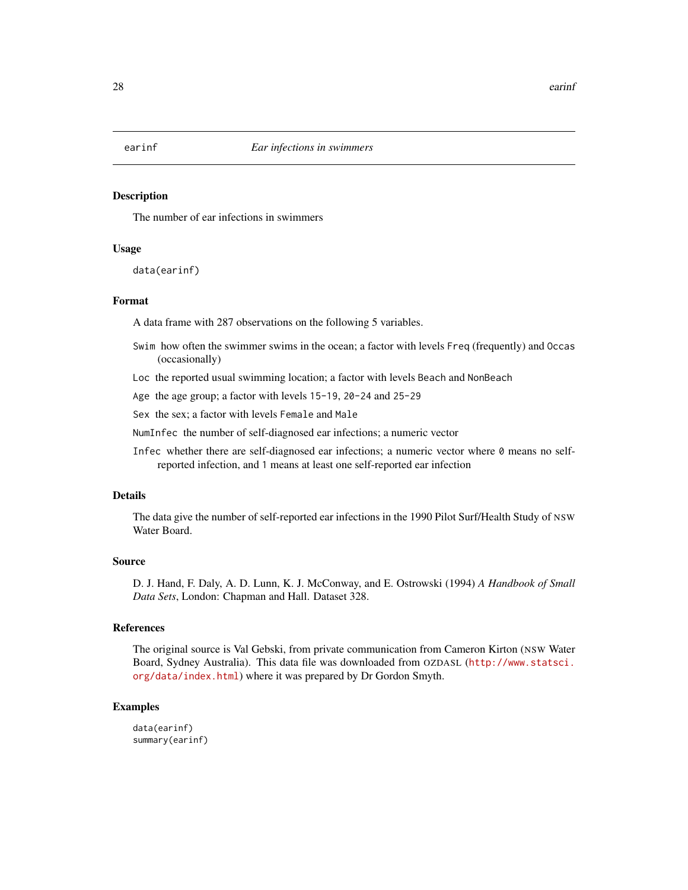# earinf — *Ear infections in swimmers*

## Description

The number of ear infections in swimmers

## Usage

```
data(earinf)
```

## Format

A data frame with 287 observations on the following 5 variables.

- `Swim` how often the swimmer swims in the ocean; a factor with levels `Freq` (frequently) and `Occas` (occasionally)
- `Loc` the reported usual swimming location; a factor with levels `Beach` and `NonBeach`
- `Age` the age group; a factor with levels `15-19`, `20-24` and `25-29`
- `Sex` the sex; a factor with levels `Female` and `Male`
- `NumInfec` the number of self-diagnosed ear infections; a numeric vector
- `Infec` whether there are self-diagnosed ear infections; a numeric vector where `0` means no self-reported infection, and `1` means at least one self-reported ear infection

## Details

The data give the number of self-reported ear infections in the 1990 Pilot Surf/Health Study of NSW Water Board.

## Source

D. J. Hand, F. Daly, A. D. Lunn, K. J. McConway, and E. Ostrowski (1994) *A Handbook of Small Data Sets*, London: Chapman and Hall. Dataset 328.

## References

The original source is Val Gebski, from private communication from Cameron Kirton (NSW Water Board, Sydney Australia). This data file was downloaded from OZDASL (http://www.statsci.org/data/index.html) where it was prepared by Dr Gordon Smyth.

## Examples

```
data(earinf)
summary(earinf)
```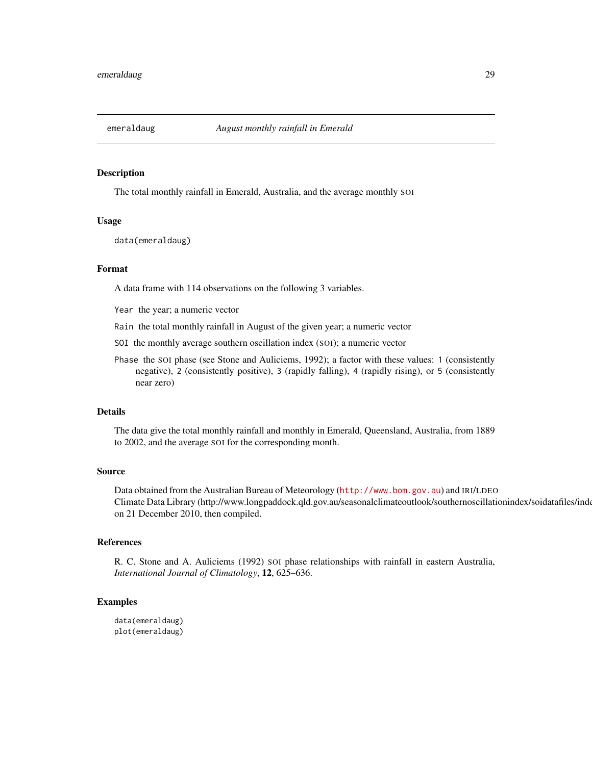# emeraldaug — *August monthly rainfall in Emerald*

## Description

The total monthly rainfall in Emerald, Australia, and the average monthly SOI

## Usage

```
data(emeraldaug)
```

## Format

A data frame with 114 observations on the following 3 variables.

`Year` the year; a numeric vector

`Rain` the total monthly rainfall in August of the given year; a numeric vector

`SOI` the monthly average southern oscillation index (SOI); a numeric vector

`Phase` the SOI phase (see Stone and Auliciems, 1992); a factor with these values: `1` (consistently negative), `2` (consistently positive), `3` (rapidly falling), `4` (rapidly rising), or `5` (consistently near zero)

## Details

The data give the total monthly rainfall and monthly in Emerald, Queensland, Australia, from 1889 to 2002, and the average SOI for the corresponding month.

## Source

Data obtained from the Australian Bureau of Meteorology (http://www.bom.gov.au) and IRI/LDEO Climate Data Library (http://www.longpaddock.qld.gov.au/seasonalclimateoutlook/southernoscillationindex/soidatafiles/inde on 21 December 2010, then compiled.

## References

R. C. Stone and A. Auliciems (1992) SOI phase relationships with rainfall in eastern Australia, *International Journal of Climatology*, **12**, 625–636.

## Examples

```
data(emeraldaug)
plot(emeraldaug)
```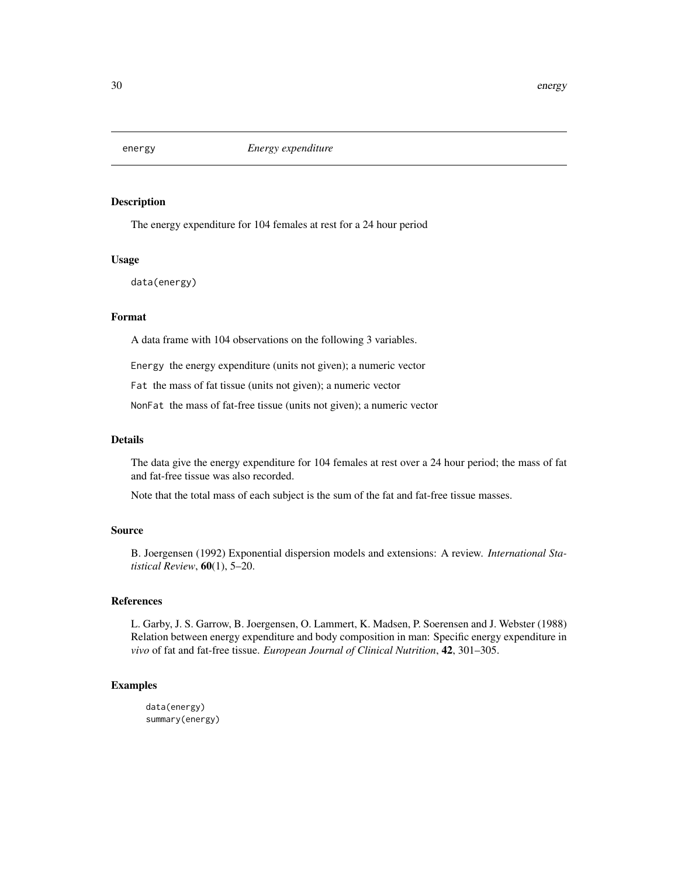# energy — *Energy expenditure*

## Description

The energy expenditure for 104 females at rest for a 24 hour period

## Usage

```
data(energy)
```

## Format

A data frame with 104 observations on the following 3 variables.

`Energy` the energy expenditure (units not given); a numeric vector

`Fat` the mass of fat tissue (units not given); a numeric vector

`NonFat` the mass of fat-free tissue (units not given); a numeric vector

## Details

The data give the energy expenditure for 104 females at rest over a 24 hour period; the mass of fat and fat-free tissue was also recorded.

Note that the total mass of each subject is the sum of the fat and fat-free tissue masses.

## Source

B. Joergensen (1992) Exponential dispersion models and extensions: A review. *International Statistical Review*, **60**(1), 5–20.

## References

L. Garby, J. S. Garrow, B. Joergensen, O. Lammert, K. Madsen, P. Soerensen and J. Webster (1988) Relation between energy expenditure and body composition in man: Specific energy expenditure in *vivo* of fat and fat-free tissue. *European Journal of Clinical Nutrition*, **42**, 301–305.

## Examples

```
data(energy)
summary(energy)
```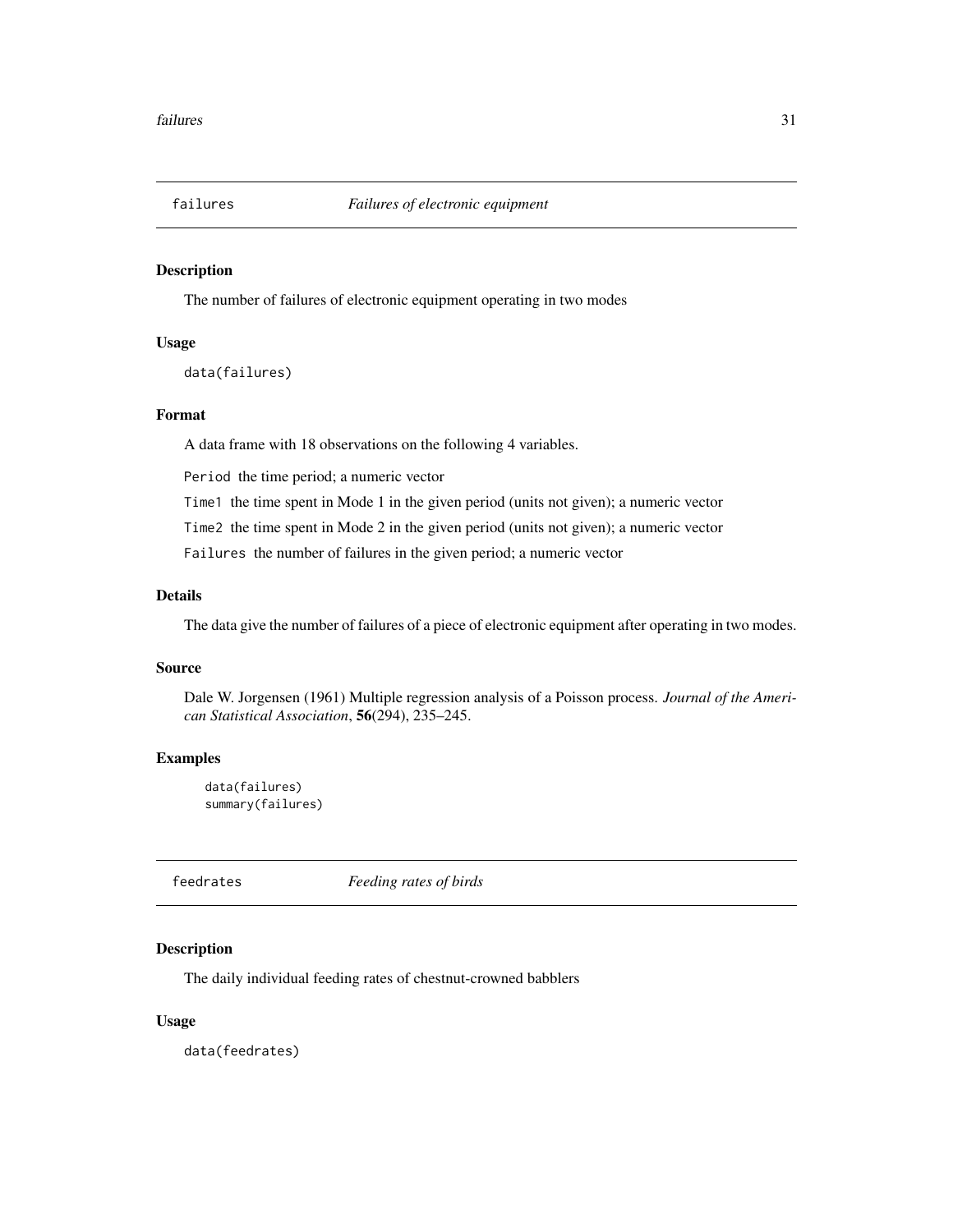## failures *Failures of electronic equipment*

### Description

The number of failures of electronic equipment operating in two modes

### Usage

```
data(failures)
```

### Format

A data frame with 18 observations on the following 4 variables.

`Period` the time period; a numeric vector

`Time1` the time spent in Mode 1 in the given period (units not given); a numeric vector

`Time2` the time spent in Mode 2 in the given period (units not given); a numeric vector

`Failures` the number of failures in the given period; a numeric vector

### Details

The data give the number of failures of a piece of electronic equipment after operating in two modes.

### Source

Dale W. Jorgensen (1961) Multiple regression analysis of a Poisson process. *Journal of the American Statistical Association*, **56**(294), 235–245.

### Examples

```
data(failures)
summary(failures)
```

## feedrates *Feeding rates of birds*

### Description

The daily individual feeding rates of chestnut-crowned babblers

### Usage

```
data(feedrates)
```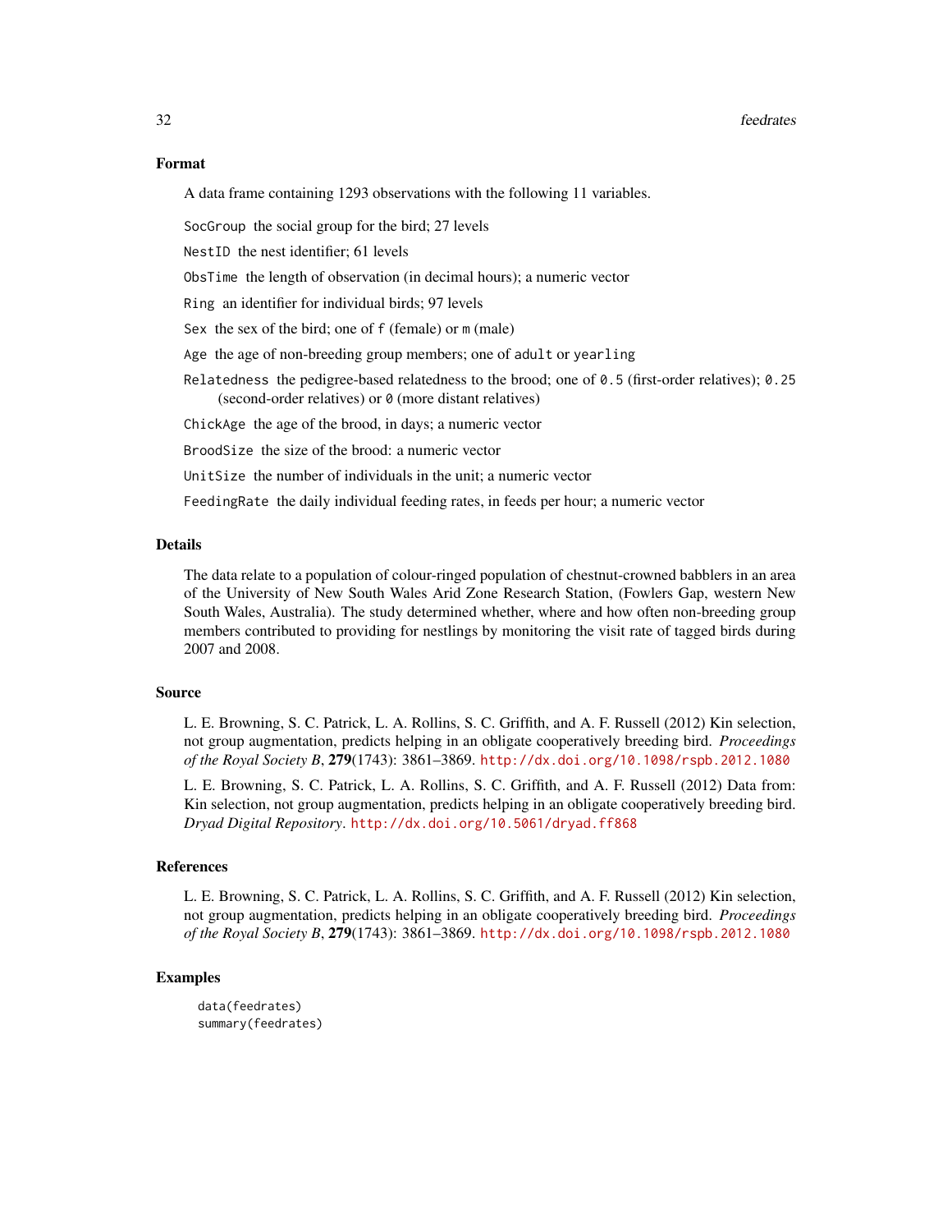## Format

A data frame containing 1293 observations with the following 11 variables.

`SocGroup` the social group for the bird; 27 levels

`NestID` the nest identifier; 61 levels

`ObsTime` the length of observation (in decimal hours); a numeric vector

`Ring` an identifier for individual birds; 97 levels

`Sex` the sex of the bird; one of `f` (female) or `m` (male)

`Age` the age of non-breeding group members; one of `adult` or `yearling`

`Relatedness` the pedigree-based relatedness to the brood; one of `0.5` (first-order relatives); `0.25` (second-order relatives) or `0` (more distant relatives)

`ChickAge` the age of the brood, in days; a numeric vector

`BroodSize` the size of the brood: a numeric vector

`UnitSize` the number of individuals in the unit; a numeric vector

`FeedingRate` the daily individual feeding rates, in feeds per hour; a numeric vector

## Details

The data relate to a population of colour-ringed population of chestnut-crowned babblers in an area of the University of New South Wales Arid Zone Research Station, (Fowlers Gap, western New South Wales, Australia). The study determined whether, where and how often non-breeding group members contributed to providing for nestlings by monitoring the visit rate of tagged birds during 2007 and 2008.

## Source

L. E. Browning, S. C. Patrick, L. A. Rollins, S. C. Griffith, and A. F. Russell (2012) Kin selection, not group augmentation, predicts helping in an obligate cooperatively breeding bird. *Proceedings of the Royal Society B*, **279**(1743): 3861–3869. http://dx.doi.org/10.1098/rspb.2012.1080

L. E. Browning, S. C. Patrick, L. A. Rollins, S. C. Griffith, and A. F. Russell (2012) Data from: Kin selection, not group augmentation, predicts helping in an obligate cooperatively breeding bird. *Dryad Digital Repository*. http://dx.doi.org/10.5061/dryad.ff868

## References

L. E. Browning, S. C. Patrick, L. A. Rollins, S. C. Griffith, and A. F. Russell (2012) Kin selection, not group augmentation, predicts helping in an obligate cooperatively breeding bird. *Proceedings of the Royal Society B*, **279**(1743): 3861–3869. http://dx.doi.org/10.1098/rspb.2012.1080

## Examples

```
data(feedrates)
summary(feedrates)
```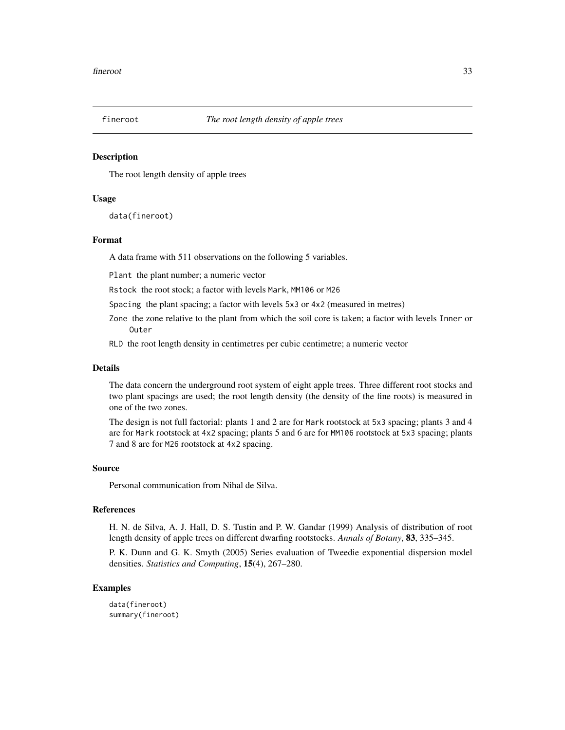# fineroot *The root length density of apple trees*

## Description

The root length density of apple trees

## Usage

```
data(fineroot)
```

## Format

A data frame with 511 observations on the following 5 variables.

- `Plant` the plant number; a numeric vector
- `Rstock` the root stock; a factor with levels `Mark`, `MM106` or `M26`
- `Spacing` the plant spacing; a factor with levels `5x3` or `4x2` (measured in metres)
- `Zone` the zone relative to the plant from which the soil core is taken; a factor with levels `Inner` or `Outer`
- `RLD` the root length density in centimetres per cubic centimetre; a numeric vector

## Details

The data concern the underground root system of eight apple trees. Three different root stocks and two plant spacings are used; the root length density (the density of the fine roots) is measured in one of the two zones.

The design is not full factorial: plants 1 and 2 are for `Mark` rootstock at `5x3` spacing; plants 3 and 4 are for `Mark` rootstock at `4x2` spacing; plants 5 and 6 are for `MM106` rootstock at `5x3` spacing; plants 7 and 8 are for `M26` rootstock at `4x2` spacing.

## Source

Personal communication from Nihal de Silva.

## References

H. N. de Silva, A. J. Hall, D. S. Tustin and P. W. Gandar (1999) Analysis of distribution of root length density of apple trees on different dwarfing rootstocks. *Annals of Botany*, **83**, 335–345.

P. K. Dunn and G. K. Smyth (2005) Series evaluation of Tweedie exponential dispersion model densities. *Statistics and Computing*, **15**(4), 267–280.

## Examples

```
data(fineroot)
summary(fineroot)
```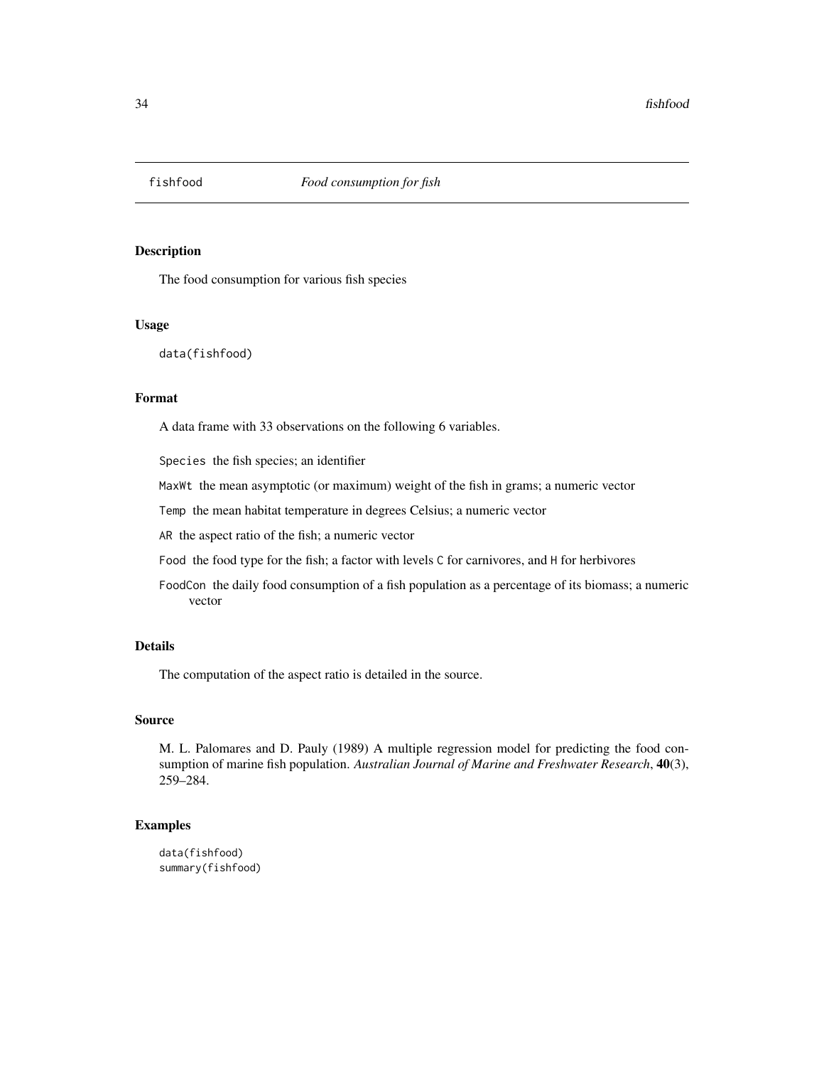`fishfood` *Food consumption for fish*

## Description

The food consumption for various fish species

## Usage

```
data(fishfood)
```

## Format

A data frame with 33 observations on the following 6 variables.

`Species` the fish species; an identifier

`MaxWt` the mean asymptotic (or maximum) weight of the fish in grams; a numeric vector

`Temp` the mean habitat temperature in degrees Celsius; a numeric vector

`AR` the aspect ratio of the fish; a numeric vector

`Food` the food type for the fish; a factor with levels `C` for carnivores, and `H` for herbivores

`FoodCon` the daily food consumption of a fish population as a percentage of its biomass; a numeric vector

## Details

The computation of the aspect ratio is detailed in the source.

## Source

M. L. Palomares and D. Pauly (1989) A multiple regression model for predicting the food consumption of marine fish population. *Australian Journal of Marine and Freshwater Research*, **40**(3), 259–284.

## Examples

```
data(fishfood)
summary(fishfood)
```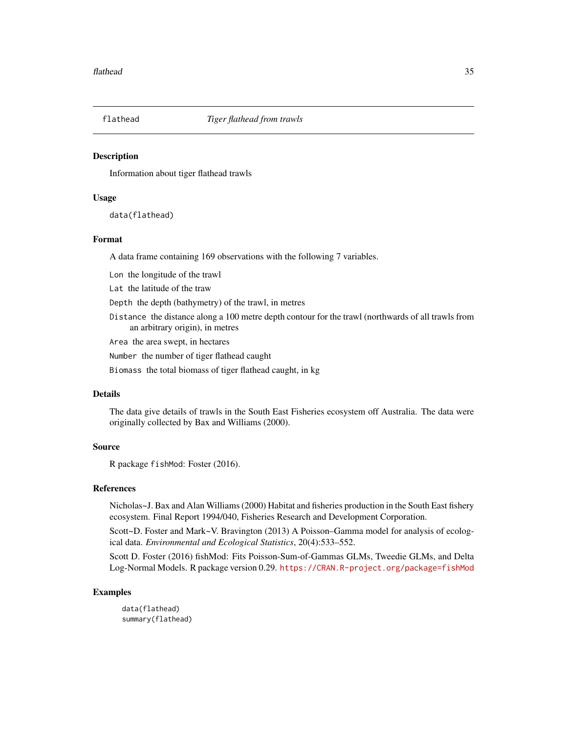## flathead *Tiger flathead from trawls*

### Description

Information about tiger flathead trawls

### Usage

```
data(flathead)
```

### Format

A data frame containing 169 observations with the following 7 variables.

- `Lon` the longitude of the trawl
- `Lat` the latitude of the traw
- `Depth` the depth (bathymetry) of the trawl, in metres
- `Distance` the distance along a 100 metre depth contour for the trawl (northwards of all trawls from an arbitrary origin), in metres
- `Area` the area swept, in hectares
- `Number` the number of tiger flathead caught
- `Biomass` the total biomass of tiger flathead caught, in kg

### Details

The data give details of trawls in the South East Fisheries ecosystem off Australia. The data were originally collected by Bax and Williams (2000).

### Source

R package `fishMod`: Foster (2016).

### References

Nicholas~J. Bax and Alan Williams (2000) Habitat and fisheries production in the South East fishery ecosystem. Final Report 1994/040, Fisheries Research and Development Corporation.

Scott~D. Foster and Mark~V. Bravington (2013) A Poisson–Gamma model for analysis of ecological data. *Environmental and Ecological Statistics*, 20(4):533–552.

Scott D. Foster (2016) fishMod: Fits Poisson-Sum-of-Gammas GLMs, Tweedie GLMs, and Delta Log-Normal Models. R package version 0.29. https://CRAN.R-project.org/package=fishMod

### Examples

```
data(flathead)
summary(flathead)
```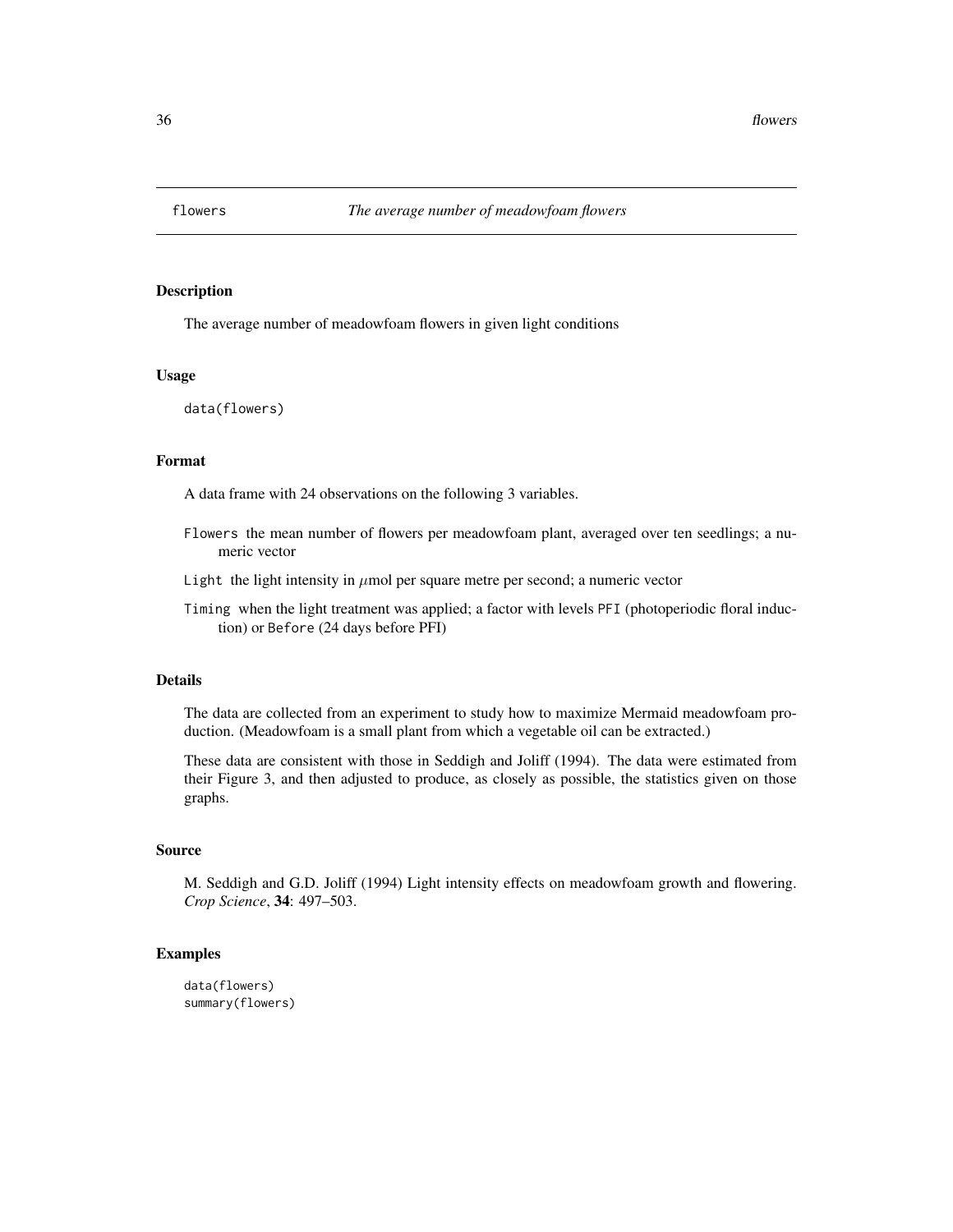# flowers — *The average number of meadowfoam flowers*

## Description

The average number of meadowfoam flowers in given light conditions

## Usage

```
data(flowers)
```

## Format

A data frame with 24 observations on the following 3 variables.

- `Flowers` the mean number of flowers per meadowfoam plant, averaged over ten seedlings; a numeric vector
- `Light` the light intensity in $\mu$mol per square metre per second; a numeric vector
- `Timing` when the light treatment was applied; a factor with levels `PFI` (photoperiodic floral induction) or `Before` (24 days before PFI)

## Details

The data are collected from an experiment to study how to maximize Mermaid meadowfoam production. (Meadowfoam is a small plant from which a vegetable oil can be extracted.)

These data are consistent with those in Seddigh and Joliff (1994). The data were estimated from their Figure 3, and then adjusted to produce, as closely as possible, the statistics given on those graphs.

## Source

M. Seddigh and G.D. Joliff (1994) Light intensity effects on meadowfoam growth and flowering. *Crop Science*, **34**: 497–503.

## Examples

```
data(flowers)
summary(flowers)
```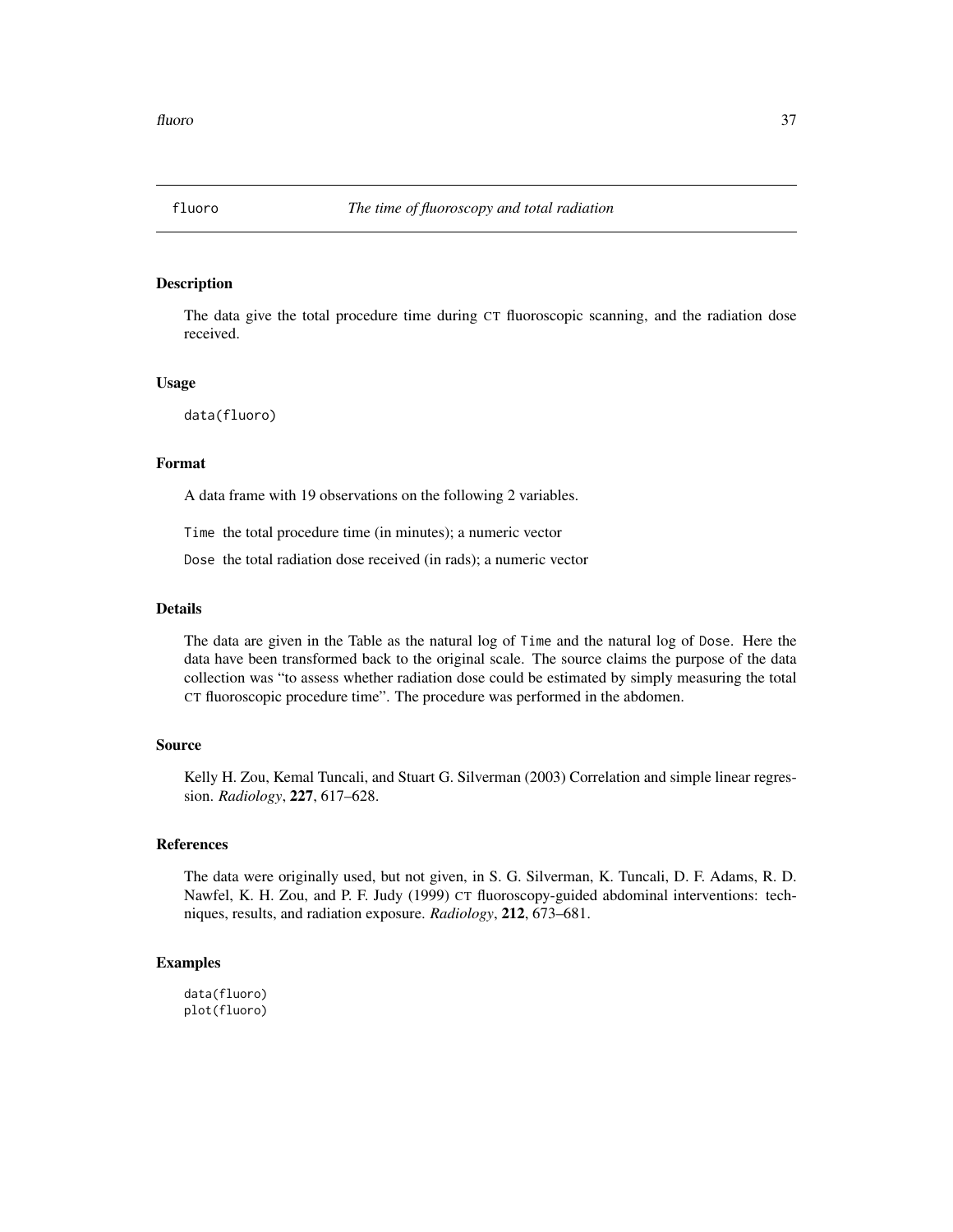fluoro *The time of fluoroscopy and total radiation*

## Description

The data give the total procedure time during CT fluoroscopic scanning, and the radiation dose received.

## Usage

```
data(fluoro)
```

## Format

A data frame with 19 observations on the following 2 variables.

`Time` the total procedure time (in minutes); a numeric vector

`Dose` the total radiation dose received (in rads); a numeric vector

## Details

The data are given in the Table as the natural log of `Time` and the natural log of `Dose`. Here the data have been transformed back to the original scale. The source claims the purpose of the data collection was "to assess whether radiation dose could be estimated by simply measuring the total CT fluoroscopic procedure time". The procedure was performed in the abdomen.

## Source

Kelly H. Zou, Kemal Tuncali, and Stuart G. Silverman (2003) Correlation and simple linear regression. *Radiology*, **227**, 617–628.

## References

The data were originally used, but not given, in S. G. Silverman, K. Tuncali, D. F. Adams, R. D. Nawfel, K. H. Zou, and P. F. Judy (1999) CT fluoroscopy-guided abdominal interventions: techniques, results, and radiation exposure. *Radiology*, **212**, 673–681.

## Examples

```
data(fluoro)
plot(fluoro)
```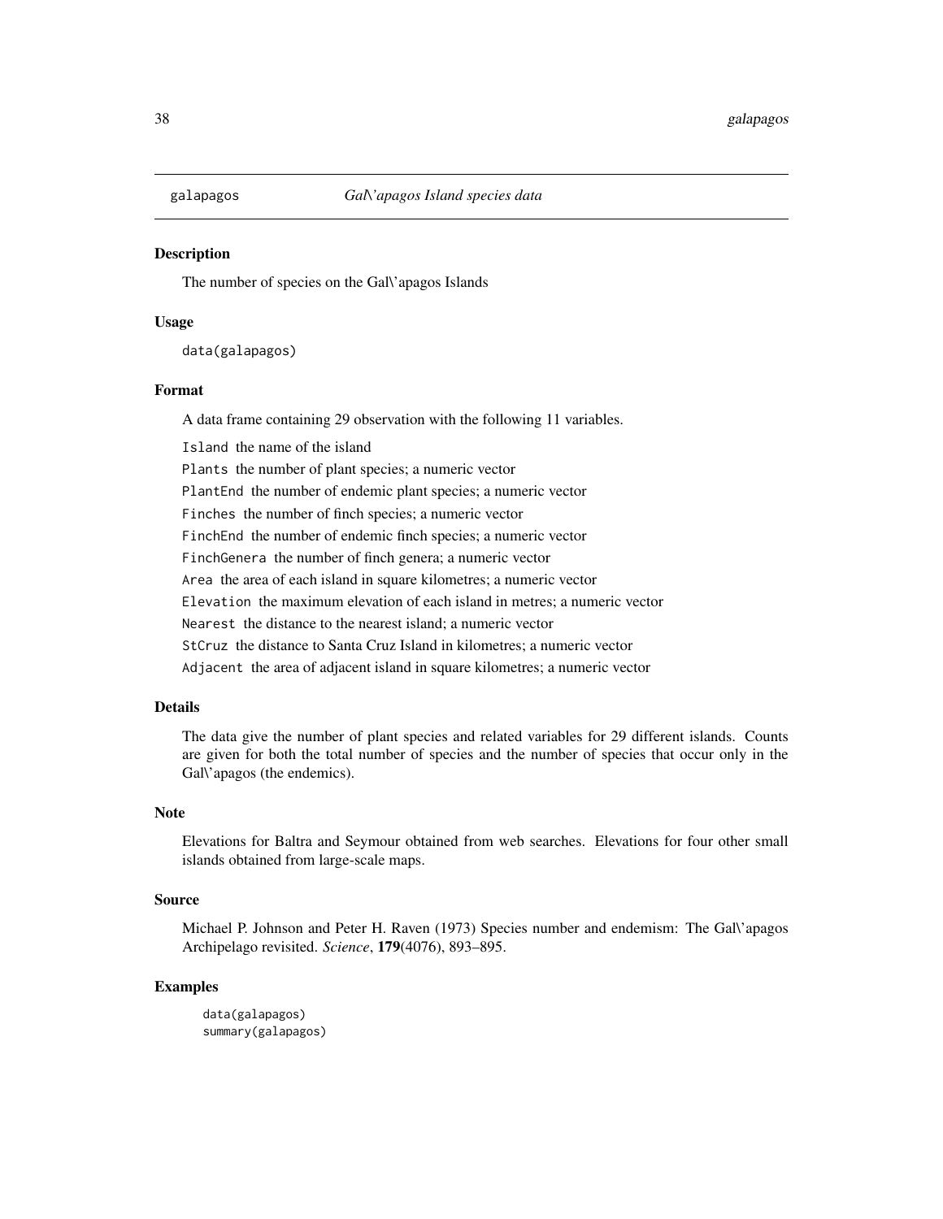## galapagos *Gal\'apagos Island species data*

### Description

The number of species on the Gal\'apagos Islands

### Usage

```
data(galapagos)
```

### Format

A data frame containing 29 observation with the following 11 variables.

`Island` the name of the island

`Plants` the number of plant species; a numeric vector

`PlantEnd` the number of endemic plant species; a numeric vector

`Finches` the number of finch species; a numeric vector

`FinchEnd` the number of endemic finch species; a numeric vector

`FinchGenera` the number of finch genera; a numeric vector

`Area` the area of each island in square kilometres; a numeric vector

`Elevation` the maximum elevation of each island in metres; a numeric vector

`Nearest` the distance to the nearest island; a numeric vector

`StCruz` the distance to Santa Cruz Island in kilometres; a numeric vector

`Adjacent` the area of adjacent island in square kilometres; a numeric vector

### Details

The data give the number of plant species and related variables for 29 different islands. Counts are given for both the total number of species and the number of species that occur only in the Gal\'apagos (the endemics).

### Note

Elevations for Baltra and Seymour obtained from web searches. Elevations for four other small islands obtained from large-scale maps.

### Source

Michael P. Johnson and Peter H. Raven (1973) Species number and endemism: The Gal\'apagos Archipelago revisited. *Science*, **179**(4076), 893–895.

### Examples

```
data(galapagos)
summary(galapagos)
```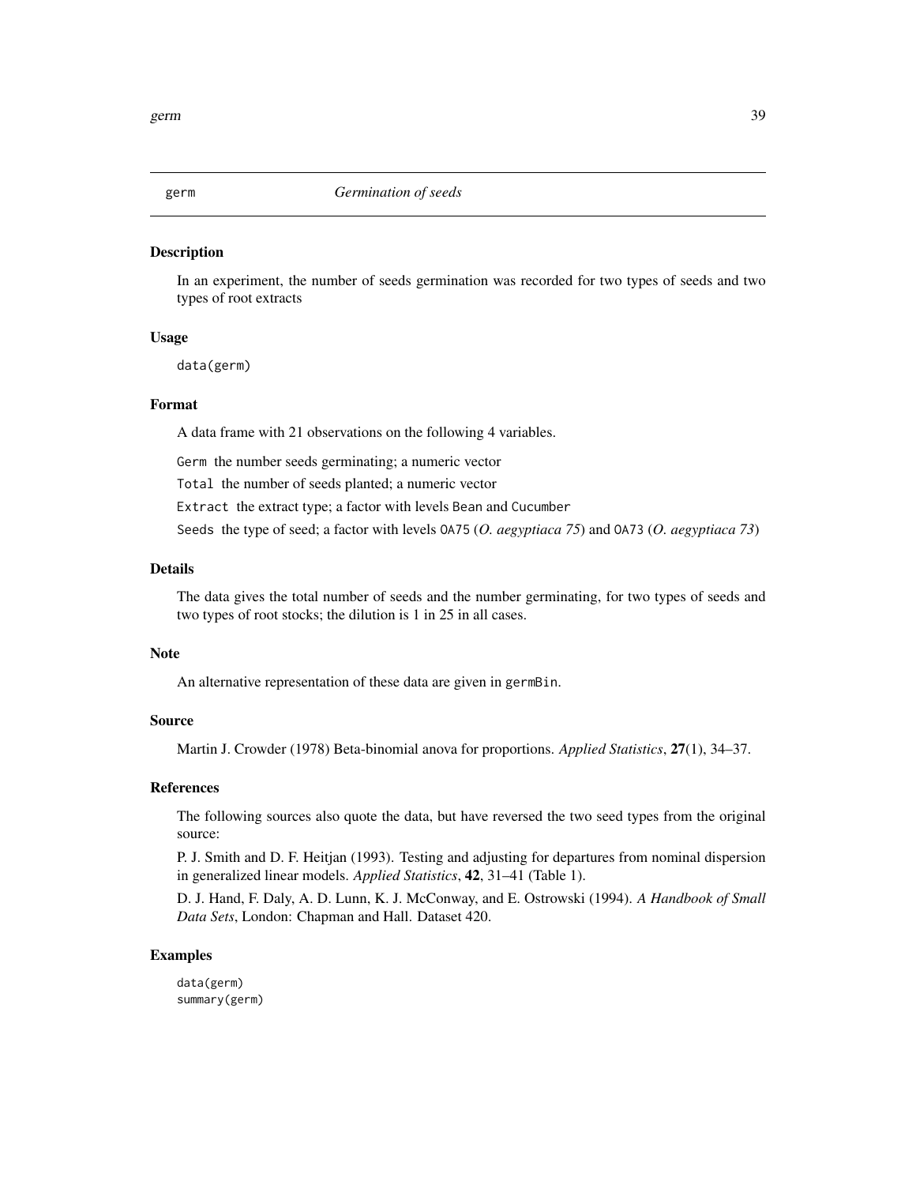# germ *Germination of seeds*

## Description

In an experiment, the number of seeds germination was recorded for two types of seeds and two types of root extracts

## Usage

```
data(germ)
```

## Format

A data frame with 21 observations on the following 4 variables.

`Germ` the number seeds germinating; a numeric vector

`Total` the number of seeds planted; a numeric vector

`Extract` the extract type; a factor with levels `Bean` and `Cucumber`

`Seeds` the type of seed; a factor with levels `OA75` (*O. aegyptiaca 75*) and `OA73` (*O. aegyptiaca 73*)

## Details

The data gives the total number of seeds and the number germinating, for two types of seeds and two types of root stocks; the dilution is 1 in 25 in all cases.

## Note

An alternative representation of these data are given in `germBin`.

## Source

Martin J. Crowder (1978) Beta-binomial anova for proportions. *Applied Statistics*, **27**(1), 34–37.

## References

The following sources also quote the data, but have reversed the two seed types from the original source:

P. J. Smith and D. F. Heitjan (1993). Testing and adjusting for departures from nominal dispersion in generalized linear models. *Applied Statistics*, **42**, 31–41 (Table 1).

D. J. Hand, F. Daly, A. D. Lunn, K. J. McConway, and E. Ostrowski (1994). *A Handbook of Small Data Sets*, London: Chapman and Hall. Dataset 420.

## Examples

```
data(germ)
summary(germ)
```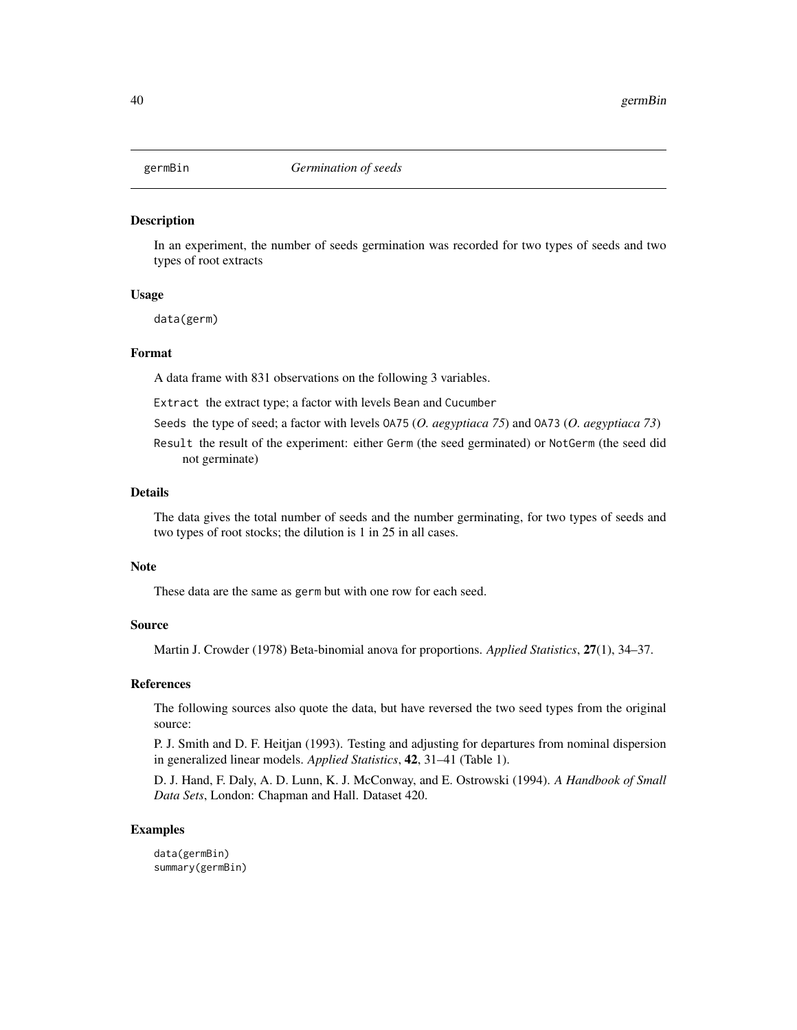# germBin — *Germination of seeds*

## Description

In an experiment, the number of seeds germination was recorded for two types of seeds and two types of root extracts

## Usage

```
data(germ)
```

## Format

A data frame with 831 observations on the following 3 variables.

- `Extract` the extract type; a factor with levels `Bean` and `Cucumber`
- `Seeds` the type of seed; a factor with levels `OA75` (*O. aegyptiaca 75*) and `OA73` (*O. aegyptiaca 73*)
- `Result` the result of the experiment: either `Germ` (the seed germinated) or `NotGerm` (the seed did not germinate)

## Details

The data gives the total number of seeds and the number germinating, for two types of seeds and two types of root stocks; the dilution is 1 in 25 in all cases.

## Note

These data are the same as `germ` but with one row for each seed.

## Source

Martin J. Crowder (1978) Beta-binomial anova for proportions. *Applied Statistics*, **27**(1), 34–37.

## References

The following sources also quote the data, but have reversed the two seed types from the original source:

P. J. Smith and D. F. Heitjan (1993). Testing and adjusting for departures from nominal dispersion in generalized linear models. *Applied Statistics*, **42**, 31–41 (Table 1).

D. J. Hand, F. Daly, A. D. Lunn, K. J. McConway, and E. Ostrowski (1994). *A Handbook of Small Data Sets*, London: Chapman and Hall. Dataset 420.

## Examples

```
data(germBin)
summary(germBin)
```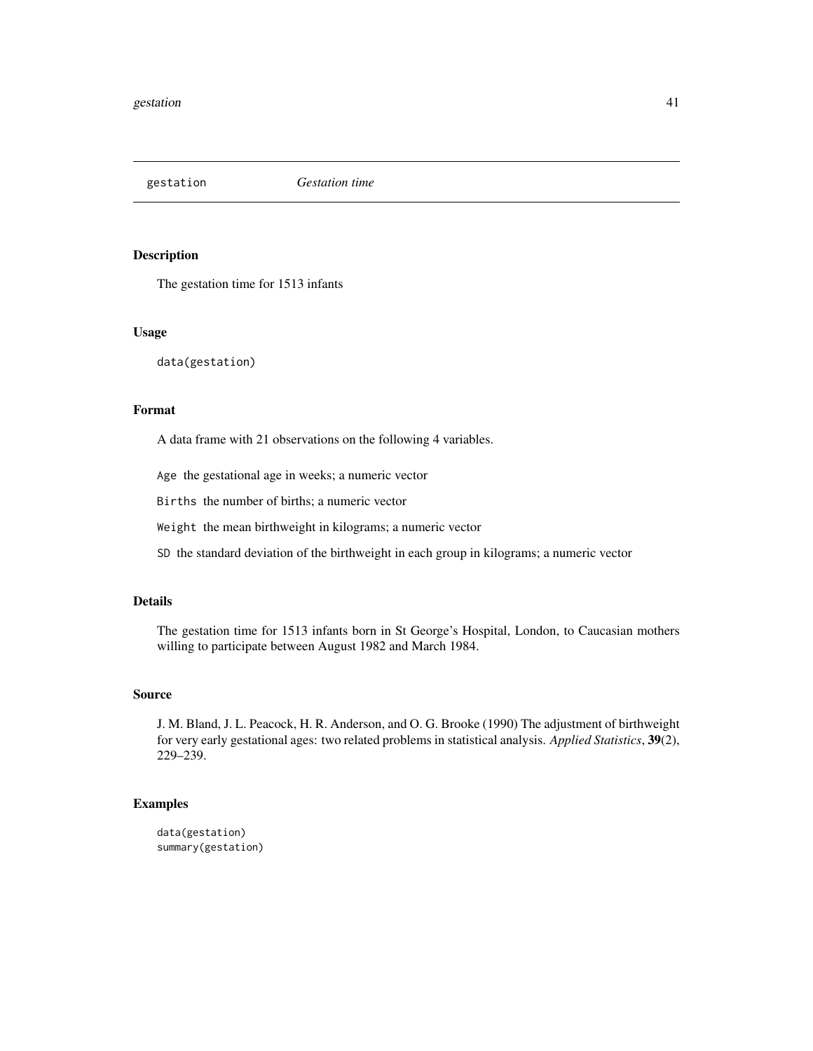## gestation *Gestation time*

### Description

The gestation time for 1513 infants

### Usage

```
data(gestation)
```

### Format

A data frame with 21 observations on the following 4 variables.

`Age` the gestational age in weeks; a numeric vector

`Births` the number of births; a numeric vector

`Weight` the mean birthweight in kilograms; a numeric vector

`SD` the standard deviation of the birthweight in each group in kilograms; a numeric vector

### Details

The gestation time for 1513 infants born in St George's Hospital, London, to Caucasian mothers willing to participate between August 1982 and March 1984.

### Source

J. M. Bland, J. L. Peacock, H. R. Anderson, and O. G. Brooke (1990) The adjustment of birthweight for very early gestational ages: two related problems in statistical analysis. *Applied Statistics*, **39**(2), 229–239.

### Examples

```
data(gestation)
summary(gestation)
```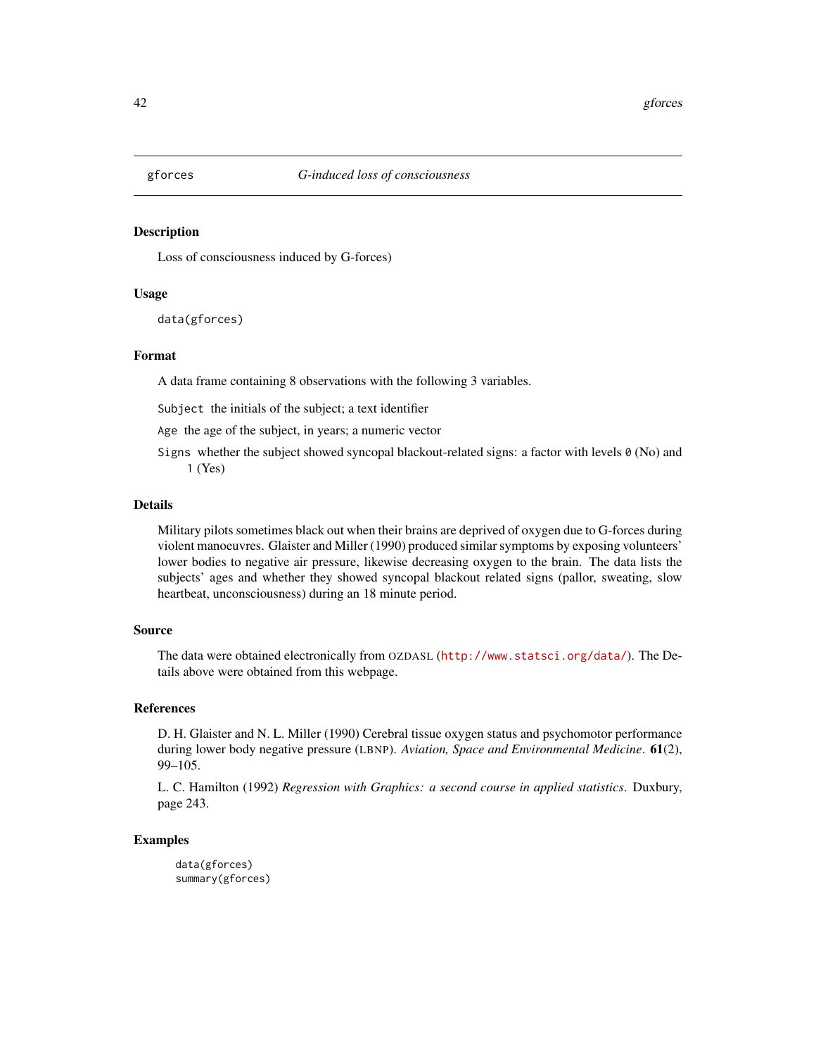# gforces — *G-induced loss of consciousness*

## Description

Loss of consciousness induced by G-forces)

## Usage

```
data(gforces)
```

## Format

A data frame containing 8 observations with the following 3 variables.

`Subject` the initials of the subject; a text identifier

`Age` the age of the subject, in years; a numeric vector

`Signs` whether the subject showed syncopal blackout-related signs: a factor with levels `0` (No) and `1` (Yes)

## Details

Military pilots sometimes black out when their brains are deprived of oxygen due to G-forces during violent manoeuvres. Glaister and Miller (1990) produced similar symptoms by exposing volunteers' lower bodies to negative air pressure, likewise decreasing oxygen to the brain. The data lists the subjects' ages and whether they showed syncopal blackout related signs (pallor, sweating, slow heartbeat, unconsciousness) during an 18 minute period.

## Source

The data were obtained electronically from OZDASL (http://www.statsci.org/data/). The Details above were obtained from this webpage.

## References

D. H. Glaister and N. L. Miller (1990) Cerebral tissue oxygen status and psychomotor performance during lower body negative pressure (LBNP). *Aviation, Space and Environmental Medicine*. **61**(2), 99–105.

L. C. Hamilton (1992) *Regression with Graphics: a second course in applied statistics*. Duxbury, page 243.

## Examples

```
data(gforces)
summary(gforces)
```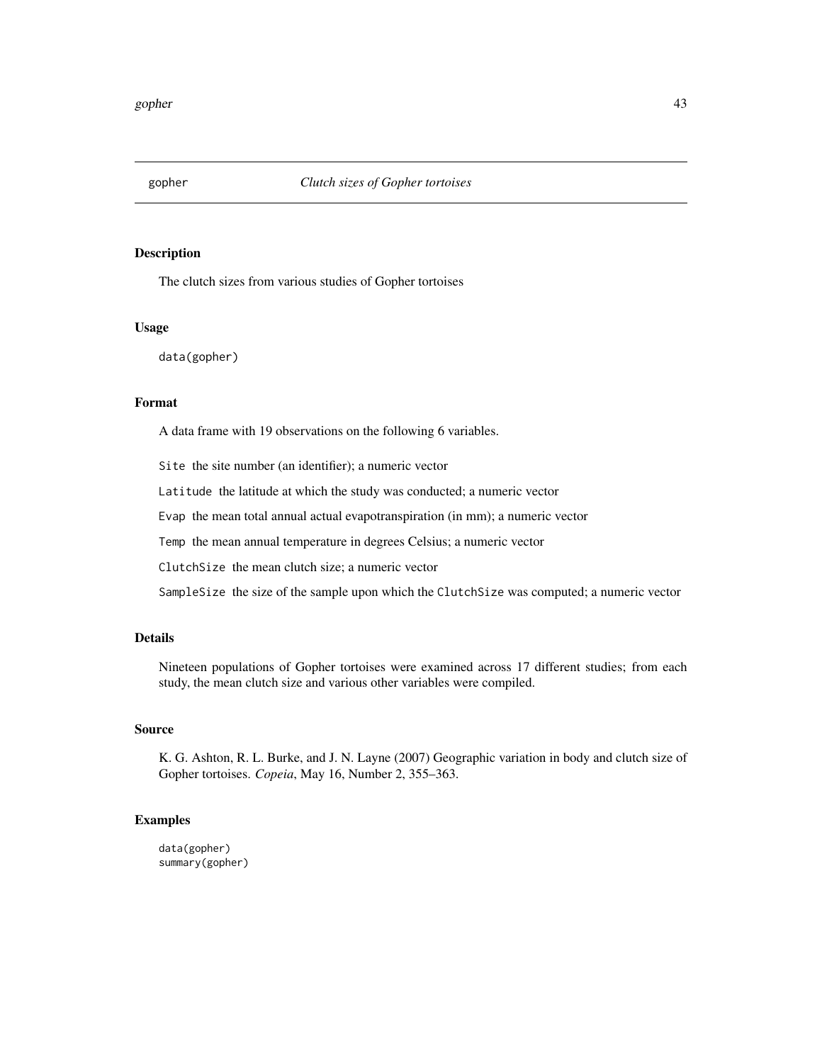# gopher — *Clutch sizes of Gopher tortoises*

## Description

The clutch sizes from various studies of Gopher tortoises

## Usage

```
data(gopher)
```

## Format

A data frame with 19 observations on the following 6 variables.

- `Site` the site number (an identifier); a numeric vector
- `Latitude` the latitude at which the study was conducted; a numeric vector
- `Evap` the mean total annual actual evapotranspiration (in mm); a numeric vector
- `Temp` the mean annual temperature in degrees Celsius; a numeric vector
- `ClutchSize` the mean clutch size; a numeric vector
- `SampleSize` the size of the sample upon which the `ClutchSize` was computed; a numeric vector

## Details

Nineteen populations of Gopher tortoises were examined across 17 different studies; from each study, the mean clutch size and various other variables were compiled.

## Source

K. G. Ashton, R. L. Burke, and J. N. Layne (2007) Geographic variation in body and clutch size of Gopher tortoises. *Copeia*, May 16, Number 2, 355–363.

## Examples

```
data(gopher)
summary(gopher)
```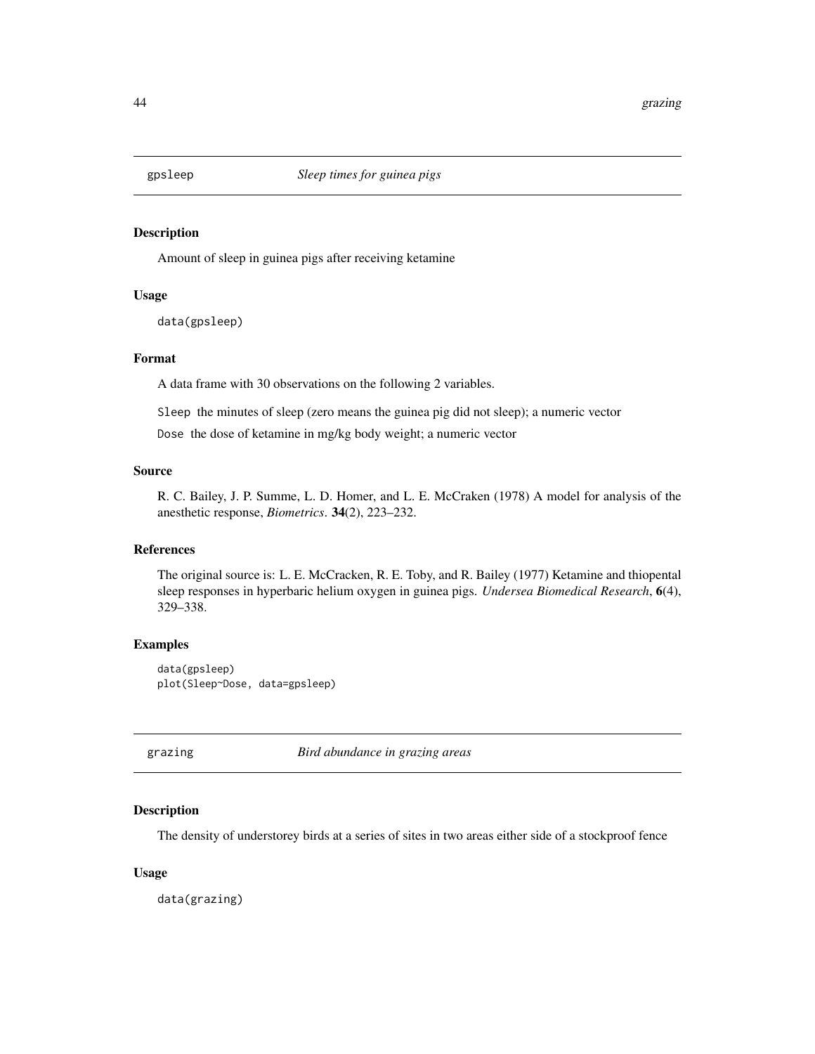## gpsleep *Sleep times for guinea pigs*

### Description

Amount of sleep in guinea pigs after receiving ketamine

### Usage

```
data(gpsleep)
```

### Format

A data frame with 30 observations on the following 2 variables.

`Sleep` the minutes of sleep (zero means the guinea pig did not sleep); a numeric vector

`Dose` the dose of ketamine in mg/kg body weight; a numeric vector

### Source

R. C. Bailey, J. P. Summe, L. D. Homer, and L. E. McCraken (1978) A model for analysis of the anesthetic response, *Biometrics*. **34**(2), 223–232.

### References

The original source is: L. E. McCracken, R. E. Toby, and R. Bailey (1977) Ketamine and thiopental sleep responses in hyperbaric helium oxygen in guinea pigs. *Undersea Biomedical Research*, **6**(4), 329–338.

### Examples

```
data(gpsleep)
plot(Sleep~Dose, data=gpsleep)
```

## grazing *Bird abundance in grazing areas*

### Description

The density of understorey birds at a series of sites in two areas either side of a stockproof fence

### Usage

```
data(grazing)
```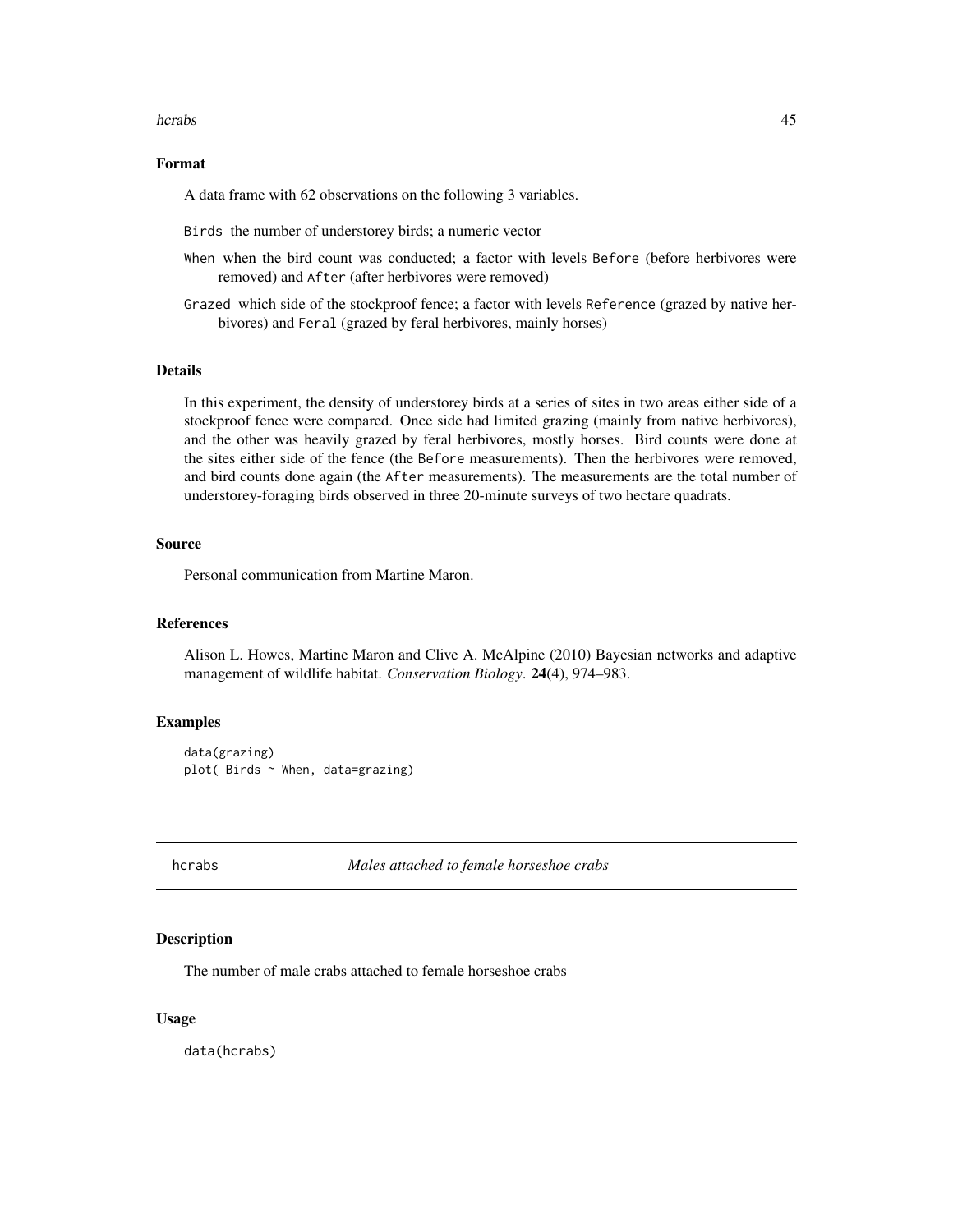### Format

A data frame with 62 observations on the following 3 variables.

- `Birds` the number of understorey birds; a numeric vector
- `When` when the bird count was conducted; a factor with levels `Before` (before herbivores were removed) and `After` (after herbivores were removed)
- `Grazed` which side of the stockproof fence; a factor with levels `Reference` (grazed by native herbivores) and `Feral` (grazed by feral herbivores, mainly horses)

### Details

In this experiment, the density of understorey birds at a series of sites in two areas either side of a stockproof fence were compared. Once side had limited grazing (mainly from native herbivores), and the other was heavily grazed by feral herbivores, mostly horses. Bird counts were done at the sites either side of the fence (the `Before` measurements). Then the herbivores were removed, and bird counts done again (the `After` measurements). The measurements are the total number of understorey-foraging birds observed in three 20-minute surveys of two hectare quadrats.

### Source

Personal communication from Martine Maron.

### References

Alison L. Howes, Martine Maron and Clive A. McAlpine (2010) Bayesian networks and adaptive management of wildlife habitat. *Conservation Biology*. **24**(4), 974–983.

### Examples

```
data(grazing)
plot( Birds ~ When, data=grazing)
```

---

## hcrabs *Males attached to female horseshoe crabs*

### Description

The number of male crabs attached to female horseshoe crabs

### Usage

```
data(hcrabs)
```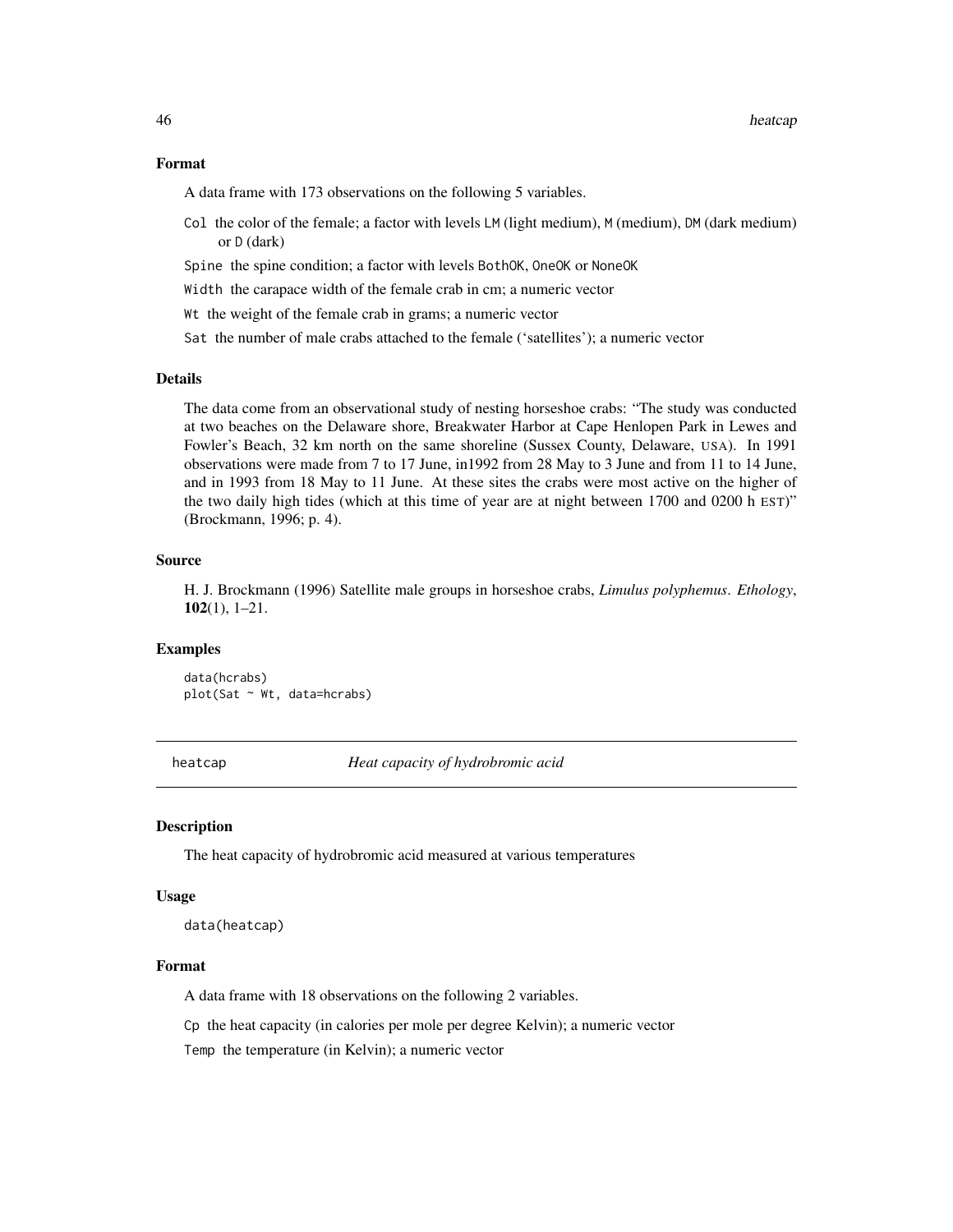### Format

A data frame with 173 observations on the following 5 variables.

Col the color of the female; a factor with levels LM (light medium), M (medium), DM (dark medium) or D (dark)

Spine the spine condition; a factor with levels BothOK, OneOK or NoneOK

Width the carapace width of the female crab in cm; a numeric vector

Wt the weight of the female crab in grams; a numeric vector

Sat the number of male crabs attached to the female ('satellites'); a numeric vector

### Details

The data come from an observational study of nesting horseshoe crabs: "The study was conducted at two beaches on the Delaware shore, Breakwater Harbor at Cape Henlopen Park in Lewes and Fowler's Beach, 32 km north on the same shoreline (Sussex County, Delaware, USA). In 1991 observations were made from 7 to 17 June, in1992 from 28 May to 3 June and from 11 to 14 June, and in 1993 from 18 May to 11 June. At these sites the crabs were most active on the higher of the two daily high tides (which at this time of year are at night between 1700 and 0200 h EST)" (Brockmann, 1996; p. 4).

### Source

H. J. Brockmann (1996) Satellite male groups in horseshoe crabs, *Limulus polyphemus*. *Ethology*, **102**(1), 1–21.

### Examples

```
data(hcrabs)
plot(Sat ~ Wt, data=hcrabs)
```

---

## heatcap *Heat capacity of hydrobromic acid*

### Description

The heat capacity of hydrobromic acid measured at various temperatures

### Usage

```
data(heatcap)
```

### Format

A data frame with 18 observations on the following 2 variables.

Cp the heat capacity (in calories per mole per degree Kelvin); a numeric vector

Temp the temperature (in Kelvin); a numeric vector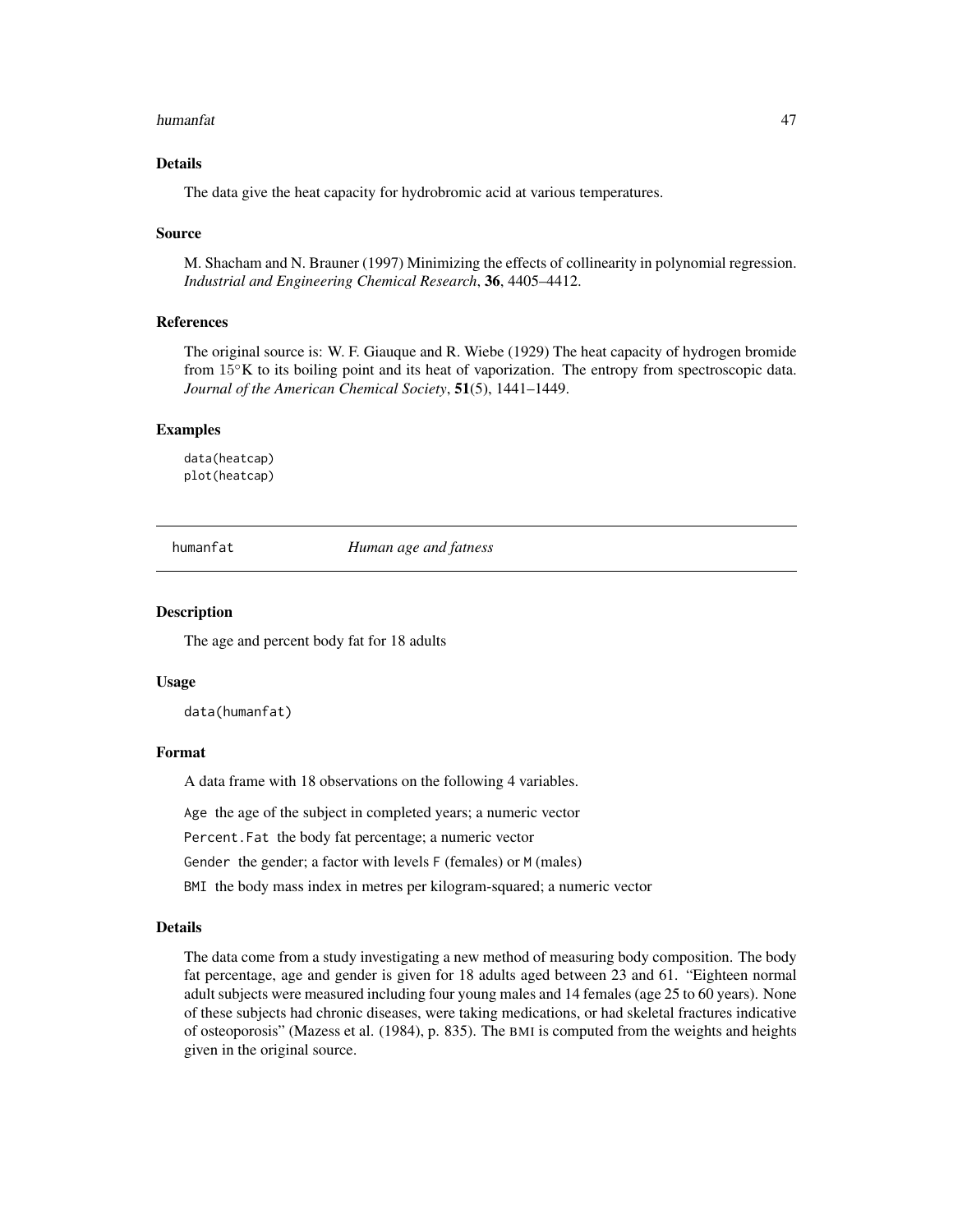### Details

The data give the heat capacity for hydrobromic acid at various temperatures.

### Source

M. Shacham and N. Brauner (1997) Minimizing the effects of collinearity in polynomial regression. *Industrial and Engineering Chemical Research*, **36**, 4405–4412.

### References

The original source is: W. F. Giauque and R. Wiebe (1929) The heat capacity of hydrogen bromide from $15^{\circ}$K to its boiling point and its heat of vaporization. The entropy from spectroscopic data. *Journal of the American Chemical Society*, **51**(5), 1441–1449.

### Examples

```
data(heatcap)
plot(heatcap)
```

---

## humanfat — *Human age and fatness*

### Description

The age and percent body fat for 18 adults

### Usage

```
data(humanfat)
```

### Format

A data frame with 18 observations on the following 4 variables.

`Age` the age of the subject in completed years; a numeric vector

`Percent.Fat` the body fat percentage; a numeric vector

`Gender` the gender; a factor with levels `F` (females) or `M` (males)

`BMI` the body mass index in metres per kilogram-squared; a numeric vector

### Details

The data come from a study investigating a new method of measuring body composition. The body fat percentage, age and gender is given for 18 adults aged between 23 and 61. "Eighteen normal adult subjects were measured including four young males and 14 females (age 25 to 60 years). None of these subjects had chronic diseases, were taking medications, or had skeletal fractures indicative of osteoporosis" (Mazess et al. (1984), p. 835). The BMI is computed from the weights and heights given in the original source.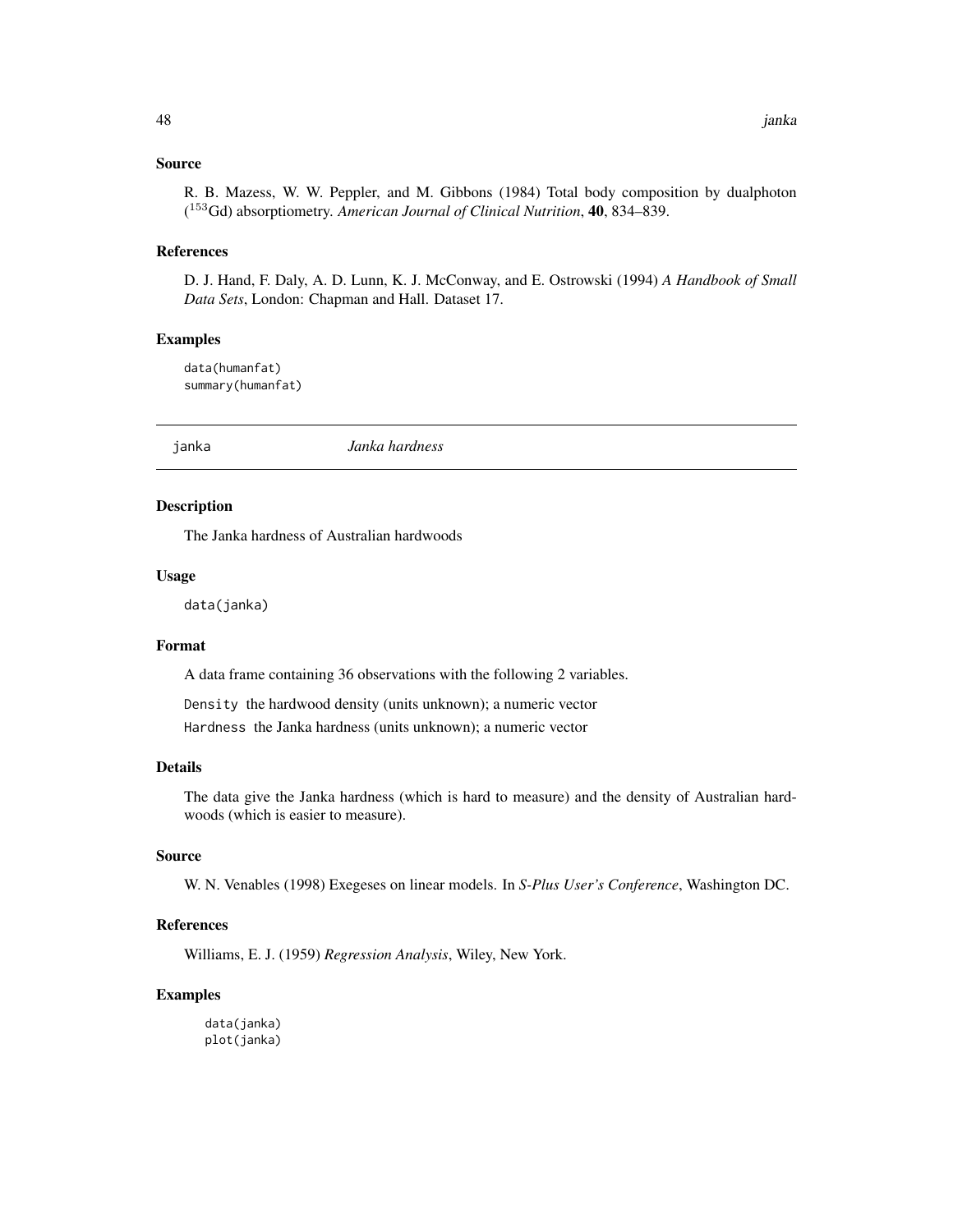### Source

R. B. Mazess, W. W. Peppler, and M. Gibbons (1984) Total body composition by dualphoton ($^{153}$Gd) absorptiometry. *American Journal of Clinical Nutrition*, **40**, 834–839.

### References

D. J. Hand, F. Daly, A. D. Lunn, K. J. McConway, and E. Ostrowski (1994) *A Handbook of Small Data Sets*, London: Chapman and Hall. Dataset 17.

### Examples

```
data(humanfat)
summary(humanfat)
```

---

## janka — *Janka hardness*

---

### Description

The Janka hardness of Australian hardwoods

### Usage

```
data(janka)
```

### Format

A data frame containing 36 observations with the following 2 variables.

`Density` the hardwood density (units unknown); a numeric vector

`Hardness` the Janka hardness (units unknown); a numeric vector

### Details

The data give the Janka hardness (which is hard to measure) and the density of Australian hardwoods (which is easier to measure).

### Source

W. N. Venables (1998) Exegeses on linear models. In *S-Plus User's Conference*, Washington DC.

### References

Williams, E. J. (1959) *Regression Analysis*, Wiley, New York.

### Examples

```
data(janka)
plot(janka)
```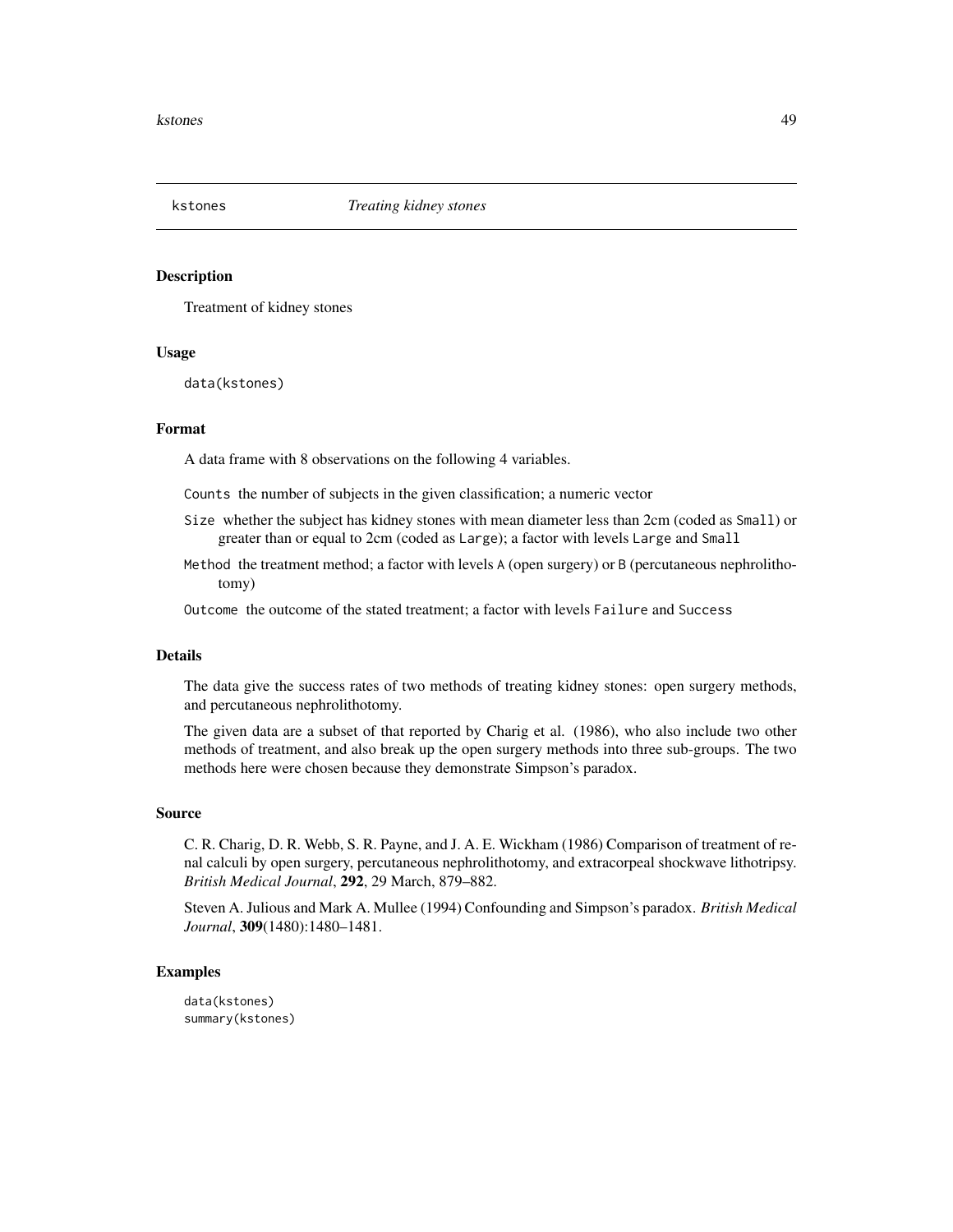## kstones — *Treating kidney stones*

### Description

Treatment of kidney stones

### Usage

```
data(kstones)
```

### Format

A data frame with 8 observations on the following 4 variables.

- `Counts` the number of subjects in the given classification; a numeric vector
- `Size` whether the subject has kidney stones with mean diameter less than 2cm (coded as `Small`) or greater than or equal to 2cm (coded as `Large`); a factor with levels `Large` and `Small`
- `Method` the treatment method; a factor with levels `A` (open surgery) or `B` (percutaneous nephrolithotomy)
- `Outcome` the outcome of the stated treatment; a factor with levels `Failure` and `Success`

### Details

The data give the success rates of two methods of treating kidney stones: open surgery methods, and percutaneous nephrolithotomy.

The given data are a subset of that reported by Charig et al. (1986), who also include two other methods of treatment, and also break up the open surgery methods into three sub-groups. The two methods here were chosen because they demonstrate Simpson's paradox.

### Source

C. R. Charig, D. R. Webb, S. R. Payne, and J. A. E. Wickham (1986) Comparison of treatment of renal calculi by open surgery, percutaneous nephrolithotomy, and extracorpeal shockwave lithotripsy. *British Medical Journal*, **292**, 29 March, 879–882.

Steven A. Julious and Mark A. Mullee (1994) Confounding and Simpson's paradox. *British Medical Journal*, **309**(1480):1480–1481.

### Examples

```
data(kstones)
summary(kstones)
```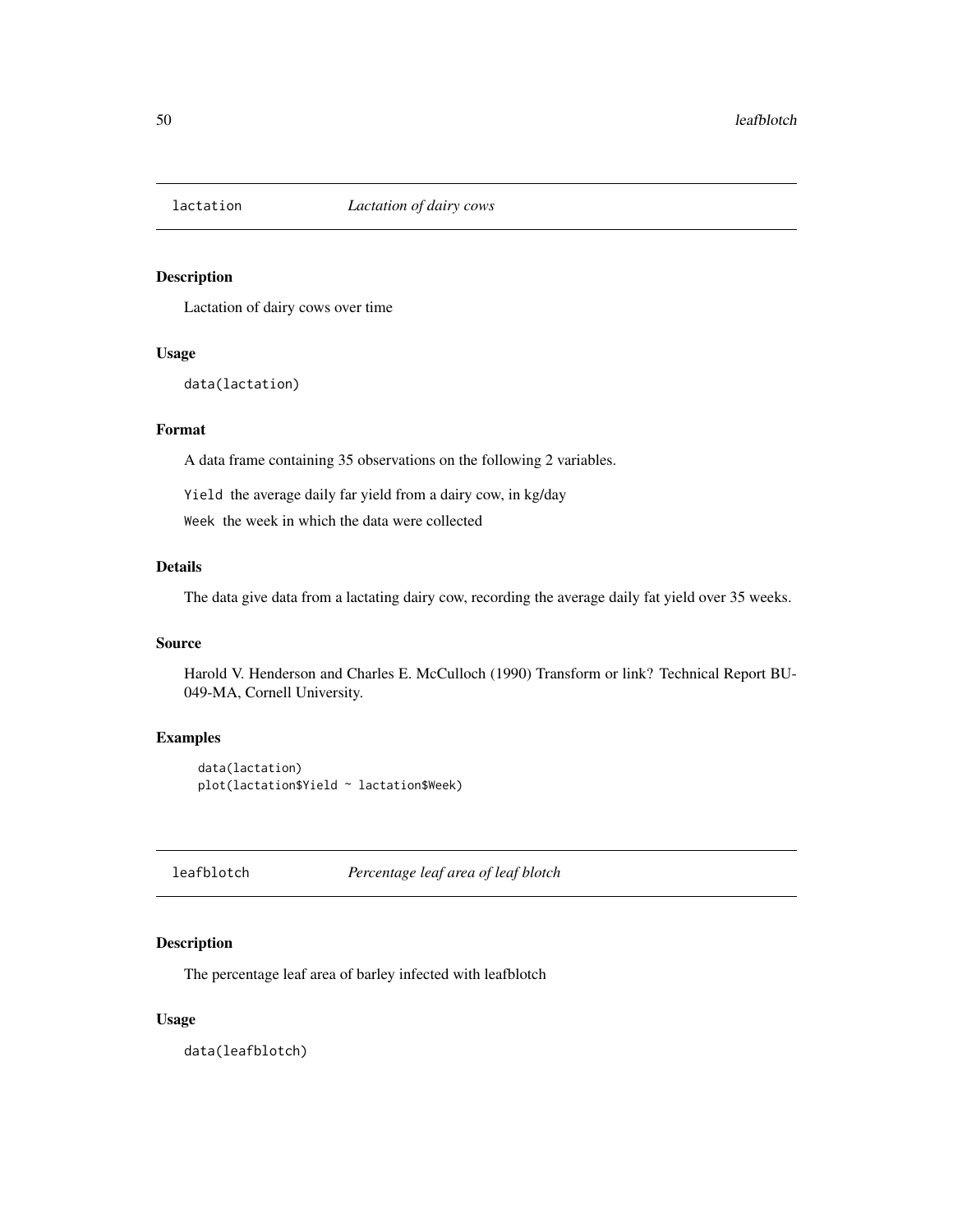## lactation *Lactation of dairy cows*

### Description

Lactation of dairy cows over time

### Usage

```
data(lactation)
```

### Format

A data frame containing 35 observations on the following 2 variables.

`Yield` the average daily far yield from a dairy cow, in kg/day

`Week` the week in which the data were collected

### Details

The data give data from a lactating dairy cow, recording the average daily fat yield over 35 weeks.

### Source

Harold V. Henderson and Charles E. McCulloch (1990) Transform or link? Technical Report BU-049-MA, Cornell University.

### Examples

```
data(lactation)
plot(lactation$Yield ~ lactation$Week)
```

## leafblotch *Percentage leaf area of leaf blotch*

### Description

The percentage leaf area of barley infected with leafblotch

### Usage

```
data(leafblotch)
```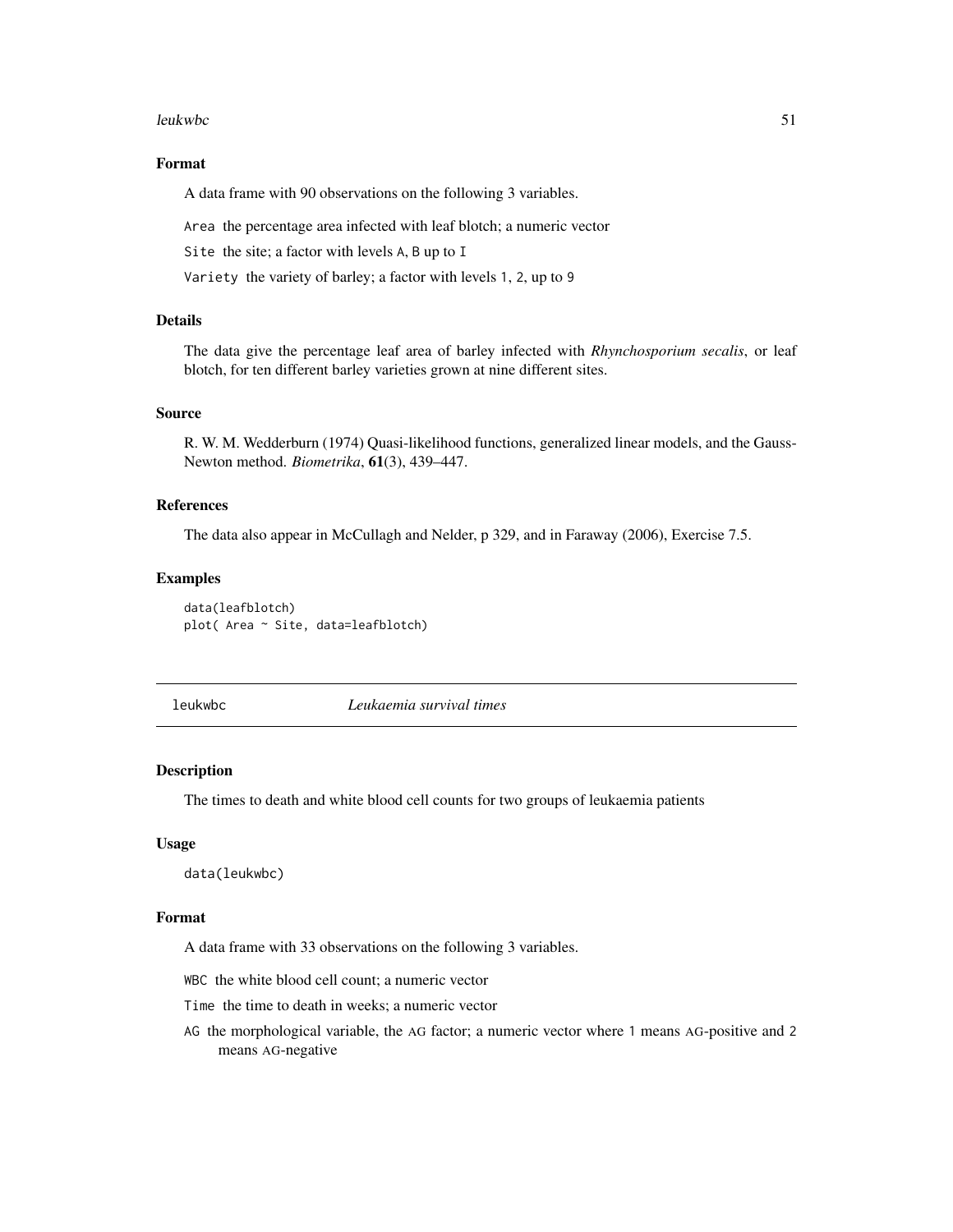### Format

A data frame with 90 observations on the following 3 variables.

`Area` the percentage area infected with leaf blotch; a numeric vector

`Site` the site; a factor with levels `A`, `B` up to `I`

`Variety` the variety of barley; a factor with levels `1`, `2`, up to `9`

### Details

The data give the percentage leaf area of barley infected with *Rhynchosporium secalis*, or leaf blotch, for ten different barley varieties grown at nine different sites.

### Source

R. W. M. Wedderburn (1974) Quasi-likelihood functions, generalized linear models, and the Gauss-Newton method. *Biometrika*, **61**(3), 439–447.

### References

The data also appear in McCullagh and Nelder, p 329, and in Faraway (2006), Exercise 7.5.

### Examples

```
data(leafblotch)
plot( Area ~ Site, data=leafblotch)
```

---

## leukwbc *Leukaemia survival times*

### Description

The times to death and white blood cell counts for two groups of leukaemia patients

### Usage

```
data(leukwbc)
```

### Format

A data frame with 33 observations on the following 3 variables.

`WBC` the white blood cell count; a numeric vector

`Time` the time to death in weeks; a numeric vector

`AG` the morphological variable, the AG factor; a numeric vector where `1` means AG-positive and `2` means AG-negative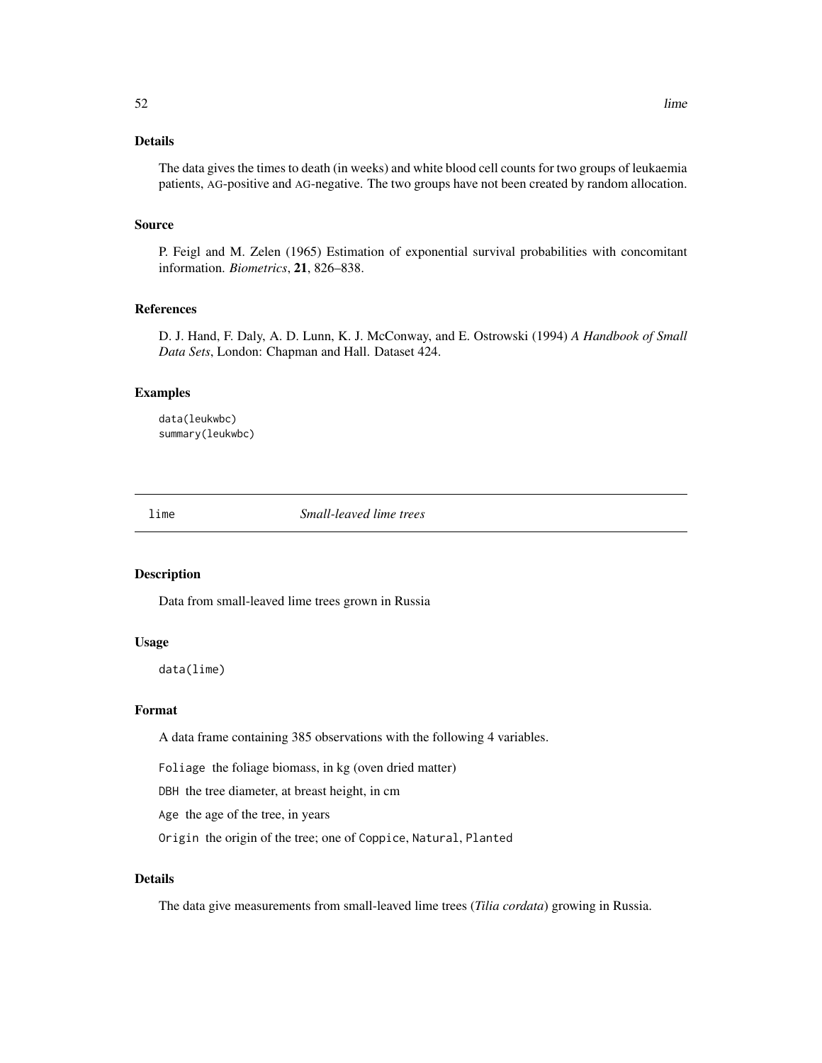### Details

The data gives the times to death (in weeks) and white blood cell counts for two groups of leukaemia patients, AG-positive and AG-negative. The two groups have not been created by random allocation.

### Source

P. Feigl and M. Zelen (1965) Estimation of exponential survival probabilities with concomitant information. *Biometrics*, **21**, 826–838.

### References

D. J. Hand, F. Daly, A. D. Lunn, K. J. McConway, and E. Ostrowski (1994) *A Handbook of Small Data Sets*, London: Chapman and Hall. Dataset 424.

### Examples

```
data(leukwbc)
summary(leukwbc)
```

---

## lime *Small-leaved lime trees*

---

### Description

Data from small-leaved lime trees grown in Russia

### Usage

```
data(lime)
```

### Format

A data frame containing 385 observations with the following 4 variables.

`Foliage` the foliage biomass, in kg (oven dried matter)

`DBH` the tree diameter, at breast height, in cm

`Age` the age of the tree, in years

`Origin` the origin of the tree; one of `Coppice`, `Natural`, `Planted`

### Details

The data give measurements from small-leaved lime trees (*Tilia cordata*) growing in Russia.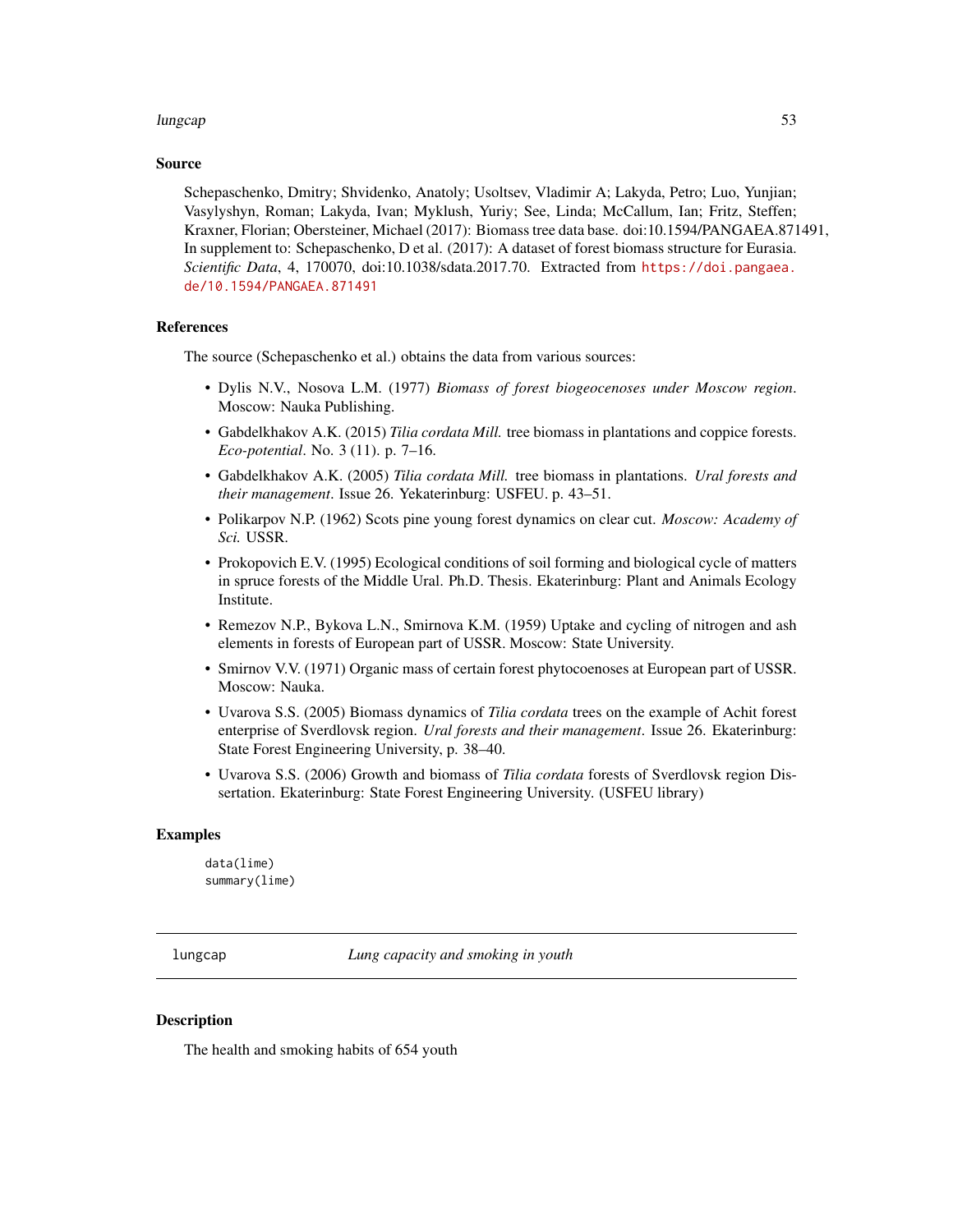### Source

Schepaschenko, Dmitry; Shvidenko, Anatoly; Usoltsev, Vladimir A; Lakyda, Petro; Luo, Yunjian; Vasylyshyn, Roman; Lakyda, Ivan; Myklush, Yuriy; See, Linda; McCallum, Ian; Fritz, Steffen; Kraxner, Florian; Obersteiner, Michael (2017): Biomass tree data base. doi:10.1594/PANGAEA.871491, In supplement to: Schepaschenko, D et al. (2017): A dataset of forest biomass structure for Eurasia. *Scientific Data*, 4, 170070, doi:10.1038/sdata.2017.70. Extracted from https://doi.pangaea.de/10.1594/PANGAEA.871491

### References

The source (Schepaschenko et al.) obtains the data from various sources:

- Dylis N.V., Nosova L.M. (1977) *Biomass of forest biogeocenoses under Moscow region*. Moscow: Nauka Publishing.
- Gabdelkhakov A.K. (2015) *Tilia cordata Mill.* tree biomass in plantations and coppice forests. *Eco-potential*. No. 3 (11). p. 7–16.
- Gabdelkhakov A.K. (2005) *Tilia cordata Mill.* tree biomass in plantations. *Ural forests and their management*. Issue 26. Yekaterinburg: USFEU. p. 43–51.
- Polikarpov N.P. (1962) Scots pine young forest dynamics on clear cut. *Moscow: Academy of Sci.* USSR.
- Prokopovich E.V. (1995) Ecological conditions of soil forming and biological cycle of matters in spruce forests of the Middle Ural. Ph.D. Thesis. Ekaterinburg: Plant and Animals Ecology Institute.
- Remezov N.P., Bykova L.N., Smirnova K.M. (1959) Uptake and cycling of nitrogen and ash elements in forests of European part of USSR. Moscow: State University.
- Smirnov V.V. (1971) Organic mass of certain forest phytocoenoses at European part of USSR. Moscow: Nauka.
- Uvarova S.S. (2005) Biomass dynamics of *Tilia cordata* trees on the example of Achit forest enterprise of Sverdlovsk region. *Ural forests and their management*. Issue 26. Ekaterinburg: State Forest Engineering University, p. 38–40.
- Uvarova S.S. (2006) Growth and biomass of *Tilia cordata* forests of Sverdlovsk region Dissertation. Ekaterinburg: State Forest Engineering University. (USFEU library)

### Examples

```
data(lime)
summary(lime)
```

---

## lungcap — *Lung capacity and smoking in youth*

### Description

The health and smoking habits of 654 youth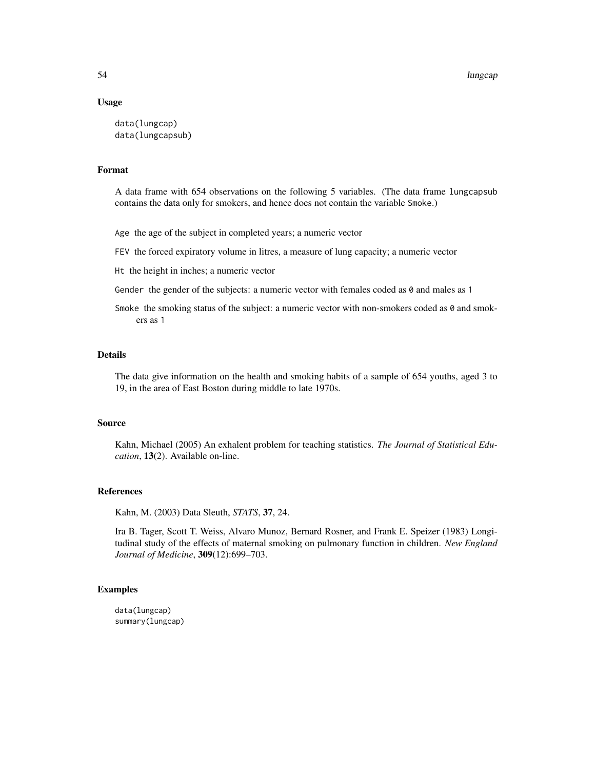## Usage

```
data(lungcap)
data(lungcapsub)
```

## Format

A data frame with 654 observations on the following 5 variables. (The data frame `lungcapsub` contains the data only for smokers, and hence does not contain the variable `Smoke`.)

- `Age` the age of the subject in completed years; a numeric vector
- `FEV` the forced expiratory volume in litres, a measure of lung capacity; a numeric vector
- `Ht` the height in inches; a numeric vector
- `Gender` the gender of the subjects: a numeric vector with females coded as `0` and males as `1`
- `Smoke` the smoking status of the subject: a numeric vector with non-smokers coded as `0` and smokers as `1`

## Details

The data give information on the health and smoking habits of a sample of 654 youths, aged 3 to 19, in the area of East Boston during middle to late 1970s.

## Source

Kahn, Michael (2005) An exhalent problem for teaching statistics. *The Journal of Statistical Education*, **13**(2). Available on-line.

## References

Kahn, M. (2003) Data Sleuth, *STATS*, **37**, 24.

Ira B. Tager, Scott T. Weiss, Alvaro Munoz, Bernard Rosner, and Frank E. Speizer (1983) Longitudinal study of the effects of maternal smoking on pulmonary function in children. *New England Journal of Medicine*, **309**(12):699–703.

## Examples

```
data(lungcap)
summary(lungcap)
```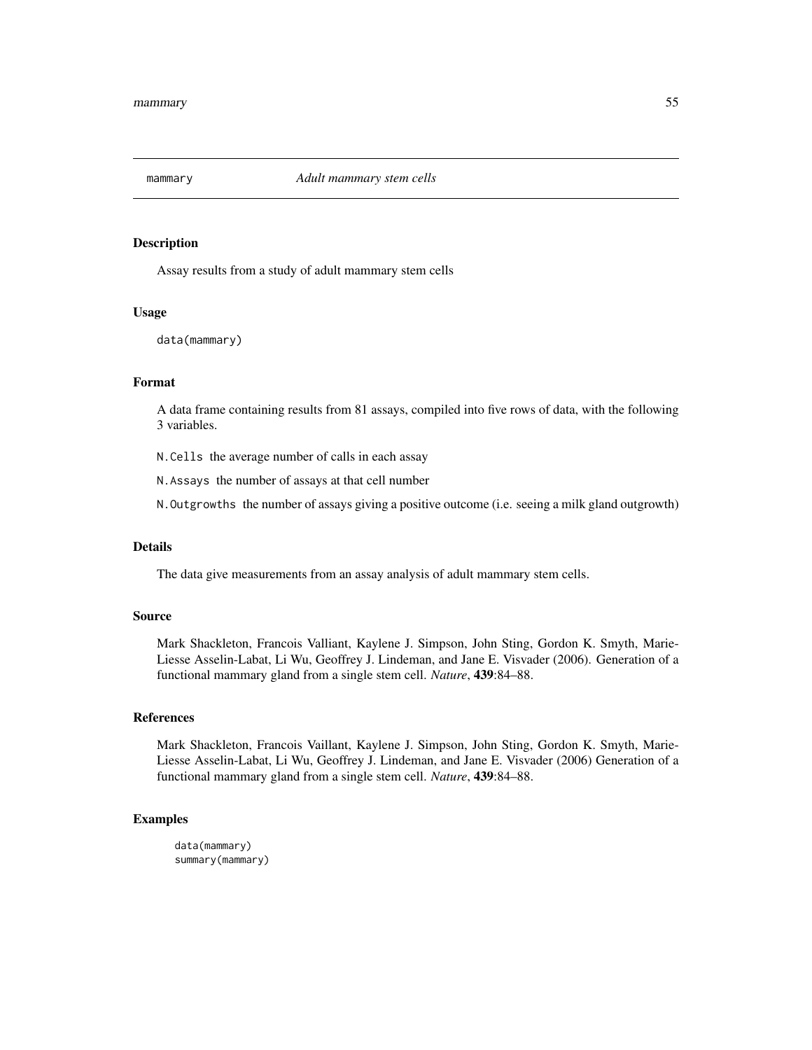mammary *Adult mammary stem cells*

## Description

Assay results from a study of adult mammary stem cells

## Usage

```
data(mammary)
```

## Format

A data frame containing results from 81 assays, compiled into five rows of data, with the following 3 variables.

`N.Cells` the average number of calls in each assay

`N.Assays` the number of assays at that cell number

`N.Outgrowths` the number of assays giving a positive outcome (i.e. seeing a milk gland outgrowth)

## Details

The data give measurements from an assay analysis of adult mammary stem cells.

## Source

Mark Shackleton, Francois Valliant, Kaylene J. Simpson, John Sting, Gordon K. Smyth, Marie-Liesse Asselin-Labat, Li Wu, Geoffrey J. Lindeman, and Jane E. Visvader (2006). Generation of a functional mammary gland from a single stem cell. *Nature*, **439**:84–88.

## References

Mark Shackleton, Francois Vaillant, Kaylene J. Simpson, John Sting, Gordon K. Smyth, Marie-Liesse Asselin-Labat, Li Wu, Geoffrey J. Lindeman, and Jane E. Visvader (2006) Generation of a functional mammary gland from a single stem cell. *Nature*, **439**:84–88.

## Examples

```
data(mammary)
summary(mammary)
```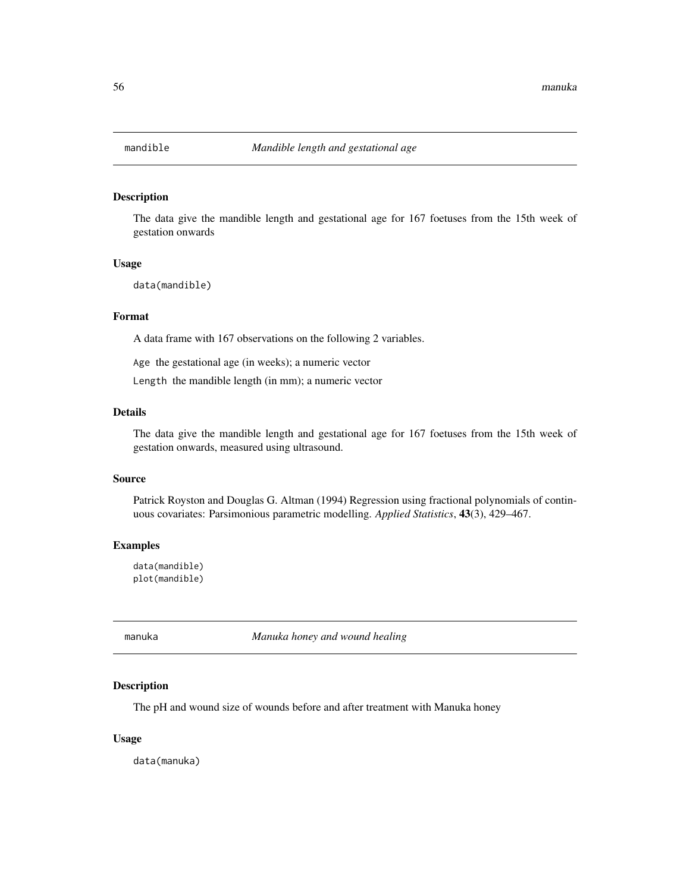## mandible — *Mandible length and gestational age*

### Description

The data give the mandible length and gestational age for 167 foetuses from the 15th week of gestation onwards

### Usage

```
data(mandible)
```

### Format

A data frame with 167 observations on the following 2 variables.

`Age` the gestational age (in weeks); a numeric vector

`Length` the mandible length (in mm); a numeric vector

### Details

The data give the mandible length and gestational age for 167 foetuses from the 15th week of gestation onwards, measured using ultrasound.

### Source

Patrick Royston and Douglas G. Altman (1994) Regression using fractional polynomials of continuous covariates: Parsimonious parametric modelling. *Applied Statistics*, **43**(3), 429–467.

### Examples

```
data(mandible)
plot(mandible)
```

## manuka — *Manuka honey and wound healing*

### Description

The pH and wound size of wounds before and after treatment with Manuka honey

### Usage

```
data(manuka)
```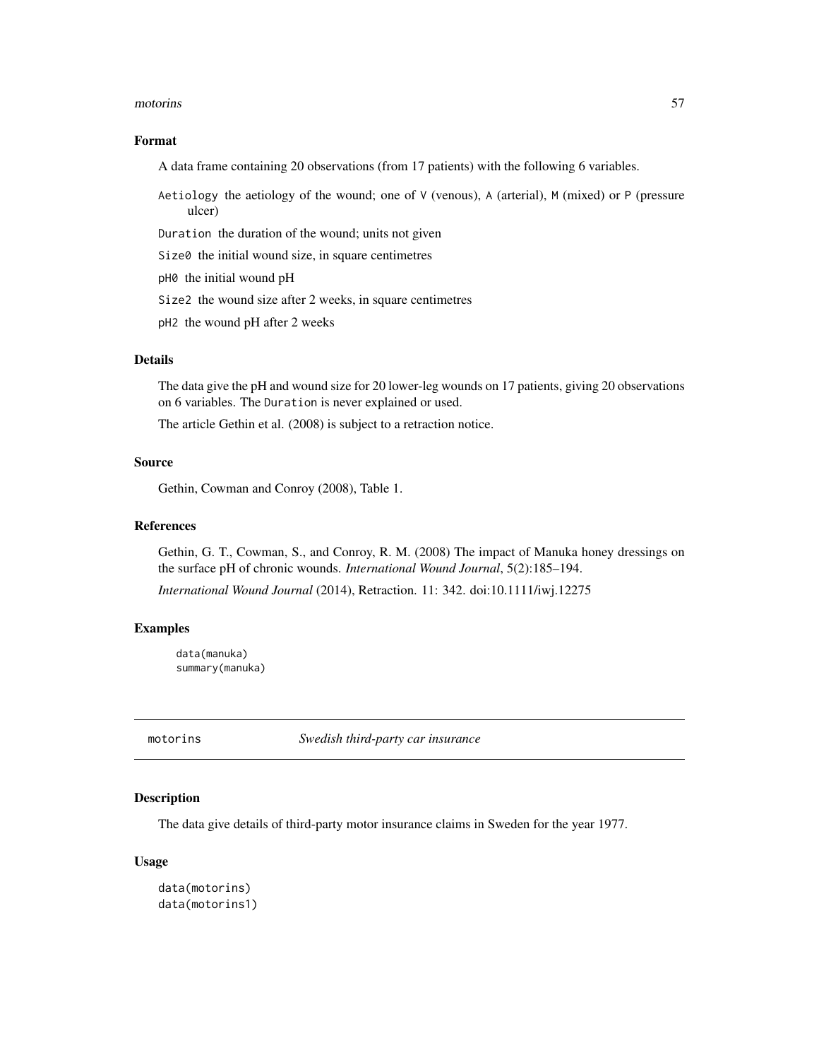## Format

A data frame containing 20 observations (from 17 patients) with the following 6 variables.

`Aetiology` the aetiology of the wound; one of `V` (venous), `A` (arterial), `M` (mixed) or `P` (pressure ulcer)

`Duration` the duration of the wound; units not given

`Size0` the initial wound size, in square centimetres

`pH0` the initial wound pH

`Size2` the wound size after 2 weeks, in square centimetres

`pH2` the wound pH after 2 weeks

## Details

The data give the pH and wound size for 20 lower-leg wounds on 17 patients, giving 20 observations on 6 variables. The `Duration` is never explained or used.

The article Gethin et al. (2008) is subject to a retraction notice.

## Source

Gethin, Cowman and Conroy (2008), Table 1.

## References

Gethin, G. T., Cowman, S., and Conroy, R. M. (2008) The impact of Manuka honey dressings on the surface pH of chronic wounds. *International Wound Journal*, 5(2):185–194.

*International Wound Journal* (2014), Retraction. 11: 342. doi:10.1111/iwj.12275

## Examples

```
data(manuka)
summary(manuka)
```

---

# motorins *Swedish third-party car insurance*

## Description

The data give details of third-party motor insurance claims in Sweden for the year 1977.

## Usage

```
data(motorins)
data(motorins1)
```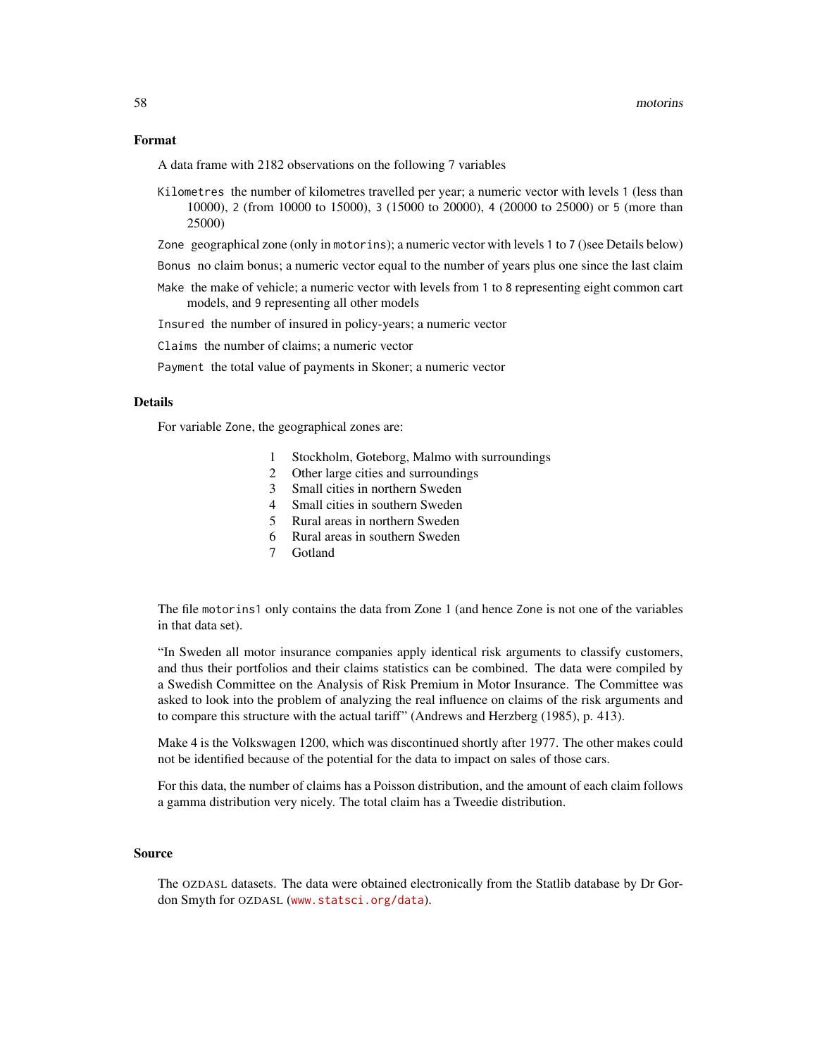### Format

A data frame with 2182 observations on the following 7 variables

`Kilometres` the number of kilometres travelled per year; a numeric vector with levels 1 (less than 10000), 2 (from 10000 to 15000), 3 (15000 to 20000), 4 (20000 to 25000) or 5 (more than 25000)

`Zone` geographical zone (only in `motorins`); a numeric vector with levels 1 to 7 ()see Details below)

`Bonus` no claim bonus; a numeric vector equal to the number of years plus one since the last claim

`Make` the make of vehicle; a numeric vector with levels from 1 to 8 representing eight common cart models, and 9 representing all other models

`Insured` the number of insured in policy-years; a numeric vector

`Claims` the number of claims; a numeric vector

`Payment` the total value of payments in Skoner; a numeric vector

### Details

For variable `Zone`, the geographical zones are:

| | |
|---|---|
| 1 | Stockholm, Goteborg, Malmo with surroundings |
| 2 | Other large cities and surroundings |
| 3 | Small cities in northern Sweden |
| 4 | Small cities in southern Sweden |
| 5 | Rural areas in northern Sweden |
| 6 | Rural areas in southern Sweden |
| 7 | Gotland |

The file `motorins1` only contains the data from Zone 1 (and hence `Zone` is not one of the variables in that data set).

"In Sweden all motor insurance companies apply identical risk arguments to classify customers, and thus their portfolios and their claims statistics can be combined. The data were compiled by a Swedish Committee on the Analysis of Risk Premium in Motor Insurance. The Committee was asked to look into the problem of analyzing the real influence on claims of the risk arguments and to compare this structure with the actual tariff" (Andrews and Herzberg (1985), p. 413).

Make 4 is the Volkswagen 1200, which was discontinued shortly after 1977. The other makes could not be identified because of the potential for the data to impact on sales of those cars.

For this data, the number of claims has a Poisson distribution, and the amount of each claim follows a gamma distribution very nicely. The total claim has a Tweedie distribution.

### Source

The OZDASL datasets. The data were obtained electronically from the Statlib database by Dr Gordon Smyth for OZDASL (www.statsci.org/data).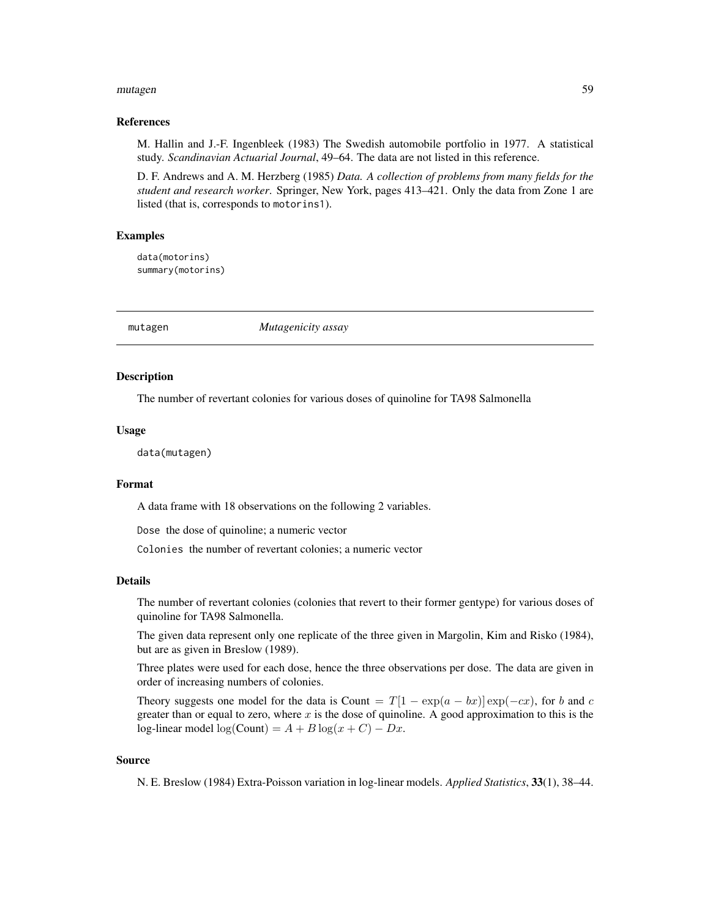### References

M. Hallin and J.-F. Ingenbleek (1983) The Swedish automobile portfolio in 1977. A statistical study. *Scandinavian Actuarial Journal*, 49–64. The data are not listed in this reference.

D. F. Andrews and A. M. Herzberg (1985) *Data. A collection of problems from many fields for the student and research worker*. Springer, New York, pages 413–421. Only the data from Zone 1 are listed (that is, corresponds to motorins1).

### Examples

```
data(motorins)
summary(motorins)
```

---

## mutagen *Mutagenicity assay*

---

### Description

The number of revertant colonies for various doses of quinoline for TA98 Salmonella

### Usage

```
data(mutagen)
```

### Format

A data frame with 18 observations on the following 2 variables.

Dose the dose of quinoline; a numeric vector

Colonies the number of revertant colonies; a numeric vector

### Details

The number of revertant colonies (colonies that revert to their former gentype) for various doses of quinoline for TA98 Salmonella.

The given data represent only one replicate of the three given in Margolin, Kim and Risko (1984), but are as given in Breslow (1989).

Three plates were used for each dose, hence the three observations per dose. The data are given in order of increasing numbers of colonies.

Theory suggests one model for the data is Count $= T[1 - \exp(a - bx)]\exp(-cx)$, for $b$ and $c$ greater than or equal to zero, where $x$ is the dose of quinoline. A good approximation to this is the log-linear model $\log(\text{Count}) = A + B\log(x + C) - Dx$.

### Source

N. E. Breslow (1984) Extra-Poisson variation in log-linear models. *Applied Statistics*, **33**(1), 38–44.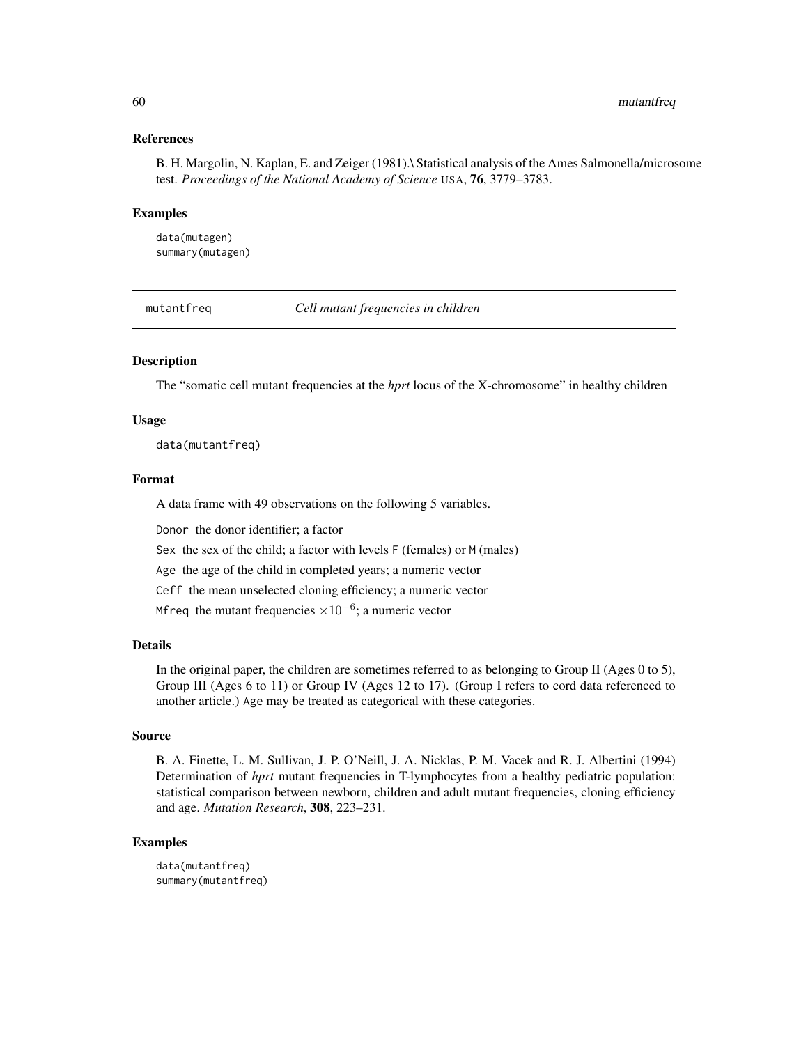### References

B. H. Margolin, N. Kaplan, E. and Zeiger (1981).\ Statistical analysis of the Ames Salmonella/microsome test. *Proceedings of the National Academy of Science* USA, **76**, 3779–3783.

### Examples

```
data(mutagen)
summary(mutagen)
```

---

## mutantfreq — *Cell mutant frequencies in children*

---

### Description

The "somatic cell mutant frequencies at the *hprt* locus of the X-chromosome" in healthy children

### Usage

```
data(mutantfreq)
```

### Format

A data frame with 49 observations on the following 5 variables.

`Donor` the donor identifier; a factor

`Sex` the sex of the child; a factor with levels `F` (females) or `M` (males)

`Age` the age of the child in completed years; a numeric vector

`Ceff` the mean unselected cloning efficiency; a numeric vector

`Mfreq` the mutant frequencies $\times 10^{-6}$; a numeric vector

### Details

In the original paper, the children are sometimes referred to as belonging to Group II (Ages 0 to 5), Group III (Ages 6 to 11) or Group IV (Ages 12 to 17). (Group I refers to cord data referenced to another article.) `Age` may be treated as categorical with these categories.

### Source

B. A. Finette, L. M. Sullivan, J. P. O'Neill, J. A. Nicklas, P. M. Vacek and R. J. Albertini (1994) Determination of *hprt* mutant frequencies in T-lymphocytes from a healthy pediatric population: statistical comparison between newborn, children and adult mutant frequencies, cloning efficiency and age. *Mutation Research*, **308**, 223–231.

### Examples

```
data(mutantfreq)
summary(mutantfreq)
```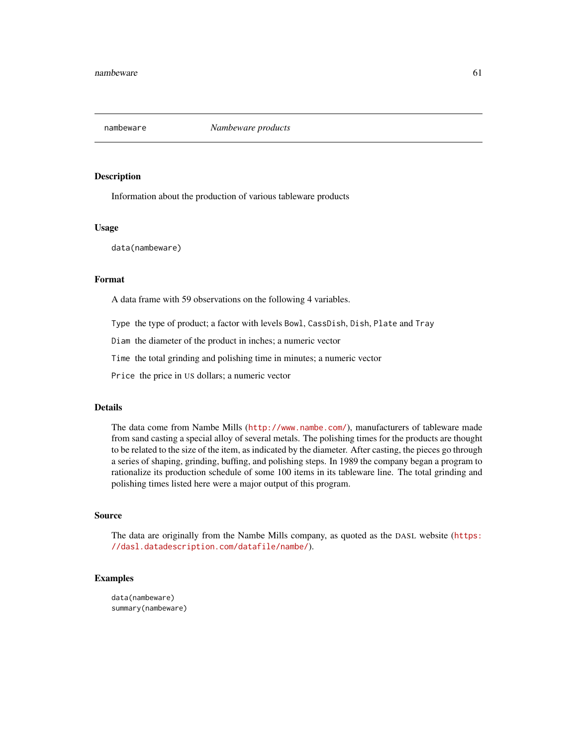`nambeware` *Nambeware products*

## Description

Information about the production of various tableware products

## Usage

```
data(nambeware)
```

## Format

A data frame with 59 observations on the following 4 variables.

`Type` the type of product; a factor with levels `Bowl`, `CassDish`, `Dish`, `Plate` and `Tray`

`Diam` the diameter of the product in inches; a numeric vector

`Time` the total grinding and polishing time in minutes; a numeric vector

`Price` the price in US dollars; a numeric vector

## Details

The data come from Nambe Mills (http://www.nambe.com/), manufacturers of tableware made from sand casting a special alloy of several metals. The polishing times for the products are thought to be related to the size of the item, as indicated by the diameter. After casting, the pieces go through a series of shaping, grinding, buffing, and polishing steps. In 1989 the company began a program to rationalize its production schedule of some 100 items in its tableware line. The total grinding and polishing times listed here were a major output of this program.

## Source

The data are originally from the Nambe Mills company, as quoted as the DASL website (https://dasl.datadescription.com/datafile/nambe/).

## Examples

```
data(nambeware)
summary(nambeware)
```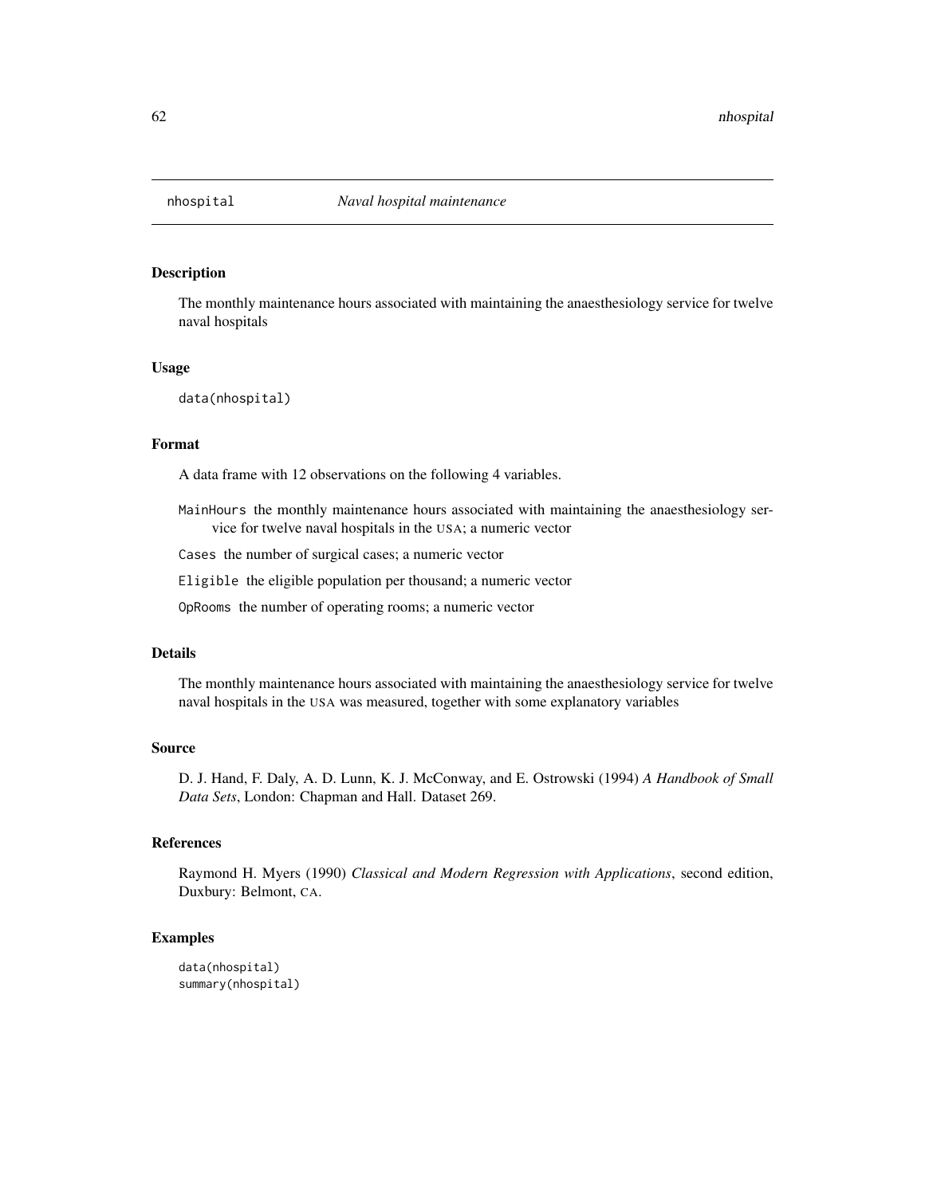# nhospital — *Naval hospital maintenance*

## Description

The monthly maintenance hours associated with maintaining the anaesthesiology service for twelve naval hospitals

## Usage

```
data(nhospital)
```

## Format

A data frame with 12 observations on the following 4 variables.

- `MainHours` the monthly maintenance hours associated with maintaining the anaesthesiology service for twelve naval hospitals in the USA; a numeric vector
- `Cases` the number of surgical cases; a numeric vector
- `Eligible` the eligible population per thousand; a numeric vector
- `OpRooms` the number of operating rooms; a numeric vector

## Details

The monthly maintenance hours associated with maintaining the anaesthesiology service for twelve naval hospitals in the USA was measured, together with some explanatory variables

## Source

D. J. Hand, F. Daly, A. D. Lunn, K. J. McConway, and E. Ostrowski (1994) *A Handbook of Small Data Sets*, London: Chapman and Hall. Dataset 269.

## References

Raymond H. Myers (1990) *Classical and Modern Regression with Applications*, second edition, Duxbury: Belmont, CA.

## Examples

```
data(nhospital)
summary(nhospital)
```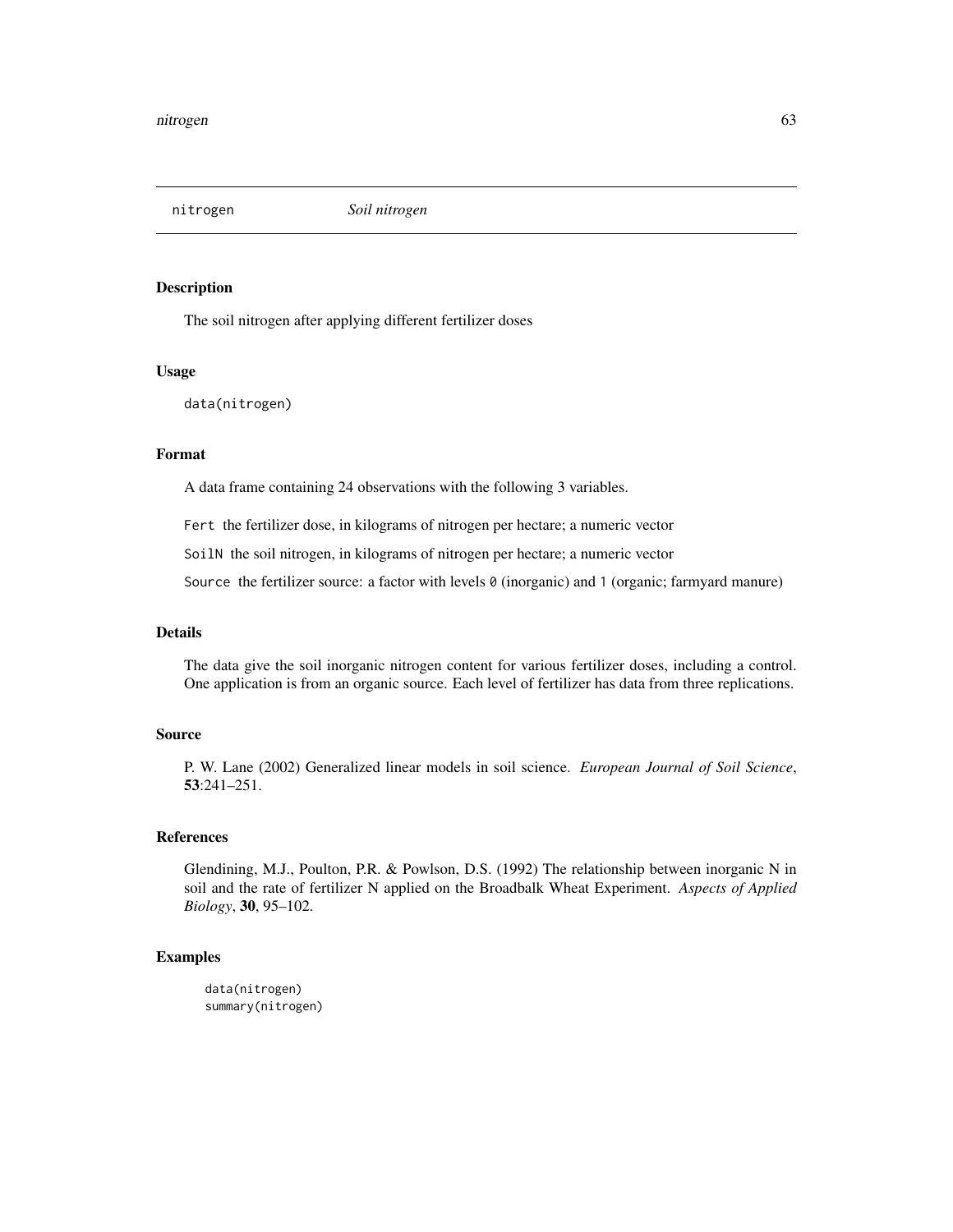## nitrogen *Soil nitrogen*

### Description

The soil nitrogen after applying different fertilizer doses

### Usage

```
data(nitrogen)
```

### Format

A data frame containing 24 observations with the following 3 variables.

`Fert` the fertilizer dose, in kilograms of nitrogen per hectare; a numeric vector

`SoilN` the soil nitrogen, in kilograms of nitrogen per hectare; a numeric vector

`Source` the fertilizer source: a factor with levels `0` (inorganic) and `1` (organic; farmyard manure)

### Details

The data give the soil inorganic nitrogen content for various fertilizer doses, including a control. One application is from an organic source. Each level of fertilizer has data from three replications.

### Source

P. W. Lane (2002) Generalized linear models in soil science. *European Journal of Soil Science*, **53**:241–251.

### References

Glendining, M.J., Poulton, P.R. & Powlson, D.S. (1992) The relationship between inorganic N in soil and the rate of fertilizer N applied on the Broadbalk Wheat Experiment. *Aspects of Applied Biology*, **30**, 95–102.

### Examples

```
data(nitrogen)
summary(nitrogen)
```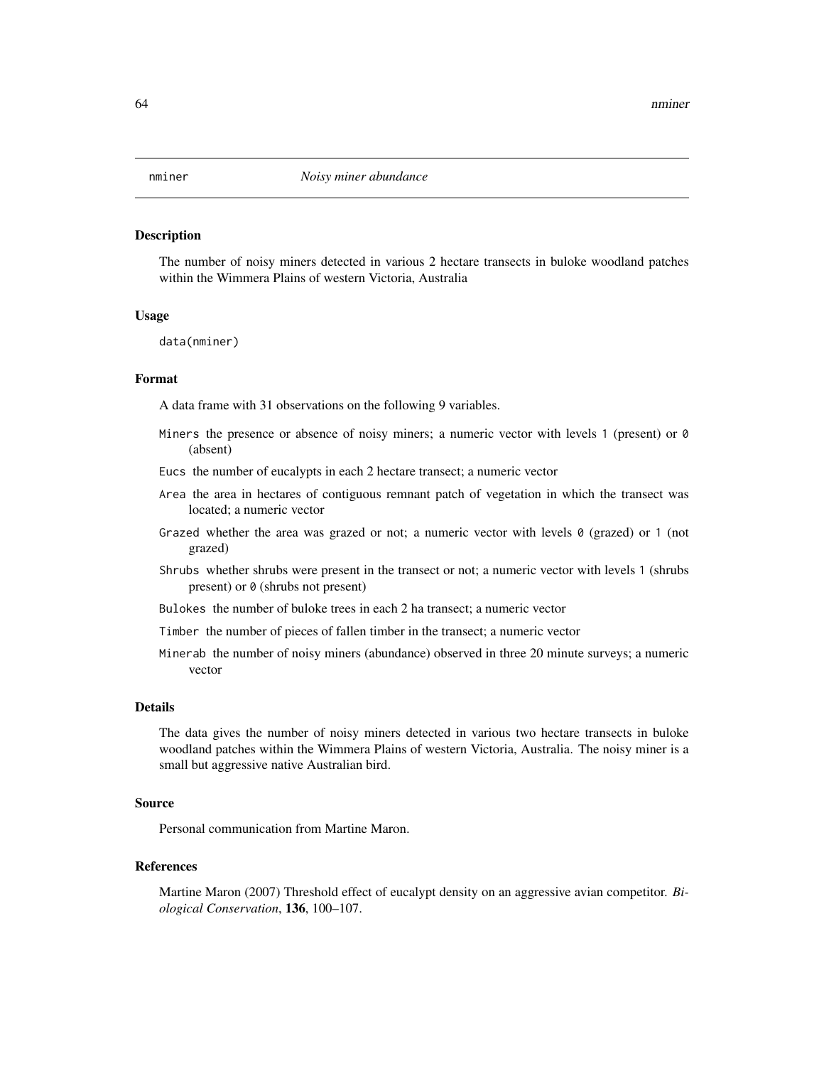`nminer` *Noisy miner abundance*

### Description

The number of noisy miners detected in various 2 hectare transects in buloke woodland patches within the Wimmera Plains of western Victoria, Australia

### Usage

```
data(nminer)
```

### Format

A data frame with 31 observations on the following 9 variables.

- `Miners` the presence or absence of noisy miners; a numeric vector with levels `1` (present) or `0` (absent)
- `Eucs` the number of eucalypts in each 2 hectare transect; a numeric vector
- `Area` the area in hectares of contiguous remnant patch of vegetation in which the transect was located; a numeric vector
- `Grazed` whether the area was grazed or not; a numeric vector with levels `0` (grazed) or `1` (not grazed)
- `Shrubs` whether shrubs were present in the transect or not; a numeric vector with levels `1` (shrubs present) or `0` (shrubs not present)
- `Bulokes` the number of buloke trees in each 2 ha transect; a numeric vector
- `Timber` the number of pieces of fallen timber in the transect; a numeric vector
- `Minerab` the number of noisy miners (abundance) observed in three 20 minute surveys; a numeric vector

### Details

The data gives the number of noisy miners detected in various two hectare transects in buloke woodland patches within the Wimmera Plains of western Victoria, Australia. The noisy miner is a small but aggressive native Australian bird.

### Source

Personal communication from Martine Maron.

### References

Martine Maron (2007) Threshold effect of eucalypt density on an aggressive avian competitor. *Biological Conservation*, **136**, 100–107.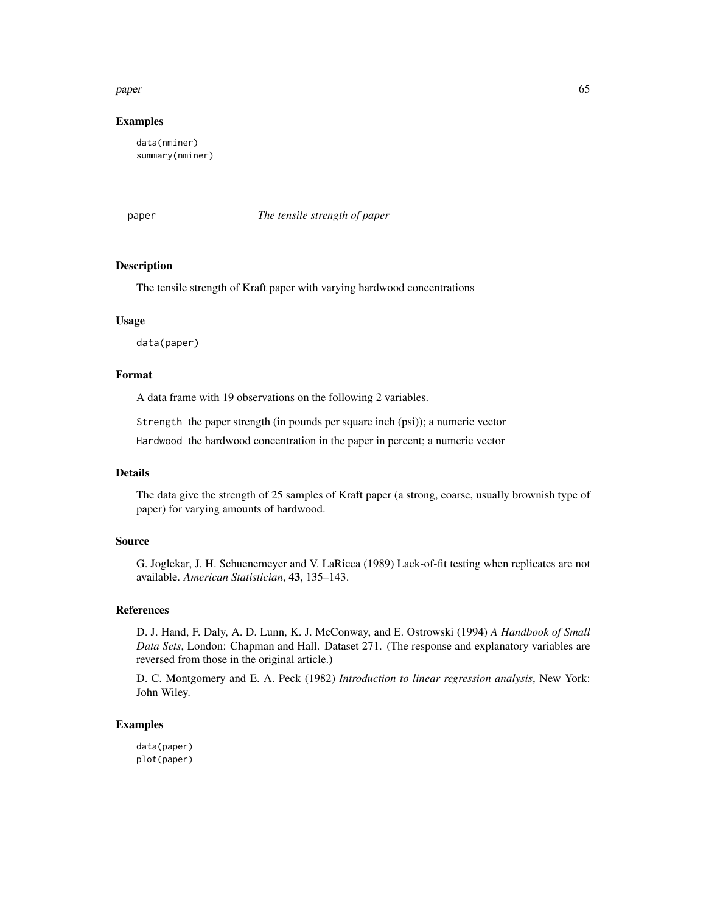## Examples

```
data(nminer)
summary(nminer)
```

---

## paper — *The tensile strength of paper*

---

### Description

The tensile strength of Kraft paper with varying hardwood concentrations

### Usage

```
data(paper)
```

### Format

A data frame with 19 observations on the following 2 variables.

`Strength` the paper strength (in pounds per square inch (psi)); a numeric vector

`Hardwood` the hardwood concentration in the paper in percent; a numeric vector

### Details

The data give the strength of 25 samples of Kraft paper (a strong, coarse, usually brownish type of paper) for varying amounts of hardwood.

### Source

G. Joglekar, J. H. Schuenemeyer and V. LaRicca (1989) Lack-of-fit testing when replicates are not available. *American Statistician*, **43**, 135–143.

### References

D. J. Hand, F. Daly, A. D. Lunn, K. J. McConway, and E. Ostrowski (1994) *A Handbook of Small Data Sets*, London: Chapman and Hall. Dataset 271. (The response and explanatory variables are reversed from those in the original article.)

D. C. Montgomery and E. A. Peck (1982) *Introduction to linear regression analysis*, New York: John Wiley.

### Examples

```
data(paper)
plot(paper)
```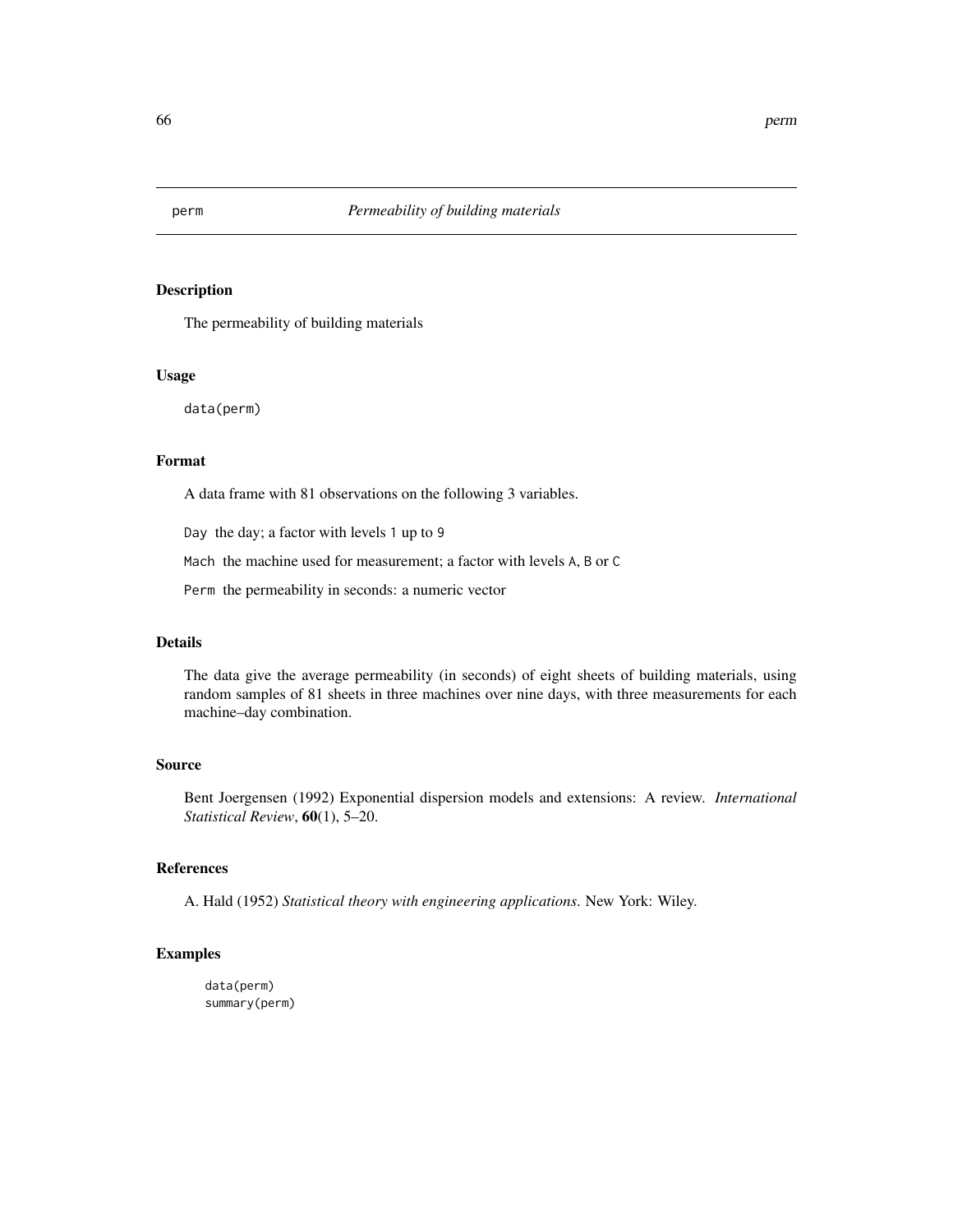# perm — *Permeability of building materials*

## Description

The permeability of building materials

## Usage

```
data(perm)
```

## Format

A data frame with 81 observations on the following 3 variables.

Day the day; a factor with levels 1 up to 9

Mach the machine used for measurement; a factor with levels A, B or C

Perm the permeability in seconds: a numeric vector

## Details

The data give the average permeability (in seconds) of eight sheets of building materials, using random samples of 81 sheets in three machines over nine days, with three measurements for each machine–day combination.

## Source

Bent Joergensen (1992) Exponential dispersion models and extensions: A review. *International Statistical Review*, **60**(1), 5–20.

## References

A. Hald (1952) *Statistical theory with engineering applications*. New York: Wiley.

## Examples

```
data(perm)
summary(perm)
```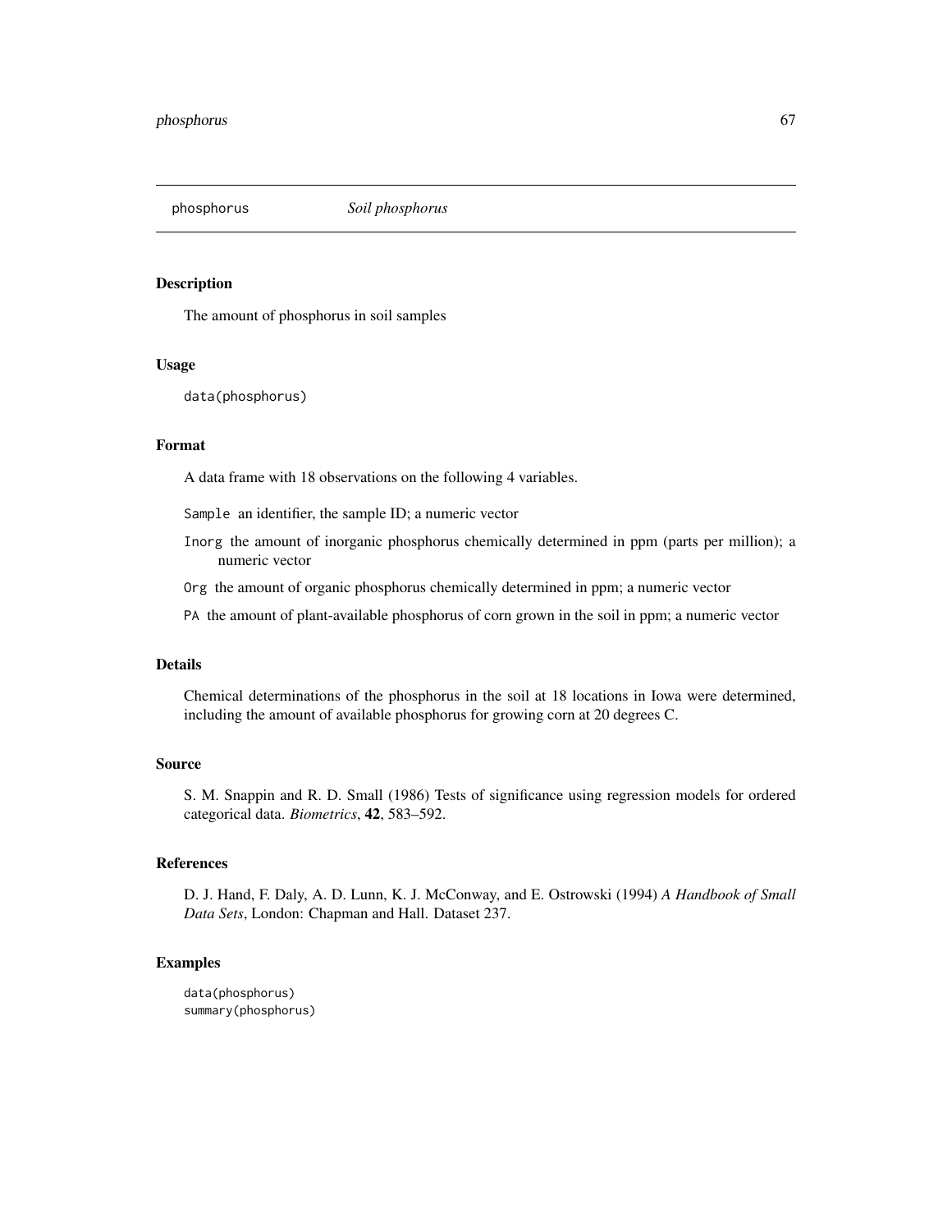`phosphorus` *Soil phosphorus*

## Description

The amount of phosphorus in soil samples

## Usage

```
data(phosphorus)
```

## Format

A data frame with 18 observations on the following 4 variables.

`Sample` an identifier, the sample ID; a numeric vector

`Inorg` the amount of inorganic phosphorus chemically determined in ppm (parts per million); a numeric vector

`Org` the amount of organic phosphorus chemically determined in ppm; a numeric vector

`PA` the amount of plant-available phosphorus of corn grown in the soil in ppm; a numeric vector

## Details

Chemical determinations of the phosphorus in the soil at 18 locations in Iowa were determined, including the amount of available phosphorus for growing corn at 20 degrees C.

## Source

S. M. Snappin and R. D. Small (1986) Tests of significance using regression models for ordered categorical data. *Biometrics*, **42**, 583–592.

## References

D. J. Hand, F. Daly, A. D. Lunn, K. J. McConway, and E. Ostrowski (1994) *A Handbook of Small Data Sets*, London: Chapman and Hall. Dataset 237.

## Examples

```
data(phosphorus)
summary(phosphorus)
```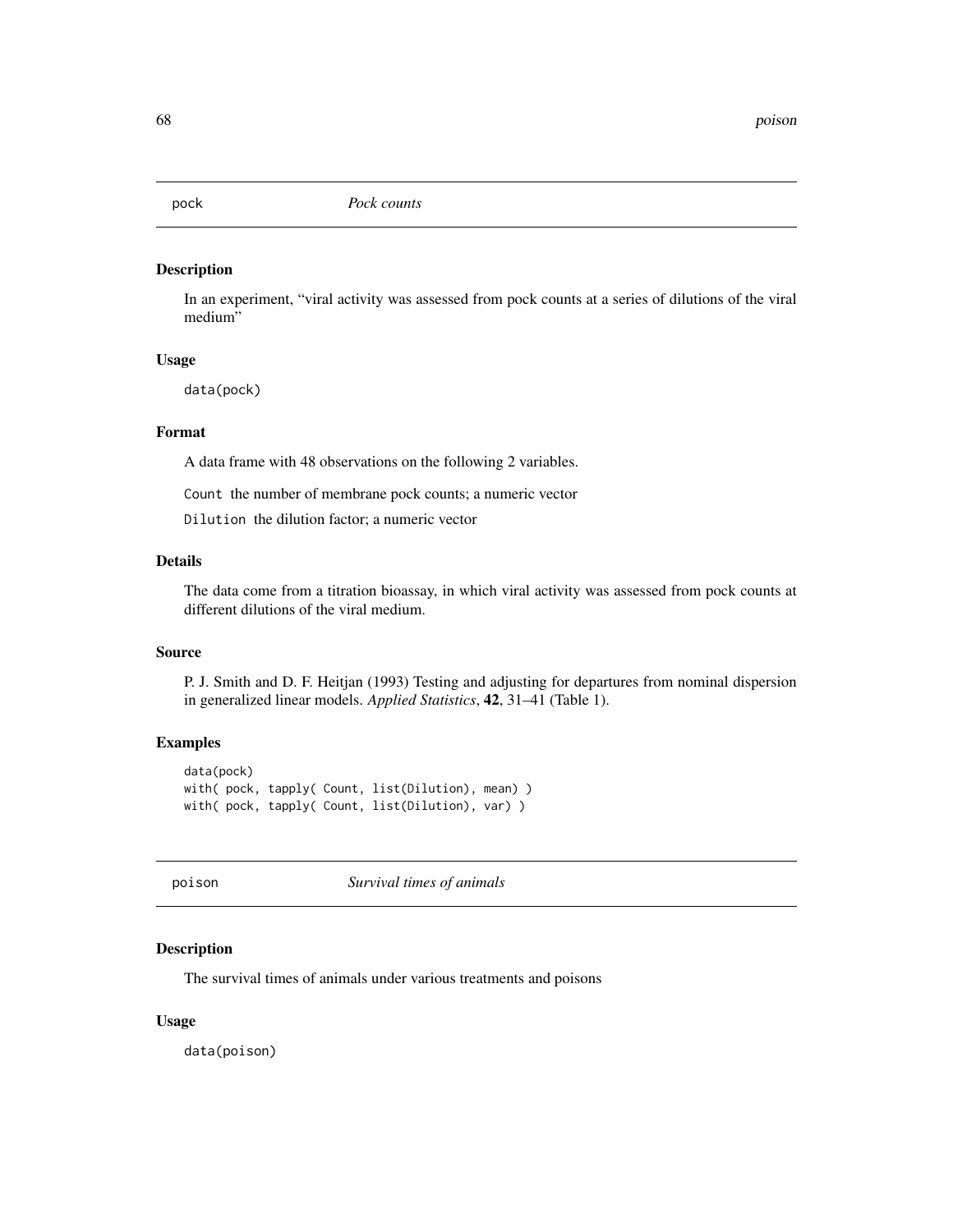## pock *Pock counts*

### Description

In an experiment, "viral activity was assessed from pock counts at a series of dilutions of the viral medium"

### Usage

```
data(pock)
```

### Format

A data frame with 48 observations on the following 2 variables.

`Count` the number of membrane pock counts; a numeric vector

`Dilution` the dilution factor; a numeric vector

### Details

The data come from a titration bioassay, in which viral activity was assessed from pock counts at different dilutions of the viral medium.

### Source

P. J. Smith and D. F. Heitjan (1993) Testing and adjusting for departures from nominal dispersion in generalized linear models. *Applied Statistics*, **42**, 31–41 (Table 1).

### Examples

```
data(pock)
with( pock, tapply( Count, list(Dilution), mean) )
with( pock, tapply( Count, list(Dilution), var) )
```

## poison *Survival times of animals*

### Description

The survival times of animals under various treatments and poisons

### Usage

```
data(poison)
```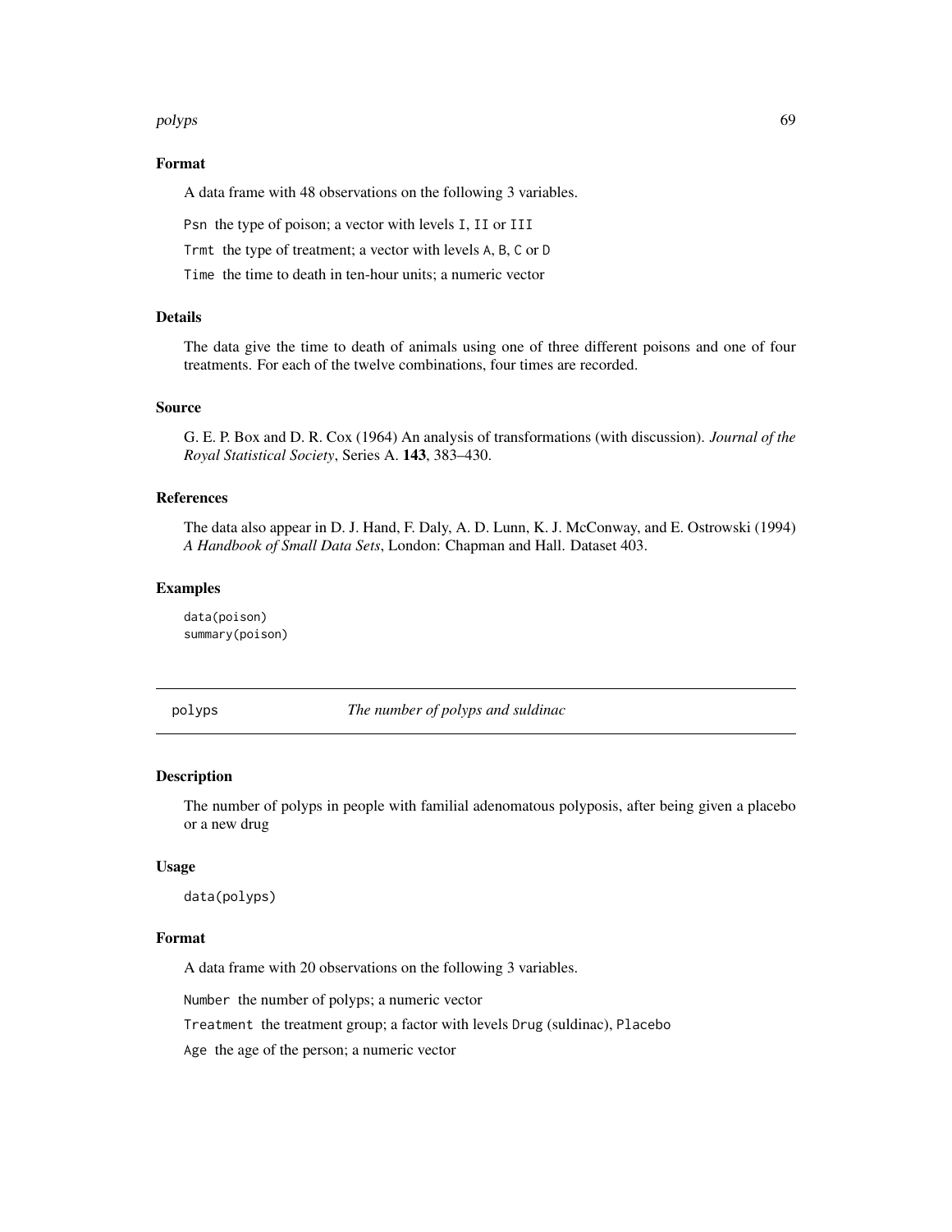### Format

A data frame with 48 observations on the following 3 variables.

`Psn` the type of poison; a vector with levels `I`, `II` or `III`

`Trmt` the type of treatment; a vector with levels `A`, `B`, `C` or `D`

`Time` the time to death in ten-hour units; a numeric vector

### Details

The data give the time to death of animals using one of three different poisons and one of four treatments. For each of the twelve combinations, four times are recorded.

### Source

G. E. P. Box and D. R. Cox (1964) An analysis of transformations (with discussion). *Journal of the Royal Statistical Society*, Series A. **143**, 383–430.

### References

The data also appear in D. J. Hand, F. Daly, A. D. Lunn, K. J. McConway, and E. Ostrowski (1994) *A Handbook of Small Data Sets*, London: Chapman and Hall. Dataset 403.

### Examples

```
data(poison)
summary(poison)
```

---

## polyps — *The number of polyps and suldinac*

---

### Description

The number of polyps in people with familial adenomatous polyposis, after being given a placebo or a new drug

### Usage

```
data(polyps)
```

### Format

A data frame with 20 observations on the following 3 variables.

`Number` the number of polyps; a numeric vector

`Treatment` the treatment group; a factor with levels `Drug` (suldinac), `Placebo`

`Age` the age of the person; a numeric vector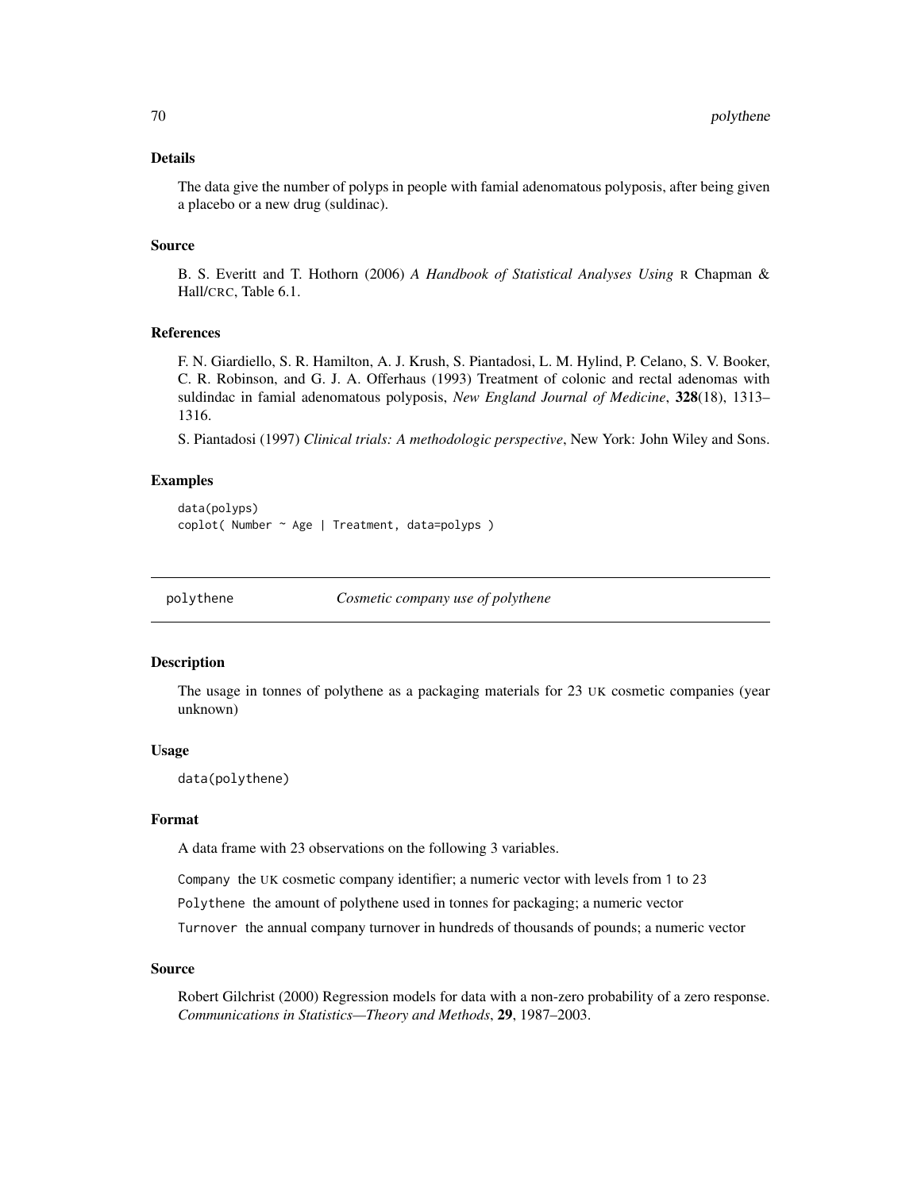### Details

The data give the number of polyps in people with famial adenomatous polyposis, after being given a placebo or a new drug (suldinac).

### Source

B. S. Everitt and T. Hothorn (2006) *A Handbook of Statistical Analyses Using* R Chapman & Hall/CRC, Table 6.1.

### References

F. N. Giardiello, S. R. Hamilton, A. J. Krush, S. Piantadosi, L. M. Hylind, P. Celano, S. V. Booker, C. R. Robinson, and G. J. A. Offerhaus (1993) Treatment of colonic and rectal adenomas with suldindac in famial adenomatous polyposis, *New England Journal of Medicine*, **328**(18), 1313–1316.

S. Piantadosi (1997) *Clinical trials: A methodologic perspective*, New York: John Wiley and Sons.

### Examples

```
data(polyps)
coplot( Number ~ Age | Treatment, data=polyps )
```

---

## polythene — *Cosmetic company use of polythene*

---

### Description

The usage in tonnes of polythene as a packaging materials for 23 UK cosmetic companies (year unknown)

### Usage

```
data(polythene)
```

### Format

A data frame with 23 observations on the following 3 variables.

`Company` the UK cosmetic company identifier; a numeric vector with levels from `1` to `23`

`Polythene` the amount of polythene used in tonnes for packaging; a numeric vector

`Turnover` the annual company turnover in hundreds of thousands of pounds; a numeric vector

### Source

Robert Gilchrist (2000) Regression models for data with a non-zero probability of a zero response. *Communications in Statistics—Theory and Methods*, **29**, 1987–2003.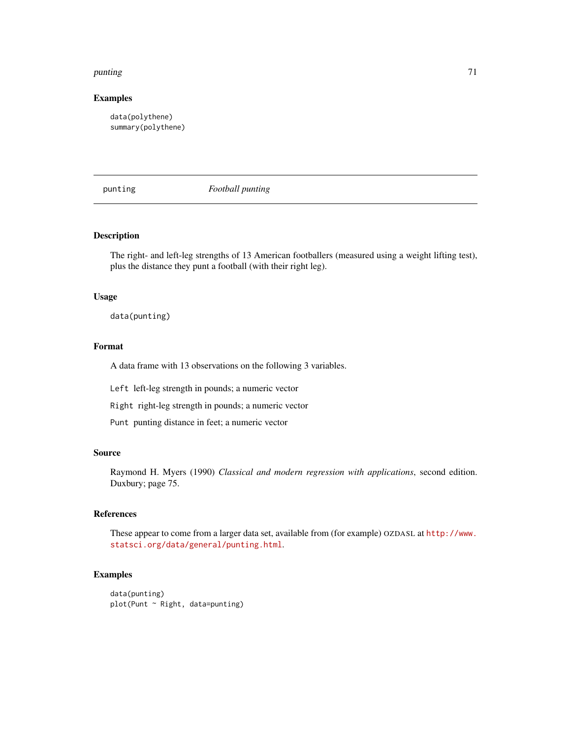## Examples

```
data(polythene)
summary(polythene)
```

---

punting *Football punting*

---

## Description

The right- and left-leg strengths of 13 American footballers (measured using a weight lifting test), plus the distance they punt a football (with their right leg).

## Usage

```
data(punting)
```

## Format

A data frame with 13 observations on the following 3 variables.

`Left` left-leg strength in pounds; a numeric vector

`Right` right-leg strength in pounds; a numeric vector

`Punt` punting distance in feet; a numeric vector

## Source

Raymond H. Myers (1990) *Classical and modern regression with applications*, second edition. Duxbury; page 75.

## References

These appear to come from a larger data set, available from (for example) OZDASL at http://www.statsci.org/data/general/punting.html.

## Examples

```
data(punting)
plot(Punt ~ Right, data=punting)
```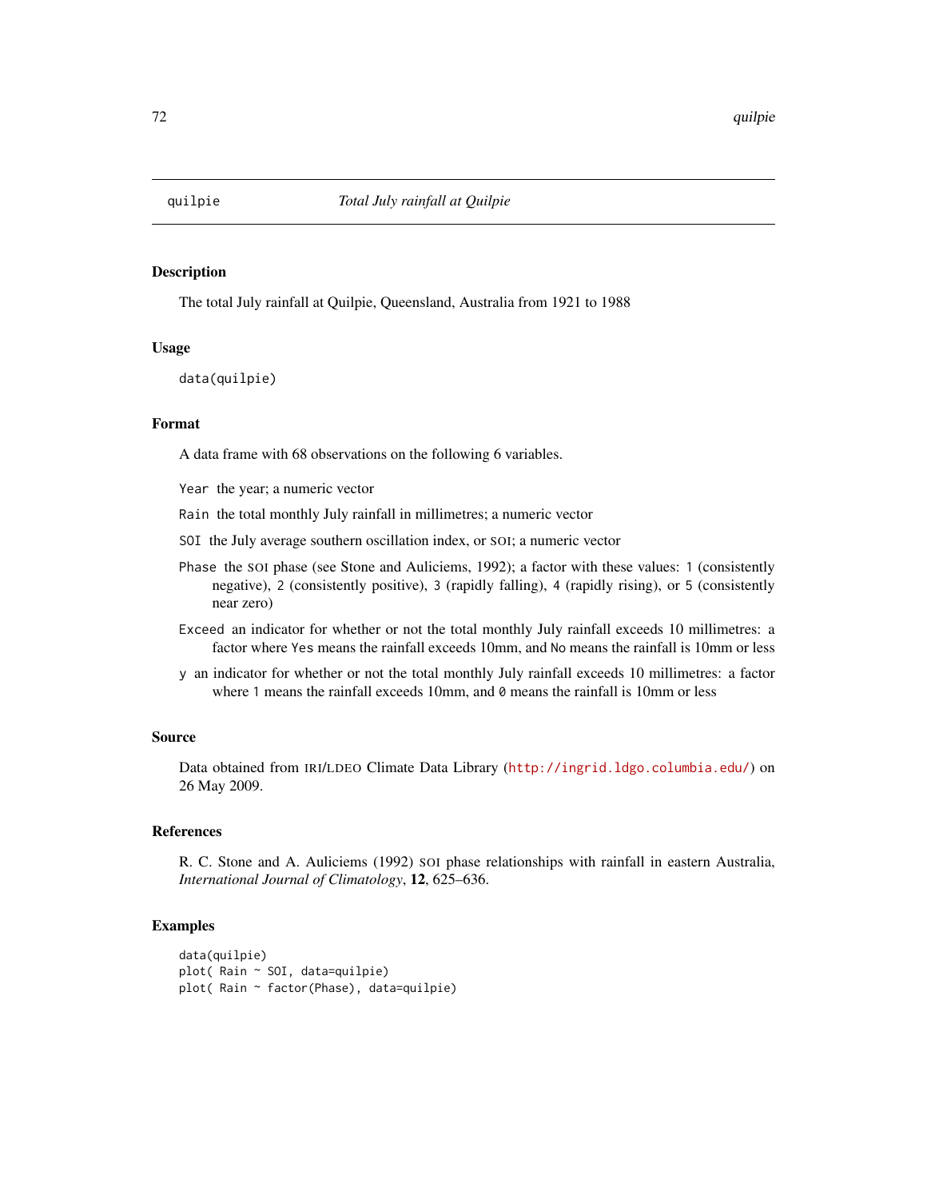# quilpie — *Total July rainfall at Quilpie*

## Description

The total July rainfall at Quilpie, Queensland, Australia from 1921 to 1988

## Usage

```
data(quilpie)
```

## Format

A data frame with 68 observations on the following 6 variables.

- `Year` the year; a numeric vector
- `Rain` the total monthly July rainfall in millimetres; a numeric vector
- `SOI` the July average southern oscillation index, or SOI; a numeric vector
- `Phase` the SOI phase (see Stone and Auliciems, 1992); a factor with these values: `1` (consistently negative), `2` (consistently positive), `3` (rapidly falling), `4` (rapidly rising), or `5` (consistently near zero)
- `Exceed` an indicator for whether or not the total monthly July rainfall exceeds 10 millimetres: a factor where `Yes` means the rainfall exceeds 10mm, and `No` means the rainfall is 10mm or less
- `y` an indicator for whether or not the total monthly July rainfall exceeds 10 millimetres: a factor where `1` means the rainfall exceeds 10mm, and `0` means the rainfall is 10mm or less

## Source

Data obtained from IRI/LDEO Climate Data Library (http://ingrid.ldgo.columbia.edu/) on 26 May 2009.

## References

R. C. Stone and A. Auliciems (1992) SOI phase relationships with rainfall in eastern Australia, *International Journal of Climatology*, **12**, 625–636.

## Examples

```
data(quilpie)
plot( Rain ~ SOI, data=quilpie)
plot( Rain ~ factor(Phase), data=quilpie)
```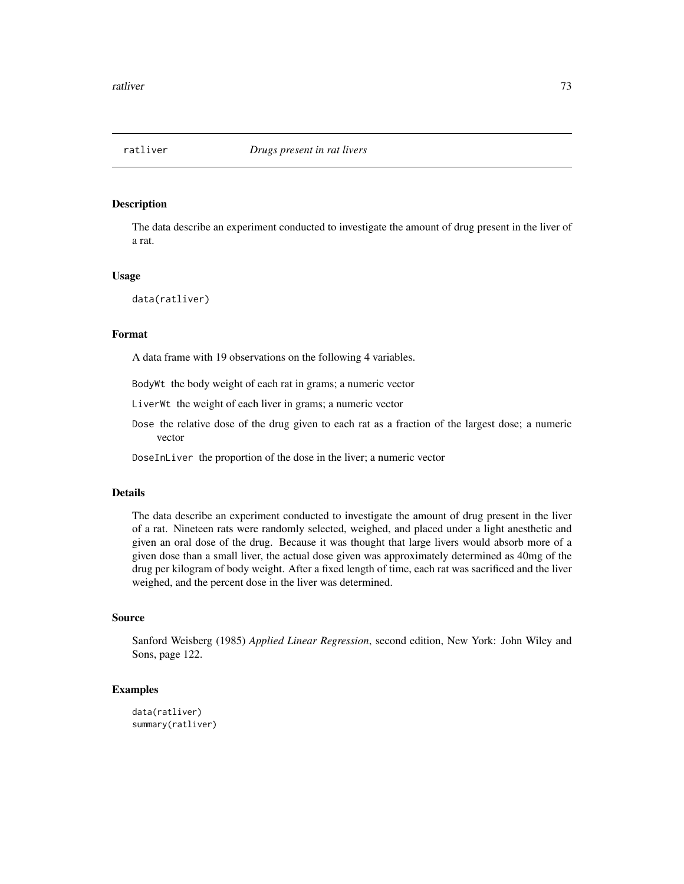## ratliver *Drugs present in rat livers*

### Description

The data describe an experiment conducted to investigate the amount of drug present in the liver of a rat.

### Usage

```
data(ratliver)
```

### Format

A data frame with 19 observations on the following 4 variables.

`BodyWt` the body weight of each rat in grams; a numeric vector

`LiverWt` the weight of each liver in grams; a numeric vector

`Dose` the relative dose of the drug given to each rat as a fraction of the largest dose; a numeric vector

`DoseInLiver` the proportion of the dose in the liver; a numeric vector

### Details

The data describe an experiment conducted to investigate the amount of drug present in the liver of a rat. Nineteen rats were randomly selected, weighed, and placed under a light anesthetic and given an oral dose of the drug. Because it was thought that large livers would absorb more of a given dose than a small liver, the actual dose given was approximately determined as 40mg of the drug per kilogram of body weight. After a fixed length of time, each rat was sacrificed and the liver weighed, and the percent dose in the liver was determined.

### Source

Sanford Weisberg (1985) *Applied Linear Regression*, second edition, New York: John Wiley and Sons, page 122.

### Examples

```
data(ratliver)
summary(ratliver)
```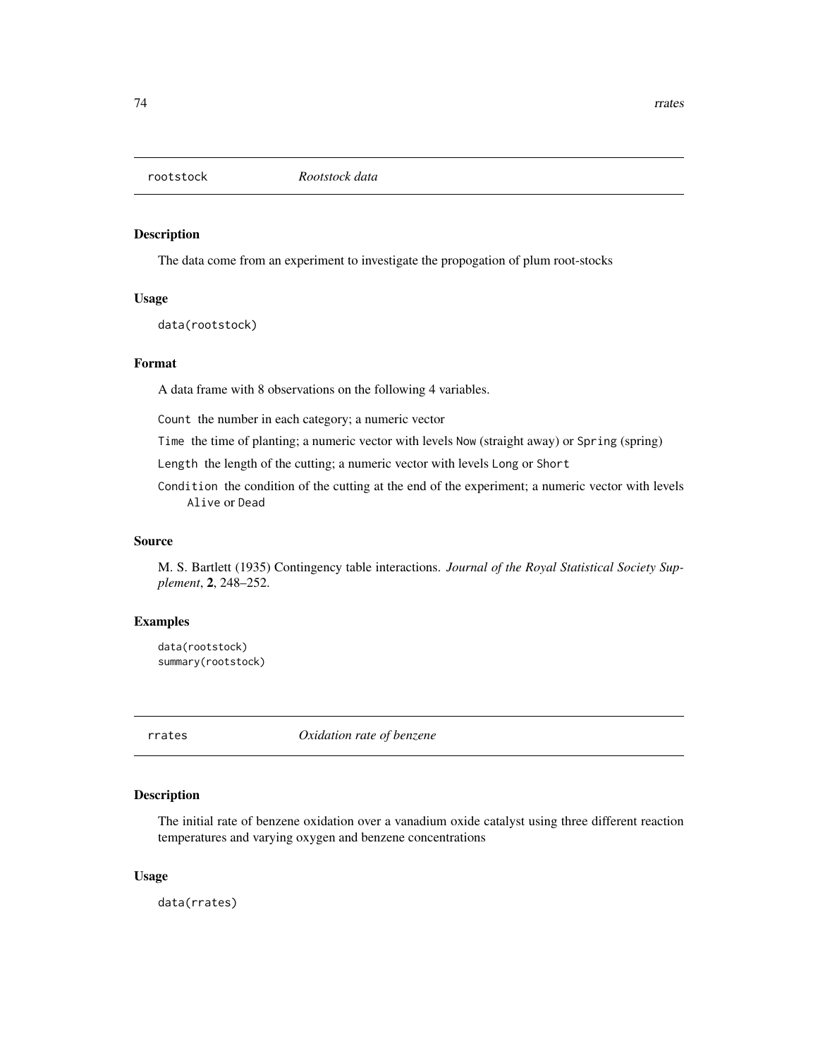## rootstock *Rootstock data*

### Description

The data come from an experiment to investigate the propogation of plum root-stocks

### Usage

```
data(rootstock)
```

### Format

A data frame with 8 observations on the following 4 variables.

`Count` the number in each category; a numeric vector

`Time` the time of planting; a numeric vector with levels `Now` (straight away) or `Spring` (spring)

`Length` the length of the cutting; a numeric vector with levels `Long` or `Short`

`Condition` the condition of the cutting at the end of the experiment; a numeric vector with levels `Alive` or `Dead`

### Source

M. S. Bartlett (1935) Contingency table interactions. *Journal of the Royal Statistical Society Supplement*, **2**, 248–252.

### Examples

```
data(rootstock)
summary(rootstock)
```

## rrates *Oxidation rate of benzene*

### Description

The initial rate of benzene oxidation over a vanadium oxide catalyst using three different reaction temperatures and varying oxygen and benzene concentrations

### Usage

```
data(rrates)
```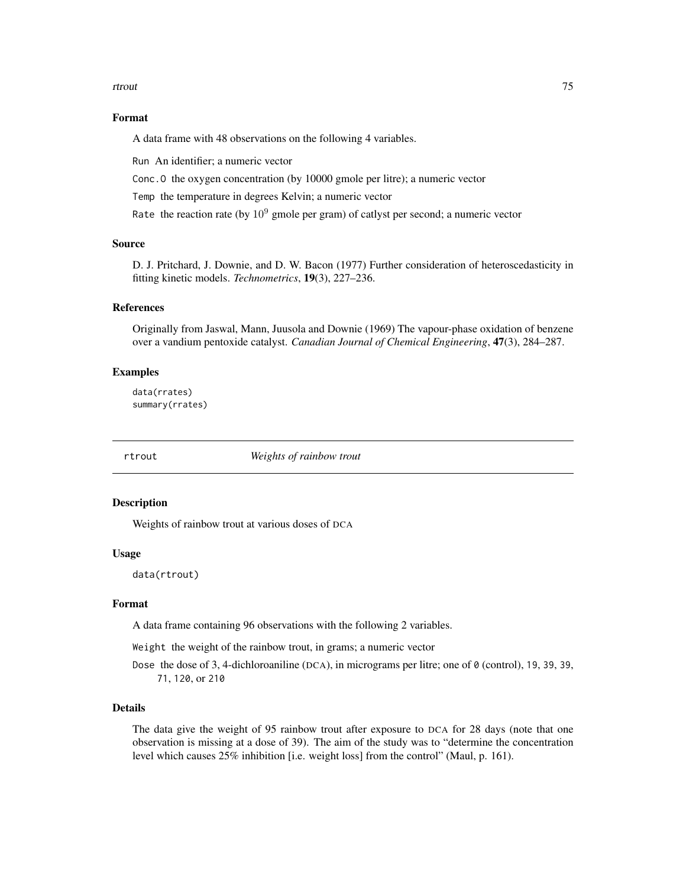### Format

A data frame with 48 observations on the following 4 variables.

`Run` An identifier; a numeric vector

`Conc.O` the oxygen concentration (by 10000 gmole per litre); a numeric vector

`Temp` the temperature in degrees Kelvin; a numeric vector

`Rate` the reaction rate (by $10^9$ gmole per gram) of catlyst per second; a numeric vector

### Source

D. J. Pritchard, J. Downie, and D. W. Bacon (1977) Further consideration of heteroscedasticity in fitting kinetic models. *Technometrics*, **19**(3), 227–236.

### References

Originally from Jaswal, Mann, Juusola and Downie (1969) The vapour-phase oxidation of benzene over a vandium pentoxide catalyst. *Canadian Journal of Chemical Engineering*, **47**(3), 284–287.

### Examples

```
data(rrates)
summary(rrates)
```

---

## rtrout — *Weights of rainbow trout*

### Description

Weights of rainbow trout at various doses of DCA

### Usage

```
data(rtrout)
```

### Format

A data frame containing 96 observations with the following 2 variables.

`Weight` the weight of the rainbow trout, in grams; a numeric vector

`Dose` the dose of 3, 4-dichloroaniline (DCA), in micrograms per litre; one of `0` (control), `19`, `39`, `39`, `71`, `120`, or `210`

### Details

The data give the weight of 95 rainbow trout after exposure to DCA for 28 days (note that one observation is missing at a dose of 39). The aim of the study was to "determine the concentration level which causes 25% inhibition [i.e. weight loss] from the control" (Maul, p. 161).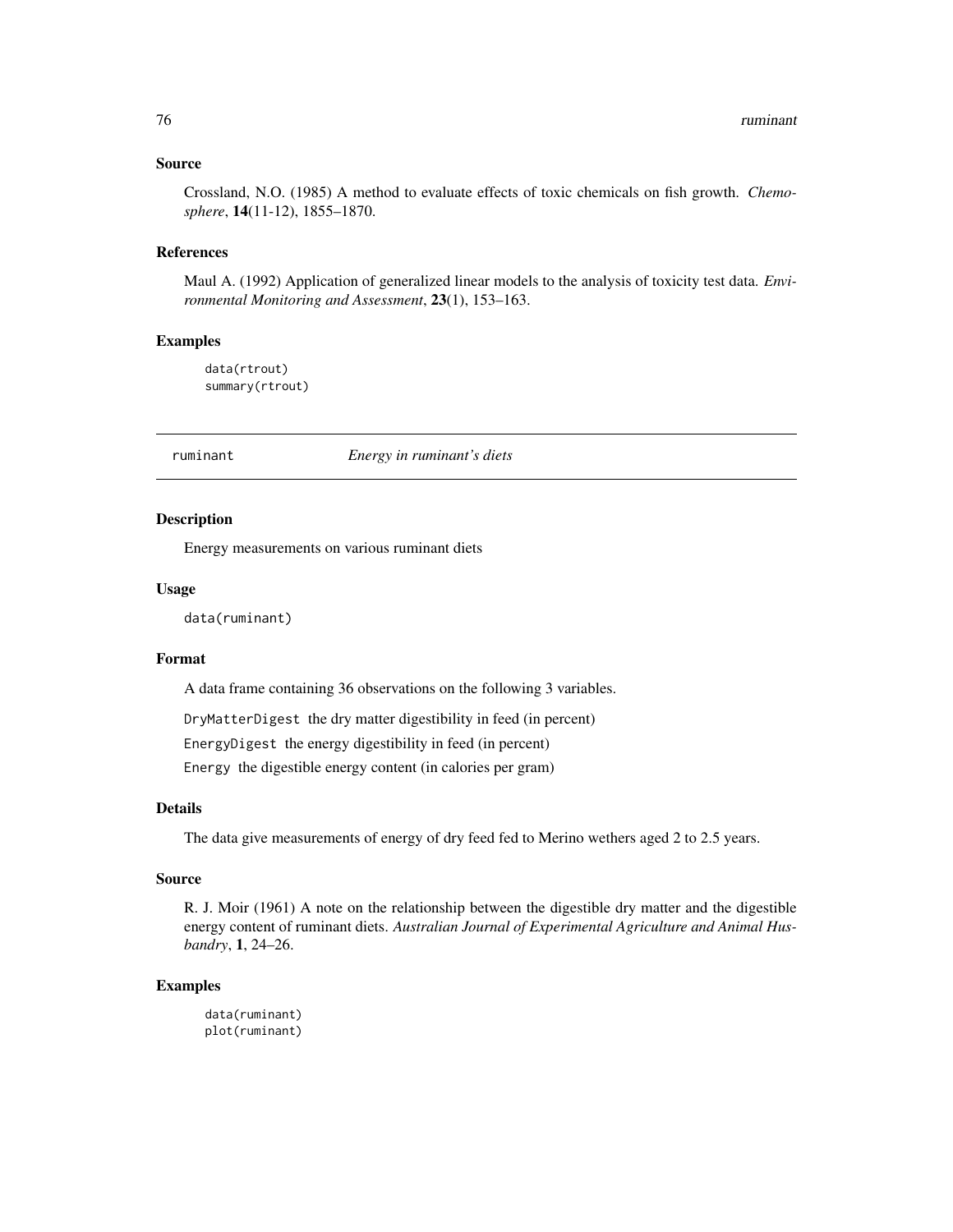### Source

Crossland, N.O. (1985) A method to evaluate effects of toxic chemicals on fish growth. *Chemosphere*, **14**(11-12), 1855–1870.

### References

Maul A. (1992) Application of generalized linear models to the analysis of toxicity test data. *Environmental Monitoring and Assessment*, **23**(1), 153–163.

### Examples

```
data(rtrout)
summary(rtrout)
```

---

## ruminant — *Energy in ruminant's diets*

### Description

Energy measurements on various ruminant diets

### Usage

```
data(ruminant)
```

### Format

A data frame containing 36 observations on the following 3 variables.

`DryMatterDigest` the dry matter digestibility in feed (in percent)

`EnergyDigest` the energy digestibility in feed (in percent)

`Energy` the digestible energy content (in calories per gram)

### Details

The data give measurements of energy of dry feed fed to Merino wethers aged 2 to 2.5 years.

### Source

R. J. Moir (1961) A note on the relationship between the digestible dry matter and the digestible energy content of ruminant diets. *Australian Journal of Experimental Agriculture and Animal Husbandry*, **1**, 24–26.

### Examples

```
data(ruminant)
plot(ruminant)
```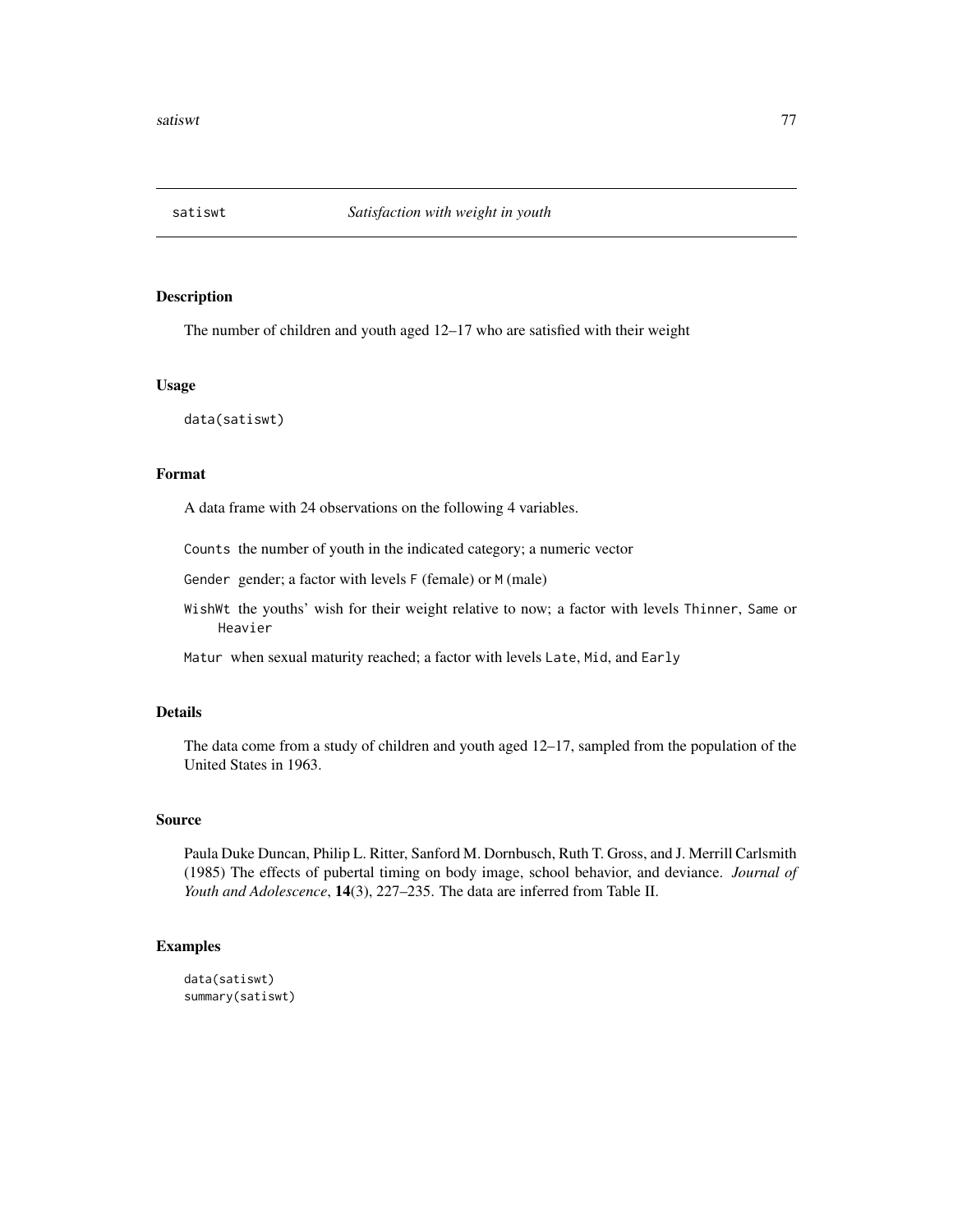# satiswt *Satisfaction with weight in youth*

## Description

The number of children and youth aged 12–17 who are satisfied with their weight

## Usage

```
data(satiswt)
```

## Format

A data frame with 24 observations on the following 4 variables.

- `Counts` the number of youth in the indicated category; a numeric vector
- `Gender` gender; a factor with levels `F` (female) or `M` (male)
- `WishWt` the youths' wish for their weight relative to now; a factor with levels `Thinner`, `Same` or `Heavier`
- `Matur` when sexual maturity reached; a factor with levels `Late`, `Mid`, and `Early`

## Details

The data come from a study of children and youth aged 12–17, sampled from the population of the United States in 1963.

## Source

Paula Duke Duncan, Philip L. Ritter, Sanford M. Dornbusch, Ruth T. Gross, and J. Merrill Carlsmith (1985) The effects of pubertal timing on body image, school behavior, and deviance. *Journal of Youth and Adolescence*, **14**(3), 227–235. The data are inferred from Table II.

## Examples

```
data(satiswt)
summary(satiswt)
```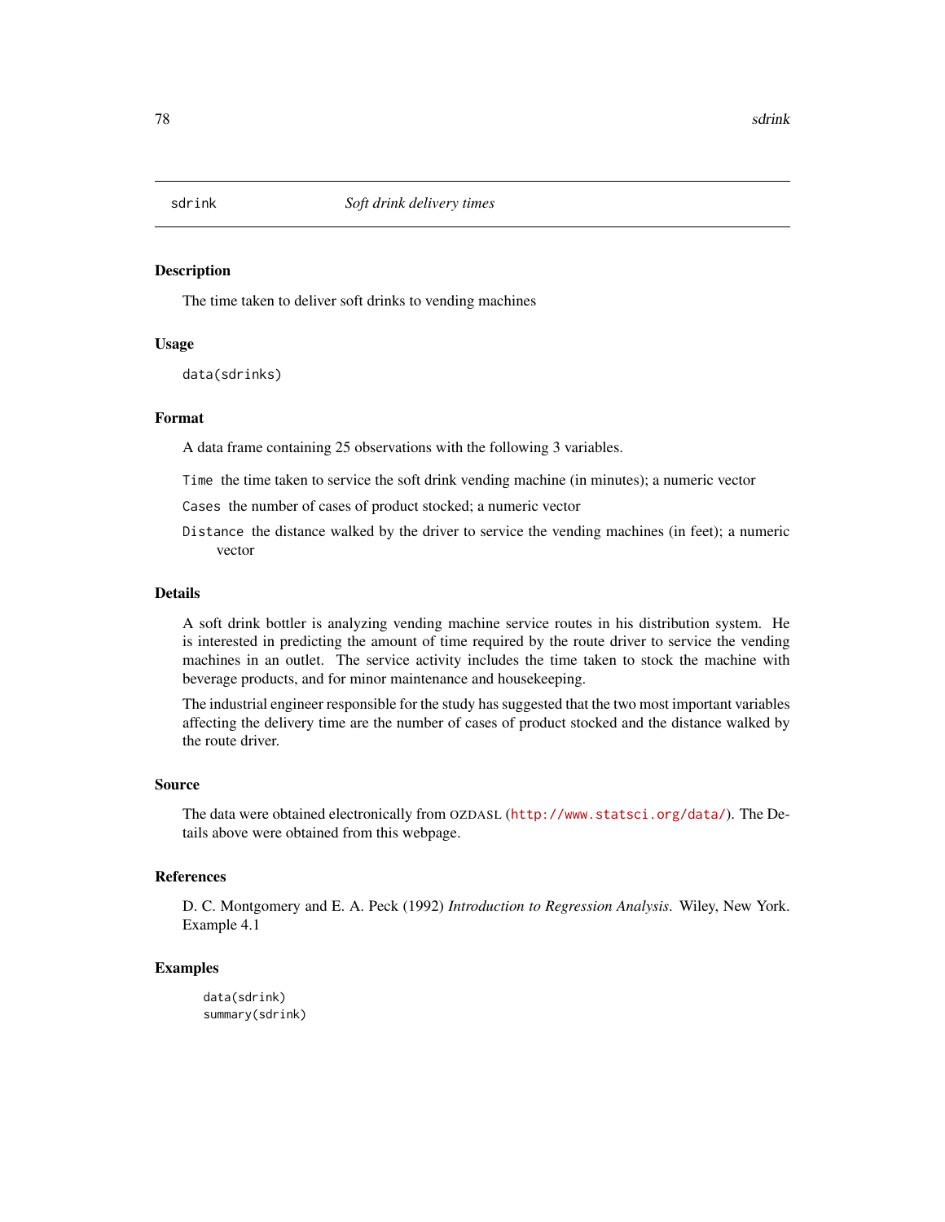sdrink *Soft drink delivery times*

## Description

The time taken to deliver soft drinks to vending machines

## Usage

```
data(sdrinks)
```

## Format

A data frame containing 25 observations with the following 3 variables.

`Time` the time taken to service the soft drink vending machine (in minutes); a numeric vector

`Cases` the number of cases of product stocked; a numeric vector

`Distance` the distance walked by the driver to service the vending machines (in feet); a numeric vector

## Details

A soft drink bottler is analyzing vending machine service routes in his distribution system. He is interested in predicting the amount of time required by the route driver to service the vending machines in an outlet. The service activity includes the time taken to stock the machine with beverage products, and for minor maintenance and housekeeping.

The industrial engineer responsible for the study has suggested that the two most important variables affecting the delivery time are the number of cases of product stocked and the distance walked by the route driver.

## Source

The data were obtained electronically from OZDASL (http://www.statsci.org/data/). The Details above were obtained from this webpage.

## References

D. C. Montgomery and E. A. Peck (1992) *Introduction to Regression Analysis*. Wiley, New York. Example 4.1

## Examples

```
data(sdrink)
summary(sdrink)
```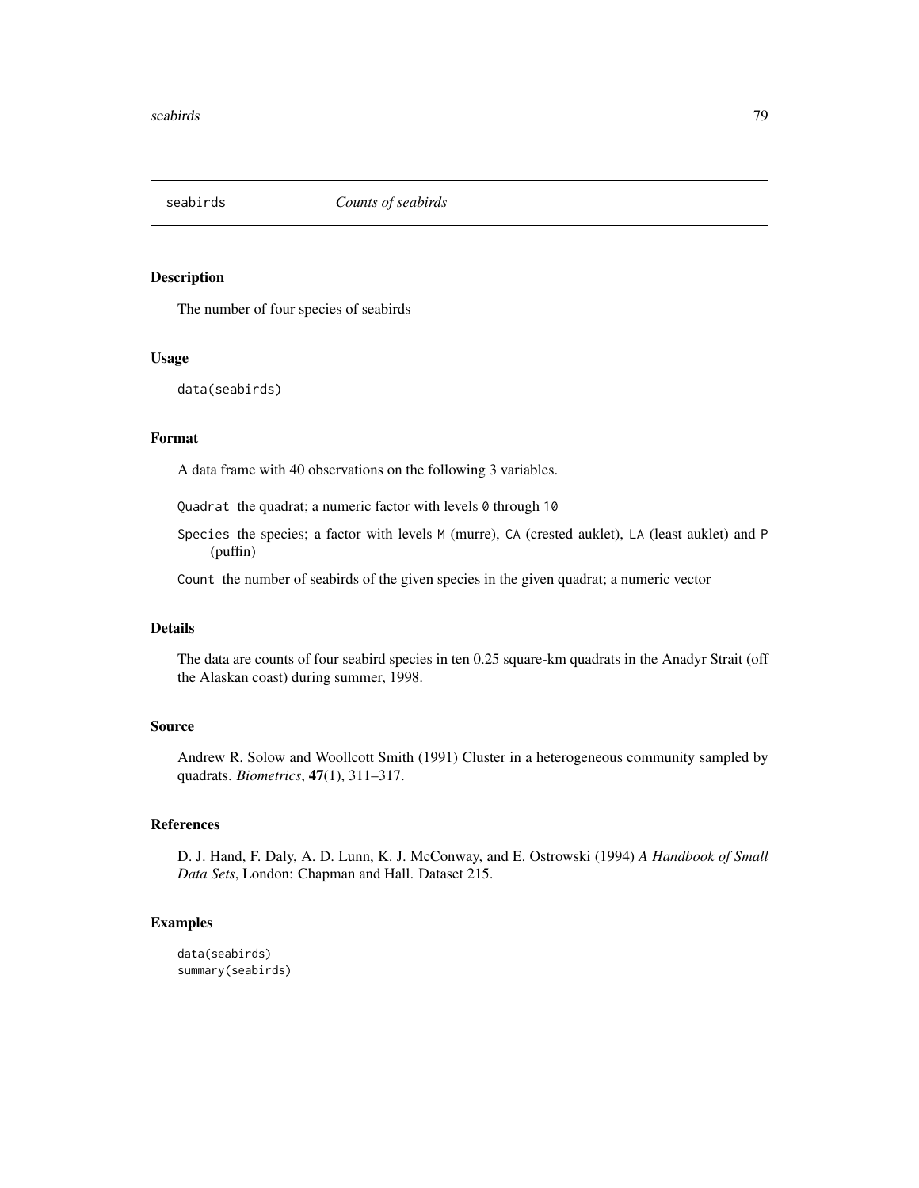# seabirds *Counts of seabirds*

## Description

The number of four species of seabirds

## Usage

```
data(seabirds)
```

## Format

A data frame with 40 observations on the following 3 variables.

`Quadrat` the quadrat; a numeric factor with levels `0` through `10`

`Species` the species; a factor with levels `M` (murre), `CA` (crested auklet), `LA` (least auklet) and `P` (puffin)

`Count` the number of seabirds of the given species in the given quadrat; a numeric vector

## Details

The data are counts of four seabird species in ten 0.25 square-km quadrats in the Anadyr Strait (off the Alaskan coast) during summer, 1998.

## Source

Andrew R. Solow and Woollcott Smith (1991) Cluster in a heterogeneous community sampled by quadrats. *Biometrics*, **47**(1), 311–317.

## References

D. J. Hand, F. Daly, A. D. Lunn, K. J. McConway, and E. Ostrowski (1994) *A Handbook of Small Data Sets*, London: Chapman and Hall. Dataset 215.

## Examples

```
data(seabirds)
summary(seabirds)
```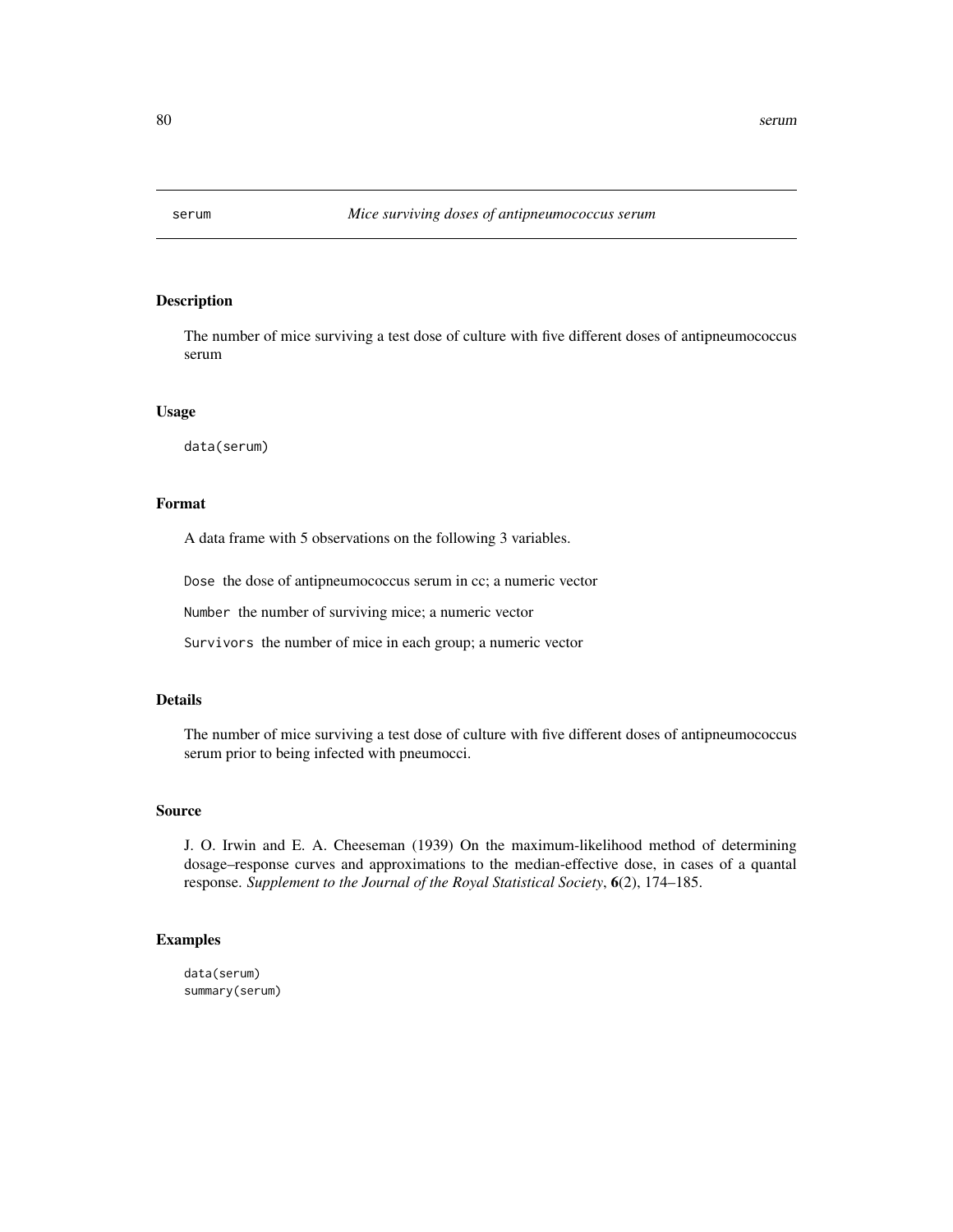serum *Mice surviving doses of antipneumococcus serum*

## Description

The number of mice surviving a test dose of culture with five different doses of antipneumococcus serum

## Usage

```
data(serum)
```

## Format

A data frame with 5 observations on the following 3 variables.

`Dose` the dose of antipneumococcus serum in cc; a numeric vector

`Number` the number of surviving mice; a numeric vector

`Survivors` the number of mice in each group; a numeric vector

## Details

The number of mice surviving a test dose of culture with five different doses of antipneumococcus serum prior to being infected with pneumocci.

## Source

J. O. Irwin and E. A. Cheeseman (1939) On the maximum-likelihood method of determining dosage–response curves and approximations to the median-effective dose, in cases of a quantal response. *Supplement to the Journal of the Royal Statistical Society*, **6**(2), 174–185.

## Examples

```
data(serum)
summary(serum)
```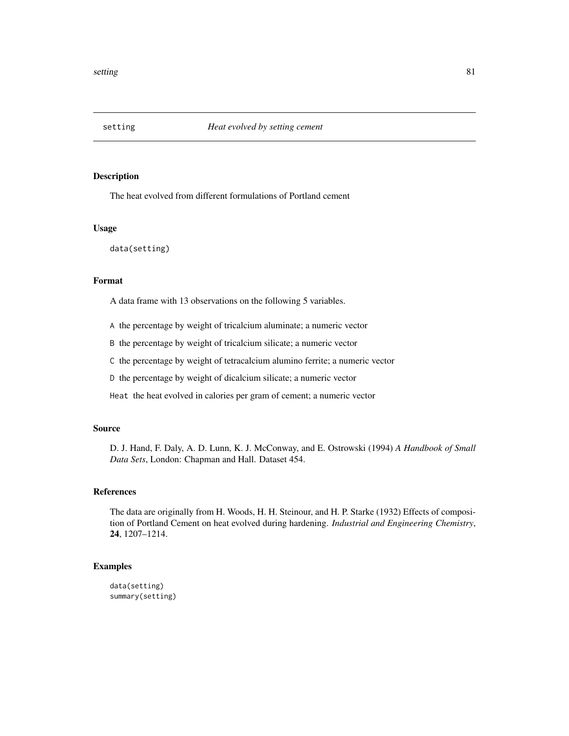setting *Heat evolved by setting cement*

### Description

The heat evolved from different formulations of Portland cement

### Usage

```
data(setting)
```

### Format

A data frame with 13 observations on the following 5 variables.

- `A` the percentage by weight of tricalcium aluminate; a numeric vector
- `B` the percentage by weight of tricalcium silicate; a numeric vector
- `C` the percentage by weight of tetracalcium alumino ferrite; a numeric vector
- `D` the percentage by weight of dicalcium silicate; a numeric vector
- `Heat` the heat evolved in calories per gram of cement; a numeric vector

### Source

D. J. Hand, F. Daly, A. D. Lunn, K. J. McConway, and E. Ostrowski (1994) *A Handbook of Small Data Sets*, London: Chapman and Hall. Dataset 454.

### References

The data are originally from H. Woods, H. H. Steinour, and H. P. Starke (1932) Effects of composition of Portland Cement on heat evolved during hardening. *Industrial and Engineering Chemistry*, **24**, 1207–1214.

### Examples

```
data(setting)
summary(setting)
```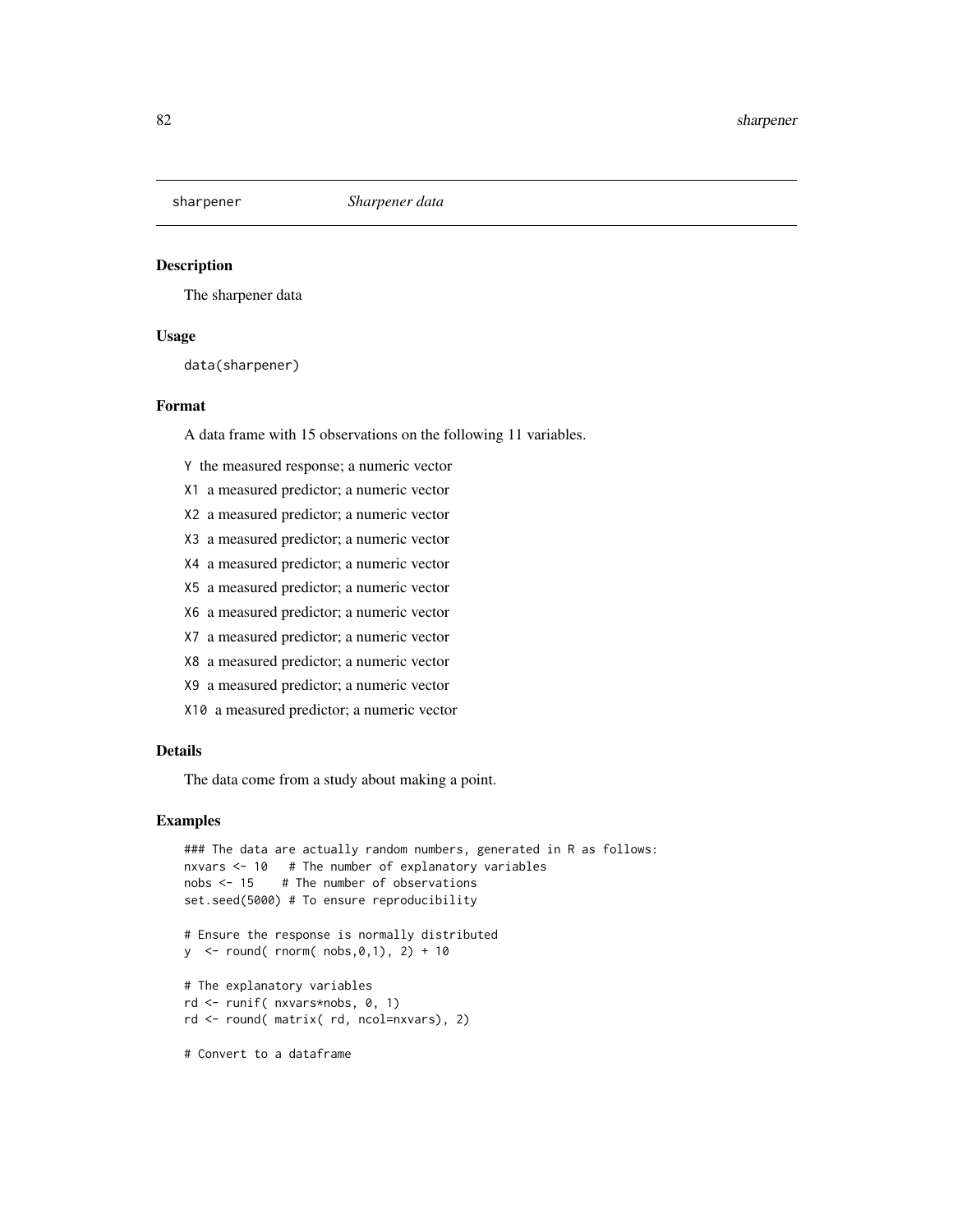sharpener *Sharpener data*

## Description

The sharpener data

## Usage

```
data(sharpener)
```

## Format

A data frame with 15 observations on the following 11 variables.

`Y` the measured response; a numeric vector

`X1` a measured predictor; a numeric vector

`X2` a measured predictor; a numeric vector

`X3` a measured predictor; a numeric vector

`X4` a measured predictor; a numeric vector

`X5` a measured predictor; a numeric vector

`X6` a measured predictor; a numeric vector

`X7` a measured predictor; a numeric vector

`X8` a measured predictor; a numeric vector

`X9` a measured predictor; a numeric vector

`X10` a measured predictor; a numeric vector

## Details

The data come from a study about making a point.

## Examples

```
### The data are actually random numbers, generated in R as follows:
nxvars <- 10   # The number of explanatory variables
nobs <- 15    # The number of observations
set.seed(5000) # To ensure reproducibility

# Ensure the response is normally distributed
y  <- round( rnorm( nobs,0,1), 2) + 10

# The explanatory variables
rd <- runif( nxvars*nobs, 0, 1)
rd <- round( matrix( rd, ncol=nxvars), 2)

# Convert to a dataframe
```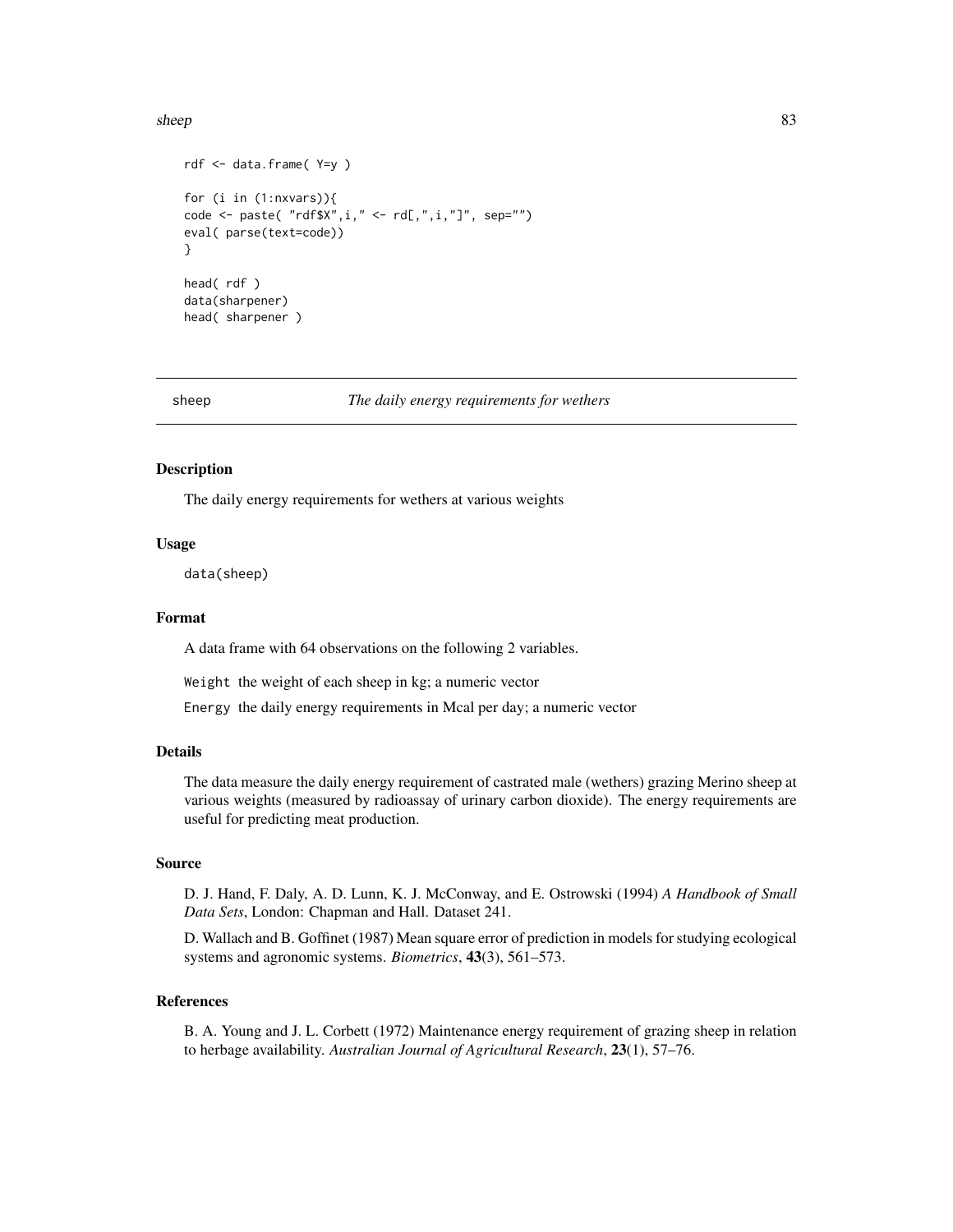```
rdf <- data.frame( Y=y )

for (i in (1:nxvars)){
code <- paste( "rdf$X",i," <- rd[,",i,"]", sep="")
eval( parse(text=code))
}

head( rdf )
data(sharpener)
head( sharpener )
```

---

## sheep — *The daily energy requirements for wethers*

---

### Description

The daily energy requirements for wethers at various weights

### Usage

```
data(sheep)
```

### Format

A data frame with 64 observations on the following 2 variables.

`Weight` the weight of each sheep in kg; a numeric vector

`Energy` the daily energy requirements in Mcal per day; a numeric vector

### Details

The data measure the daily energy requirement of castrated male (wethers) grazing Merino sheep at various weights (measured by radioassay of urinary carbon dioxide). The energy requirements are useful for predicting meat production.

### Source

D. J. Hand, F. Daly, A. D. Lunn, K. J. McConway, and E. Ostrowski (1994) *A Handbook of Small Data Sets*, London: Chapman and Hall. Dataset 241.

D. Wallach and B. Goffinet (1987) Mean square error of prediction in models for studying ecological systems and agronomic systems. *Biometrics*, **43**(3), 561–573.

### References

B. A. Young and J. L. Corbett (1972) Maintenance energy requirement of grazing sheep in relation to herbage availability. *Australian Journal of Agricultural Research*, **23**(1), 57–76.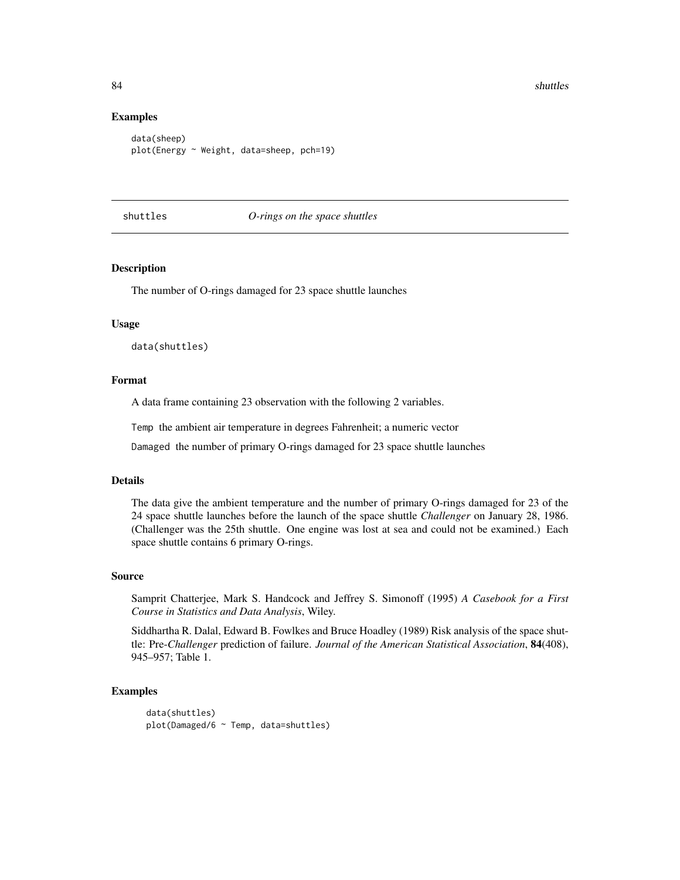### Examples

```
data(sheep)
plot(Energy ~ Weight, data=sheep, pch=19)
```

---

## shuttles — *O-rings on the space shuttles*

---

### Description

The number of O-rings damaged for 23 space shuttle launches

### Usage

```
data(shuttles)
```

### Format

A data frame containing 23 observation with the following 2 variables.

`Temp` the ambient air temperature in degrees Fahrenheit; a numeric vector

`Damaged` the number of primary O-rings damaged for 23 space shuttle launches

### Details

The data give the ambient temperature and the number of primary O-rings damaged for 23 of the 24 space shuttle launches before the launch of the space shuttle *Challenger* on January 28, 1986. (Challenger was the 25th shuttle. One engine was lost at sea and could not be examined.) Each space shuttle contains 6 primary O-rings.

### Source

Samprit Chatterjee, Mark S. Handcock and Jeffrey S. Simonoff (1995) *A Casebook for a First Course in Statistics and Data Analysis*, Wiley.

Siddhartha R. Dalal, Edward B. Fowlkes and Bruce Hoadley (1989) Risk analysis of the space shuttle: Pre-*Challenger* prediction of failure. *Journal of the American Statistical Association*, **84**(408), 945–957; Table 1.

### Examples

```
data(shuttles)
plot(Damaged/6 ~ Temp, data=shuttles)
```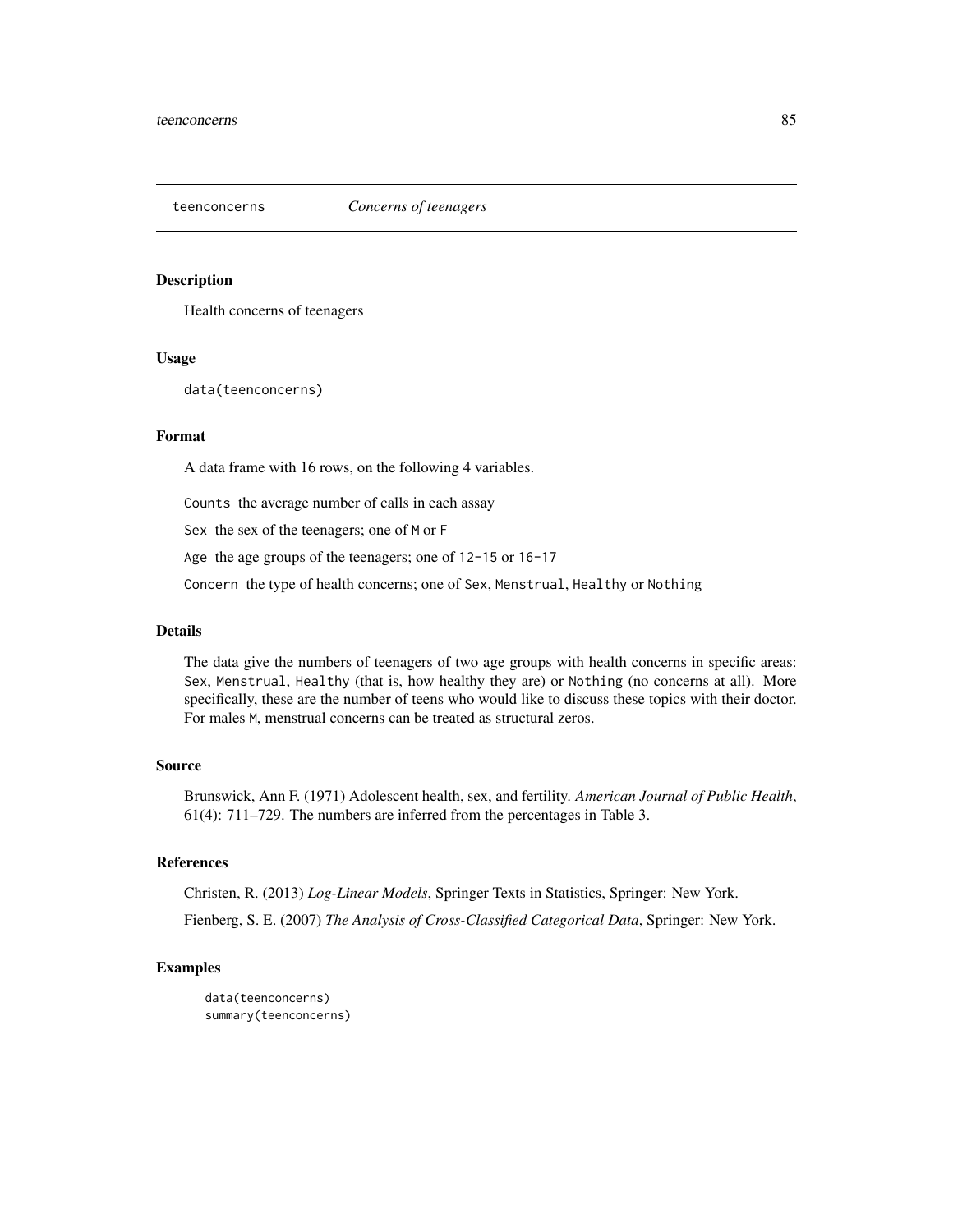teenconcerns *Concerns of teenagers*

## Description

Health concerns of teenagers

## Usage

```
data(teenconcerns)
```

## Format

A data frame with 16 rows, on the following 4 variables.

`Counts` the average number of calls in each assay

`Sex` the sex of the teenagers; one of `M` or `F`

`Age` the age groups of the teenagers; one of `12-15` or `16-17`

`Concern` the type of health concerns; one of `Sex`, `Menstrual`, `Healthy` or `Nothing`

## Details

The data give the numbers of teenagers of two age groups with health concerns in specific areas: `Sex`, `Menstrual`, `Healthy` (that is, how healthy they are) or `Nothing` (no concerns at all). More specifically, these are the number of teens who would like to discuss these topics with their doctor. For males `M`, menstrual concerns can be treated as structural zeros.

## Source

Brunswick, Ann F. (1971) Adolescent health, sex, and fertility. *American Journal of Public Health*, 61(4): 711–729. The numbers are inferred from the percentages in Table 3.

## References

Christen, R. (2013) *Log-Linear Models*, Springer Texts in Statistics, Springer: New York.

Fienberg, S. E. (2007) *The Analysis of Cross-Classified Categorical Data*, Springer: New York.

## Examples

```
data(teenconcerns)
summary(teenconcerns)
```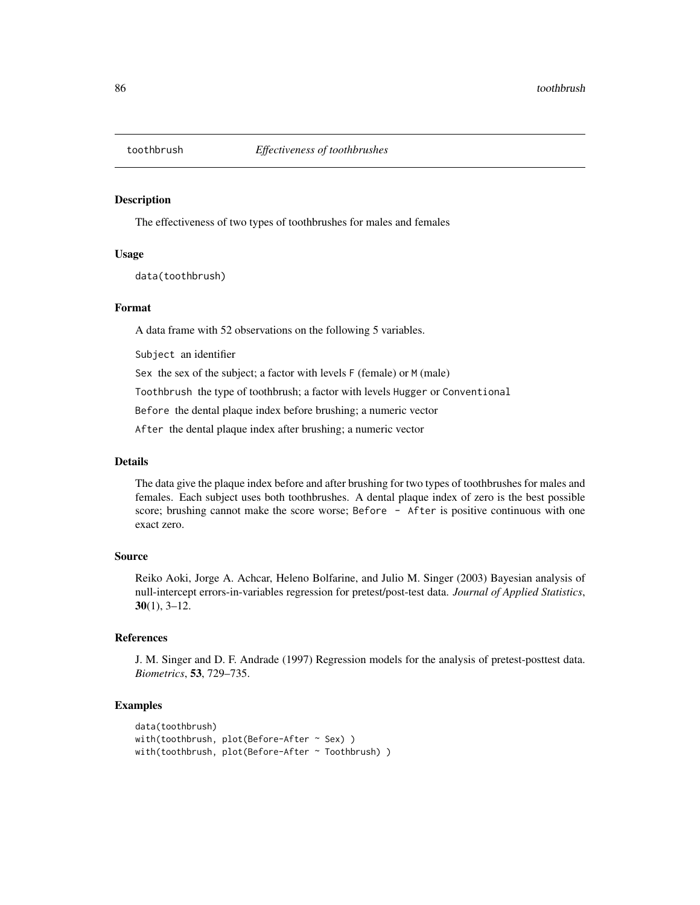# toothbrush *Effectiveness of toothbrushes*

## Description

The effectiveness of two types of toothbrushes for males and females

## Usage

```
data(toothbrush)
```

## Format

A data frame with 52 observations on the following 5 variables.

`Subject` an identifier

`Sex` the sex of the subject; a factor with levels `F` (female) or `M` (male)

`Toothbrush` the type of toothbrush; a factor with levels `Hugger` or `Conventional`

`Before` the dental plaque index before brushing; a numeric vector

`After` the dental plaque index after brushing; a numeric vector

## Details

The data give the plaque index before and after brushing for two types of toothbrushes for males and females. Each subject uses both toothbrushes. A dental plaque index of zero is the best possible score; brushing cannot make the score worse; `Before - After` is positive continuous with one exact zero.

## Source

Reiko Aoki, Jorge A. Achcar, Heleno Bolfarine, and Julio M. Singer (2003) Bayesian analysis of null-intercept errors-in-variables regression for pretest/post-test data. *Journal of Applied Statistics*, **30**(1), 3–12.

## References

J. M. Singer and D. F. Andrade (1997) Regression models for the analysis of pretest-posttest data. *Biometrics*, **53**, 729–735.

## Examples

```
data(toothbrush)
with(toothbrush, plot(Before-After ~ Sex) )
with(toothbrush, plot(Before-After ~ Toothbrush) )
```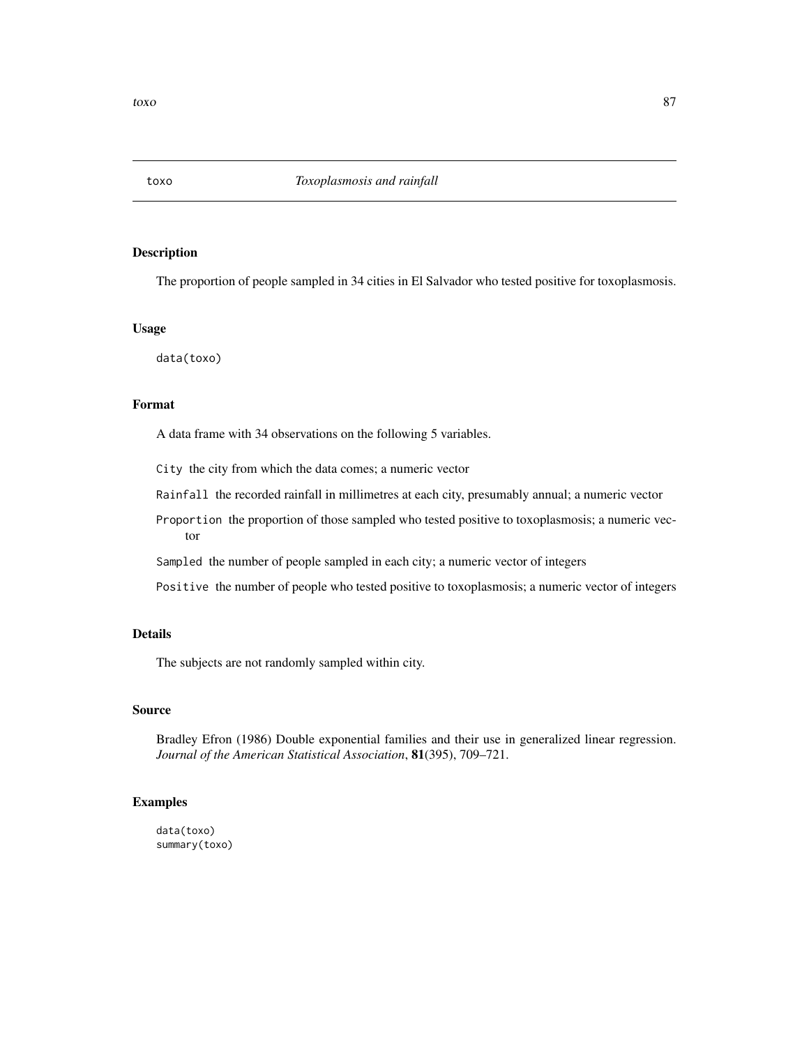# toxo *Toxoplasmosis and rainfall*

## Description

The proportion of people sampled in 34 cities in El Salvador who tested positive for toxoplasmosis.

## Usage

```
data(toxo)
```

## Format

A data frame with 34 observations on the following 5 variables.

`City` the city from which the data comes; a numeric vector

`Rainfall` the recorded rainfall in millimetres at each city, presumably annual; a numeric vector

`Proportion` the proportion of those sampled who tested positive to toxoplasmosis; a numeric vector

`Sampled` the number of people sampled in each city; a numeric vector of integers

`Positive` the number of people who tested positive to toxoplasmosis; a numeric vector of integers

## Details

The subjects are not randomly sampled within city.

## Source

Bradley Efron (1986) Double exponential families and their use in generalized linear regression. *Journal of the American Statistical Association*, **81**(395), 709–721.

## Examples

```
data(toxo)
summary(toxo)
```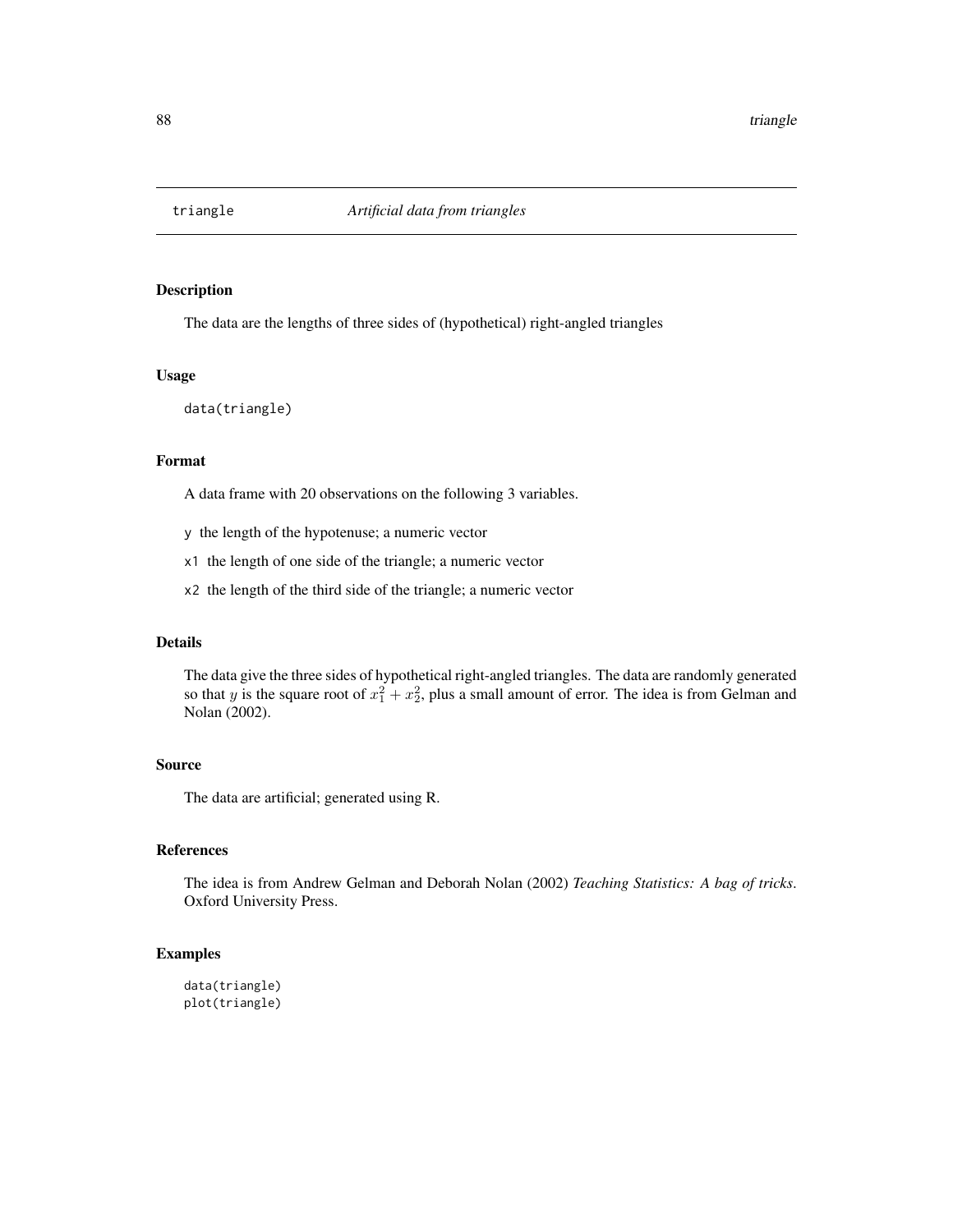`triangle` *Artificial data from triangles*

## Description

The data are the lengths of three sides of (hypothetical) right-angled triangles

## Usage

```
data(triangle)
```

## Format

A data frame with 20 observations on the following 3 variables.

- `y` the length of the hypotenuse; a numeric vector
- `x1` the length of one side of the triangle; a numeric vector
- `x2` the length of the third side of the triangle; a numeric vector

## Details

The data give the three sides of hypothetical right-angled triangles. The data are randomly generated so that $y$ is the square root of $x_1^2 + x_2^2$, plus a small amount of error. The idea is from Gelman and Nolan (2002).

## Source

The data are artificial; generated using R.

## References

The idea is from Andrew Gelman and Deborah Nolan (2002) *Teaching Statistics: A bag of tricks*. Oxford University Press.

## Examples

```
data(triangle)
plot(triangle)
```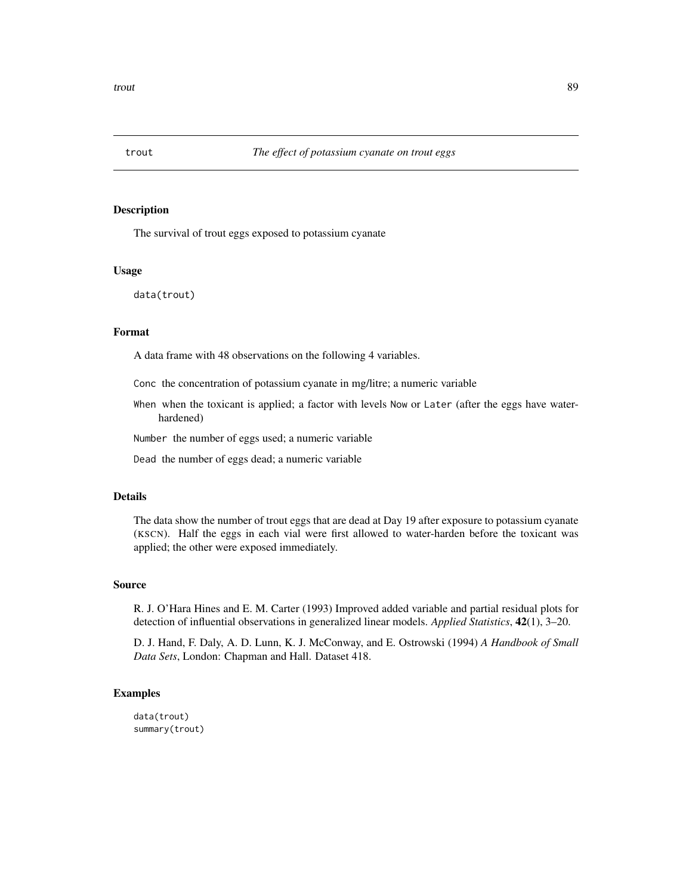# trout — *The effect of potassium cyanate on trout eggs*

## Description

The survival of trout eggs exposed to potassium cyanate

## Usage

```
data(trout)
```

## Format

A data frame with 48 observations on the following 4 variables.

- `Conc` the concentration of potassium cyanate in mg/litre; a numeric variable
- `When` when the toxicant is applied; a factor with levels `Now` or `Later` (after the eggs have water-hardened)
- `Number` the number of eggs used; a numeric variable
- `Dead` the number of eggs dead; a numeric variable

## Details

The data show the number of trout eggs that are dead at Day 19 after exposure to potassium cyanate (KSCN). Half the eggs in each vial were first allowed to water-harden before the toxicant was applied; the other were exposed immediately.

## Source

R. J. O'Hara Hines and E. M. Carter (1993) Improved added variable and partial residual plots for detection of influential observations in generalized linear models. *Applied Statistics*, **42**(1), 3–20.

D. J. Hand, F. Daly, A. D. Lunn, K. J. McConway, and E. Ostrowski (1994) *A Handbook of Small Data Sets*, London: Chapman and Hall. Dataset 418.

## Examples

```
data(trout)
summary(trout)
```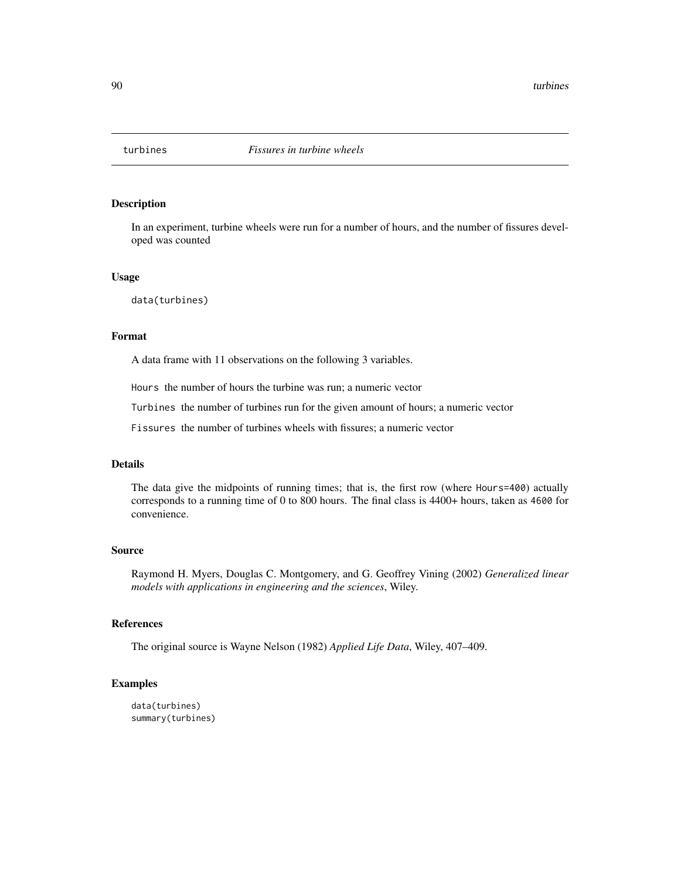# turbines *Fissures in turbine wheels*

## Description

In an experiment, turbine wheels were run for a number of hours, and the number of fissures developed was counted

## Usage

```
data(turbines)
```

## Format

A data frame with 11 observations on the following 3 variables.

`Hours` the number of hours the turbine was run; a numeric vector

`Turbines` the number of turbines run for the given amount of hours; a numeric vector

`Fissures` the number of turbines wheels with fissures; a numeric vector

## Details

The data give the midpoints of running times; that is, the first row (where `Hours=400`) actually corresponds to a running time of 0 to 800 hours. The final class is 4400+ hours, taken as `4600` for convenience.

## Source

Raymond H. Myers, Douglas C. Montgomery, and G. Geoffrey Vining (2002) *Generalized linear models with applications in engineering and the sciences*, Wiley.

## References

The original source is Wayne Nelson (1982) *Applied Life Data*, Wiley, 407–409.

## Examples

```
data(turbines)
summary(turbines)
```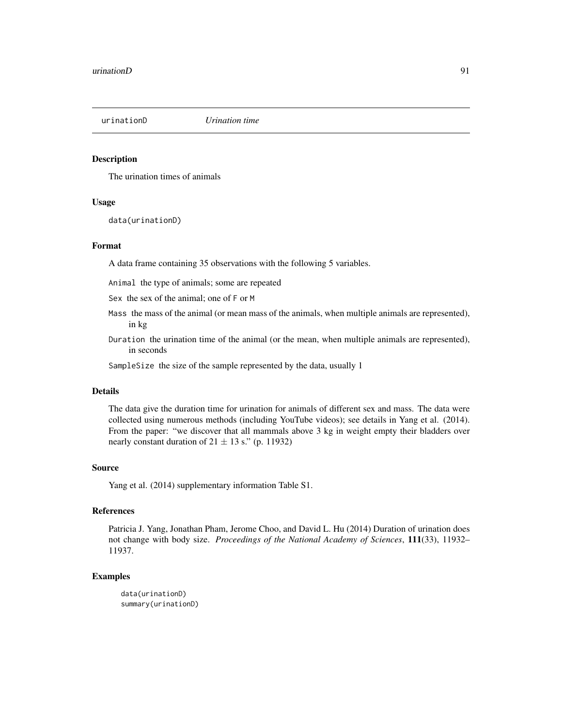## urinationD — *Urination time*

### Description

The urination times of animals

### Usage

```
data(urinationD)
```

### Format

A data frame containing 35 observations with the following 5 variables.

- `Animal` the type of animals; some are repeated
- `Sex` the sex of the animal; one of `F` or `M`
- `Mass` the mass of the animal (or mean mass of the animals, when multiple animals are represented), in kg
- `Duration` the urination time of the animal (or the mean, when multiple animals are represented), in seconds
- `SampleSize` the size of the sample represented by the data, usually 1

### Details

The data give the duration time for urination for animals of different sex and mass. The data were collected using numerous methods (including YouTube videos); see details in Yang et al. (2014). From the paper: "we discover that all mammals above 3 kg in weight empty their bladders over nearly constant duration of $21 \pm 13$ s." (p. 11932)

### Source

Yang et al. (2014) supplementary information Table S1.

### References

Patricia J. Yang, Jonathan Pham, Jerome Choo, and David L. Hu (2014) Duration of urination does not change with body size. *Proceedings of the National Academy of Sciences*, **111**(33), 11932–11937.

### Examples

```
data(urinationD)
summary(urinationD)
```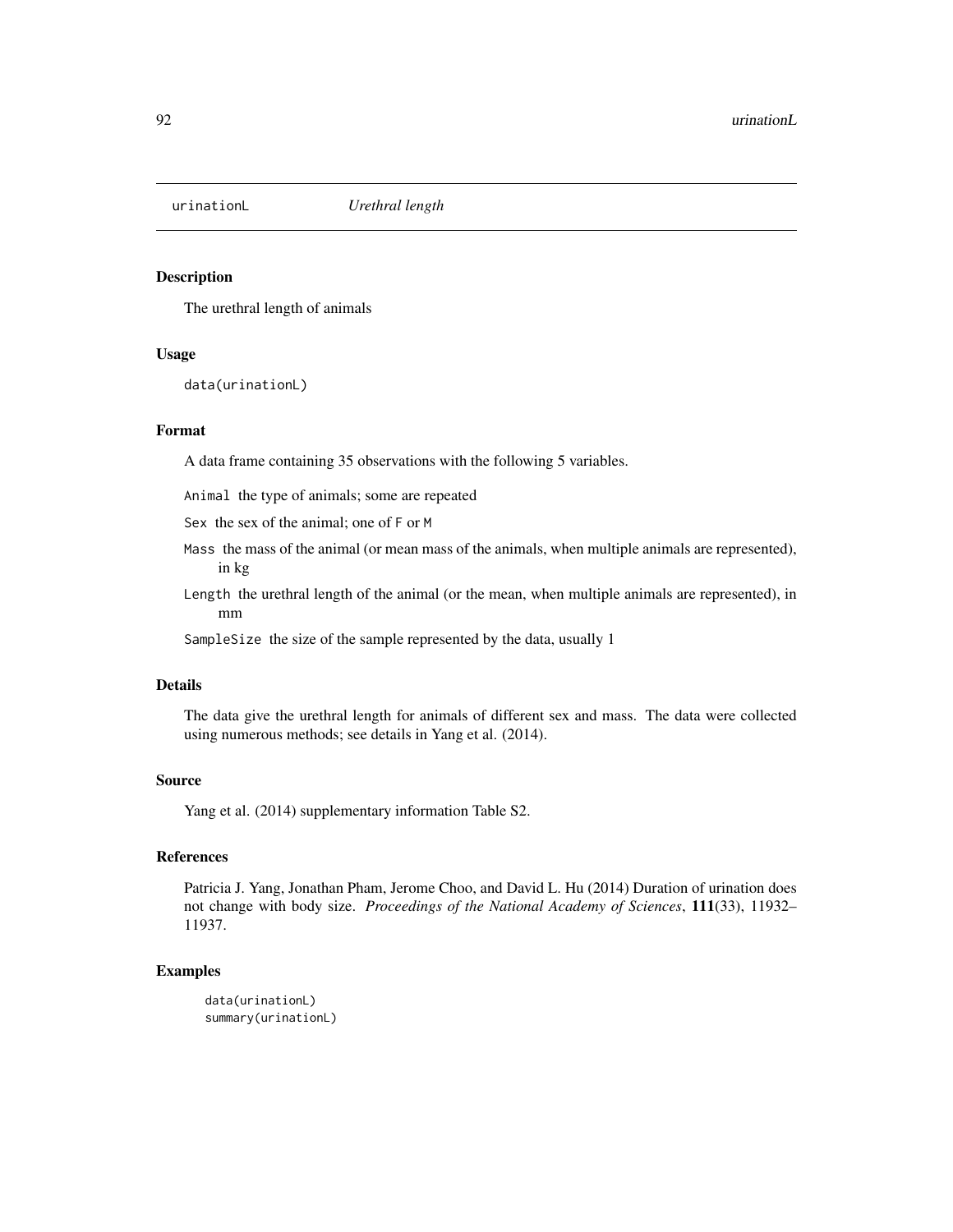## urinationL *Urethral length*

### Description

The urethral length of animals

### Usage

```
data(urinationL)
```

### Format

A data frame containing 35 observations with the following 5 variables.

`Animal` the type of animals; some are repeated

`Sex` the sex of the animal; one of `F` or `M`

`Mass` the mass of the animal (or mean mass of the animals, when multiple animals are represented), in kg

`Length` the urethral length of the animal (or the mean, when multiple animals are represented), in mm

`SampleSize` the size of the sample represented by the data, usually 1

### Details

The data give the urethral length for animals of different sex and mass. The data were collected using numerous methods; see details in Yang et al. (2014).

### Source

Yang et al. (2014) supplementary information Table S2.

### References

Patricia J. Yang, Jonathan Pham, Jerome Choo, and David L. Hu (2014) Duration of urination does not change with body size. *Proceedings of the National Academy of Sciences*, **111**(33), 11932–11937.

### Examples

```
data(urinationL)
summary(urinationL)
```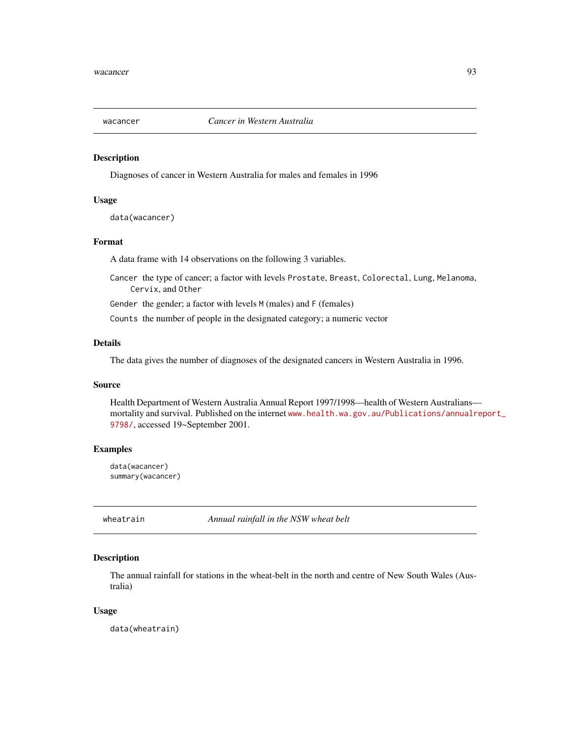## wacancer *Cancer in Western Australia*

### Description

Diagnoses of cancer in Western Australia for males and females in 1996

### Usage

```
data(wacancer)
```

### Format

A data frame with 14 observations on the following 3 variables.

`Cancer` the type of cancer; a factor with levels `Prostate`, `Breast`, `Colorectal`, `Lung`, `Melanoma`, `Cervix`, and `Other`

`Gender` the gender; a factor with levels `M` (males) and `F` (females)

`Counts` the number of people in the designated category; a numeric vector

### Details

The data gives the number of diagnoses of the designated cancers in Western Australia in 1996.

### Source

Health Department of Western Australia Annual Report 1997/1998—health of Western Australians—mortality and survival. Published on the internet www.health.wa.gov.au/Publications/annualreport_9798/, accessed 19~September 2001.

### Examples

```
data(wacancer)
summary(wacancer)
```

## wheatrain *Annual rainfall in the NSW wheat belt*

### Description

The annual rainfall for stations in the wheat-belt in the north and centre of New South Wales (Australia)

### Usage

```
data(wheatrain)
```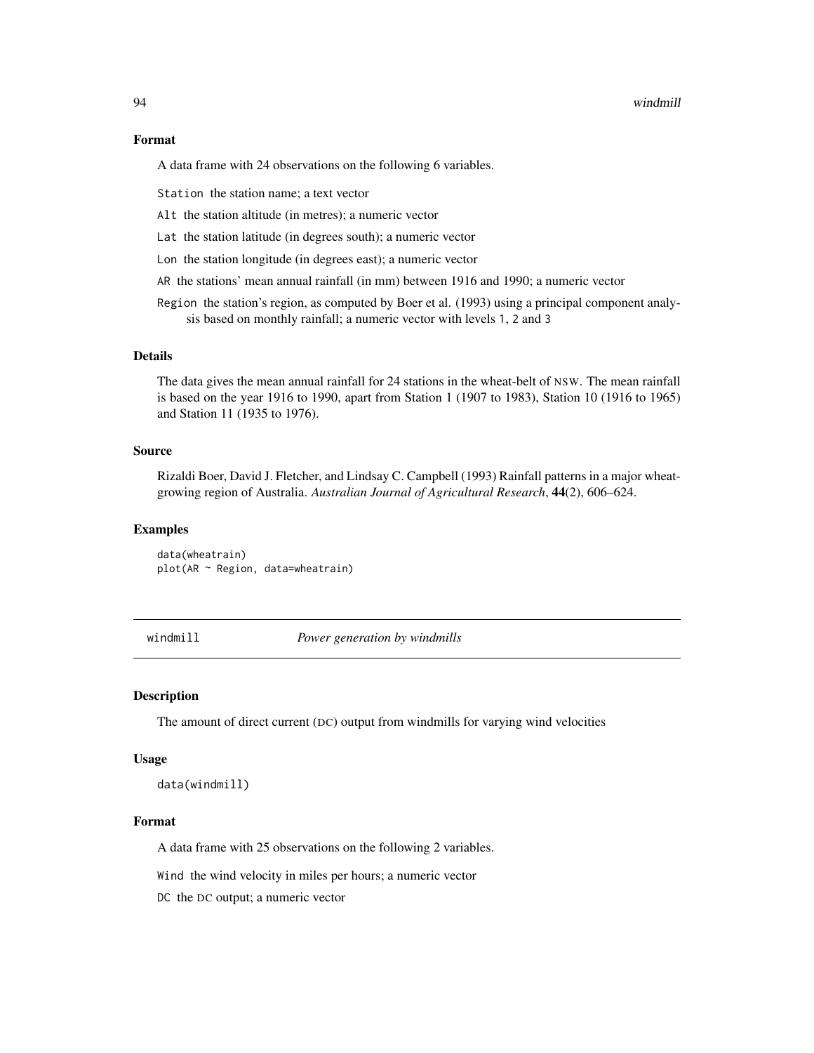### Format

A data frame with 24 observations on the following 6 variables.

`Station` the station name; a text vector

`Alt` the station altitude (in metres); a numeric vector

`Lat` the station latitude (in degrees south); a numeric vector

`Lon` the station longitude (in degrees east); a numeric vector

`AR` the stations' mean annual rainfall (in mm) between 1916 and 1990; a numeric vector

`Region` the station's region, as computed by Boer et al. (1993) using a principal component analysis based on monthly rainfall; a numeric vector with levels `1`, `2` and `3`

### Details

The data gives the mean annual rainfall for 24 stations in the wheat-belt of NSW. The mean rainfall is based on the year 1916 to 1990, apart from Station 1 (1907 to 1983), Station 10 (1916 to 1965) and Station 11 (1935 to 1976).

### Source

Rizaldi Boer, David J. Fletcher, and Lindsay C. Campbell (1993) Rainfall patterns in a major wheat-growing region of Australia. *Australian Journal of Agricultural Research*, **44**(2), 606–624.

### Examples

```
data(wheatrain)
plot(AR ~ Region, data=wheatrain)
```

---

## windmill — *Power generation by windmills*

### Description

The amount of direct current (DC) output from windmills for varying wind velocities

### Usage

```
data(windmill)
```

### Format

A data frame with 25 observations on the following 2 variables.

`Wind` the wind velocity in miles per hours; a numeric vector

`DC` the DC output; a numeric vector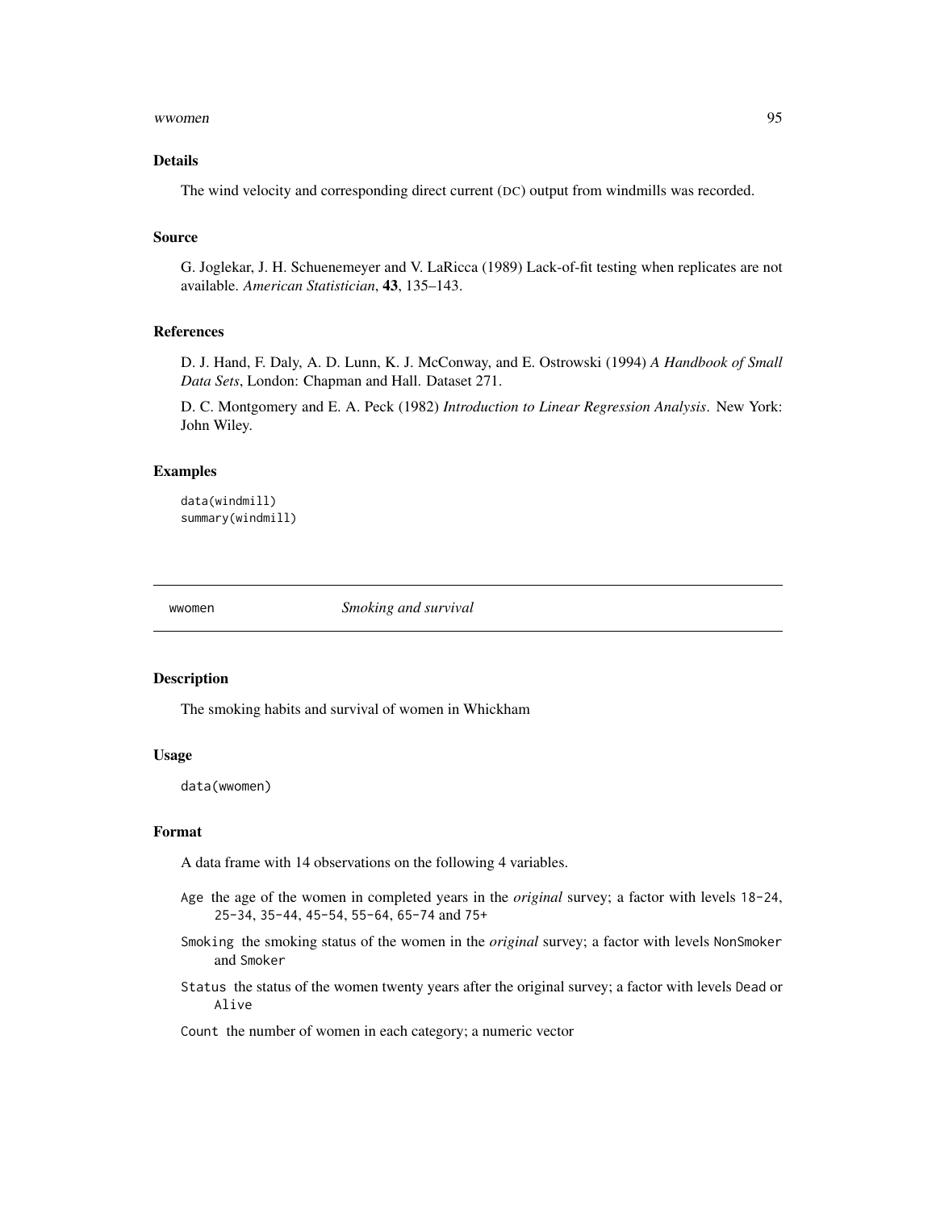### Details

The wind velocity and corresponding direct current (DC) output from windmills was recorded.

### Source

G. Joglekar, J. H. Schuenemeyer and V. LaRicca (1989) Lack-of-fit testing when replicates are not available. *American Statistician*, **43**, 135–143.

### References

D. J. Hand, F. Daly, A. D. Lunn, K. J. McConway, and E. Ostrowski (1994) *A Handbook of Small Data Sets*, London: Chapman and Hall. Dataset 271.

D. C. Montgomery and E. A. Peck (1982) *Introduction to Linear Regression Analysis*. New York: John Wiley.

### Examples

```
data(windmill)
summary(windmill)
```

---

## wwomen *Smoking and survival*

---

### Description

The smoking habits and survival of women in Whickham

### Usage

```
data(wwomen)
```

### Format

A data frame with 14 observations on the following 4 variables.

- `Age` the age of the women in completed years in the *original* survey; a factor with levels `18-24`, `25-34`, `35-44`, `45-54`, `55-64`, `65-74` and `75+`
- `Smoking` the smoking status of the women in the *original* survey; a factor with levels `NonSmoker` and `Smoker`
- `Status` the status of the women twenty years after the original survey; a factor with levels `Dead` or `Alive`
- `Count` the number of women in each category; a numeric vector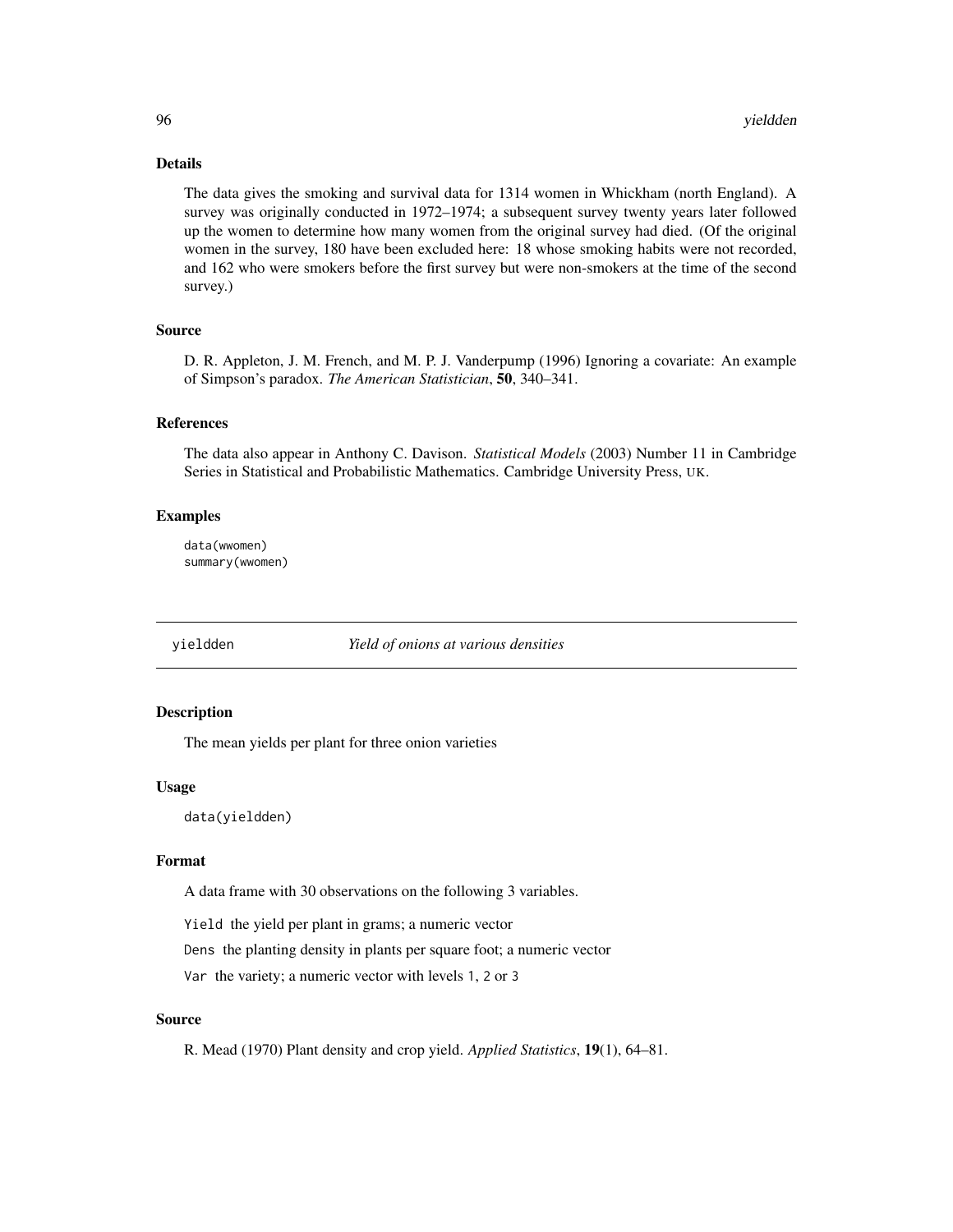## Details

The data gives the smoking and survival data for 1314 women in Whickham (north England). A survey was originally conducted in 1972–1974; a subsequent survey twenty years later followed up the women to determine how many women from the original survey had died. (Of the original women in the survey, 180 have been excluded here: 18 whose smoking habits were not recorded, and 162 who were smokers before the first survey but were non-smokers at the time of the second survey.)

## Source

D. R. Appleton, J. M. French, and M. P. J. Vanderpump (1996) Ignoring a covariate: An example of Simpson's paradox. *The American Statistician*, **50**, 340–341.

## References

The data also appear in Anthony C. Davison. *Statistical Models* (2003) Number 11 in Cambridge Series in Statistical and Probabilistic Mathematics. Cambridge University Press, UK.

## Examples

```
data(wwomen)
summary(wwomen)
```

---

# yieldden — *Yield of onions at various densities*

## Description

The mean yields per plant for three onion varieties

## Usage

```
data(yieldden)
```

## Format

A data frame with 30 observations on the following 3 variables.

`Yield` the yield per plant in grams; a numeric vector

`Dens` the planting density in plants per square foot; a numeric vector

`Var` the variety; a numeric vector with levels `1`, `2` or `3`

## Source

R. Mead (1970) Plant density and crop yield. *Applied Statistics*, **19**(1), 64–81.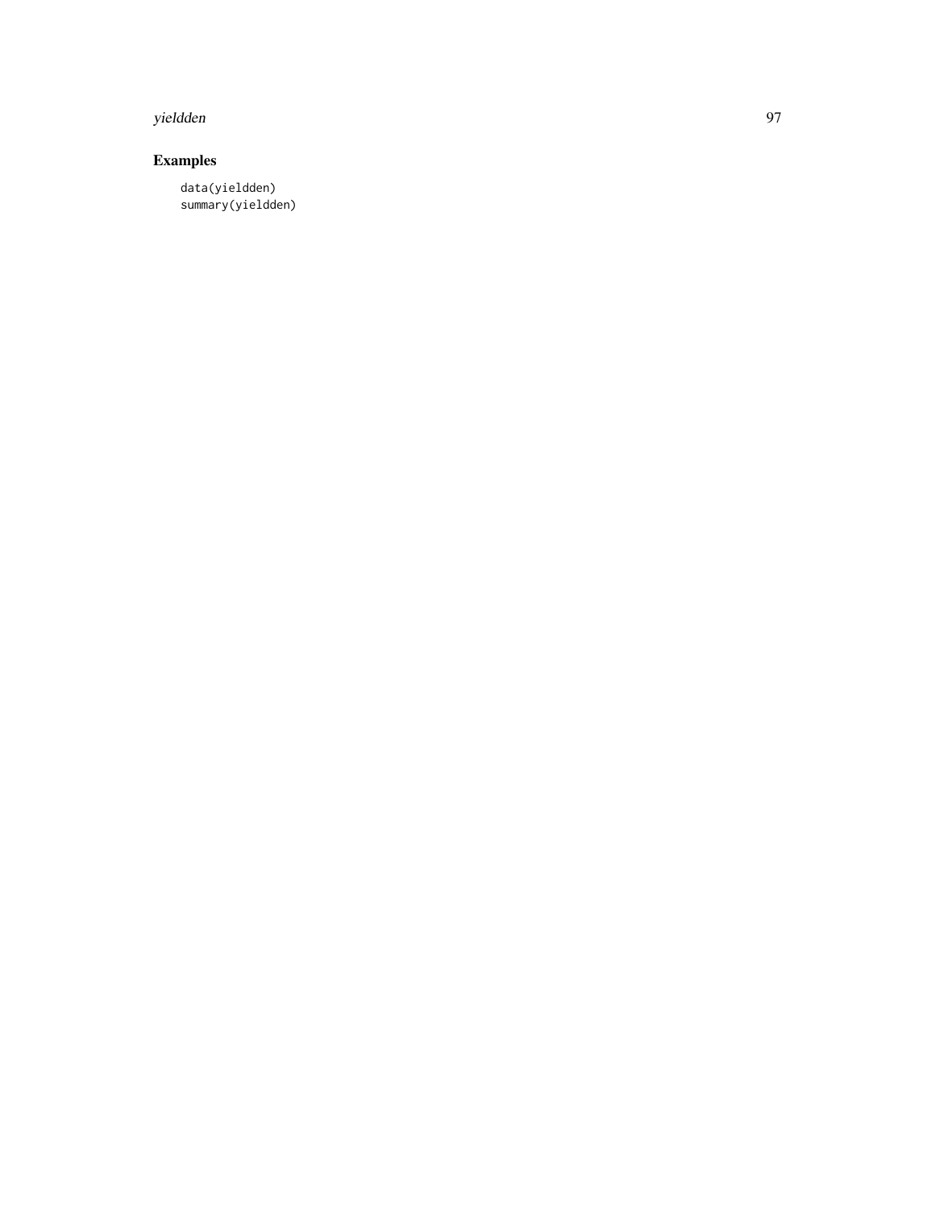## Examples

```
data(yieldden)
summary(yieldden)
```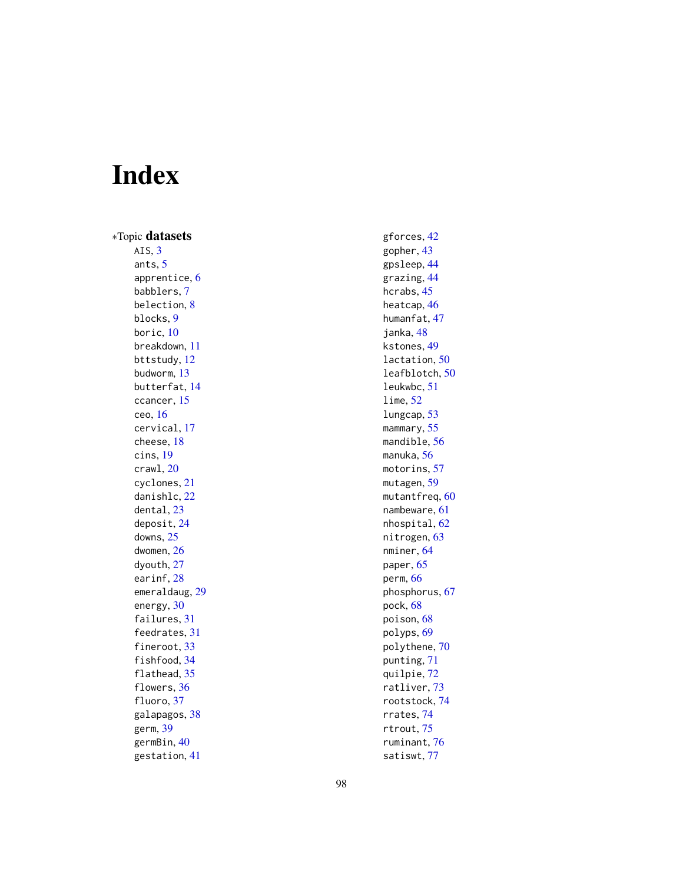# Index

*Topic **datasets**

- AIS, 3
- ants, 5
- apprentice, 6
- babblers, 7
- belection, 8
- blocks, 9
- boric, 10
- breakdown, 11
- bttstudy, 12
- budworm, 13
- butterfat, 14
- ccancer, 15
- ceo, 16
- cervical, 17
- cheese, 18
- cins, 19
- crawl, 20
- cyclones, 21
- danishlc, 22
- dental, 23
- deposit, 24
- downs, 25
- dwomen, 26
- dyouth, 27
- earinf, 28
- emeraldaug, 29
- energy, 30
- failures, 31
- feedrates, 31
- fineroot, 33
- fishfood, 34
- flathead, 35
- flowers, 36
- fluoro, 37
- galapagos, 38
- germ, 39
- germBin, 40
- gestation, 41
- gforces, 42
- gopher, 43
- gpsleep, 44
- grazing, 44
- hcrabs, 45
- heatcap, 46
- humanfat, 47
- janka, 48
- kstones, 49
- lactation, 50
- leafblotch, 50
- leukwbc, 51
- lime, 52
- lungcap, 53
- mammary, 55
- mandible, 56
- manuka, 56
- motorins, 57
- mutagen, 59
- mutantfreq, 60
- nambeware, 61
- nhospital, 62
- nitrogen, 63
- nminer, 64
- paper, 65
- perm, 66
- phosphorus, 67
- pock, 68
- poison, 68
- polyps, 69
- polythene, 70
- punting, 71
- quilpie, 72
- ratliver, 73
- rootstock, 74
- rrates, 74
- rtrout, 75
- ruminant, 76
- satiswt, 77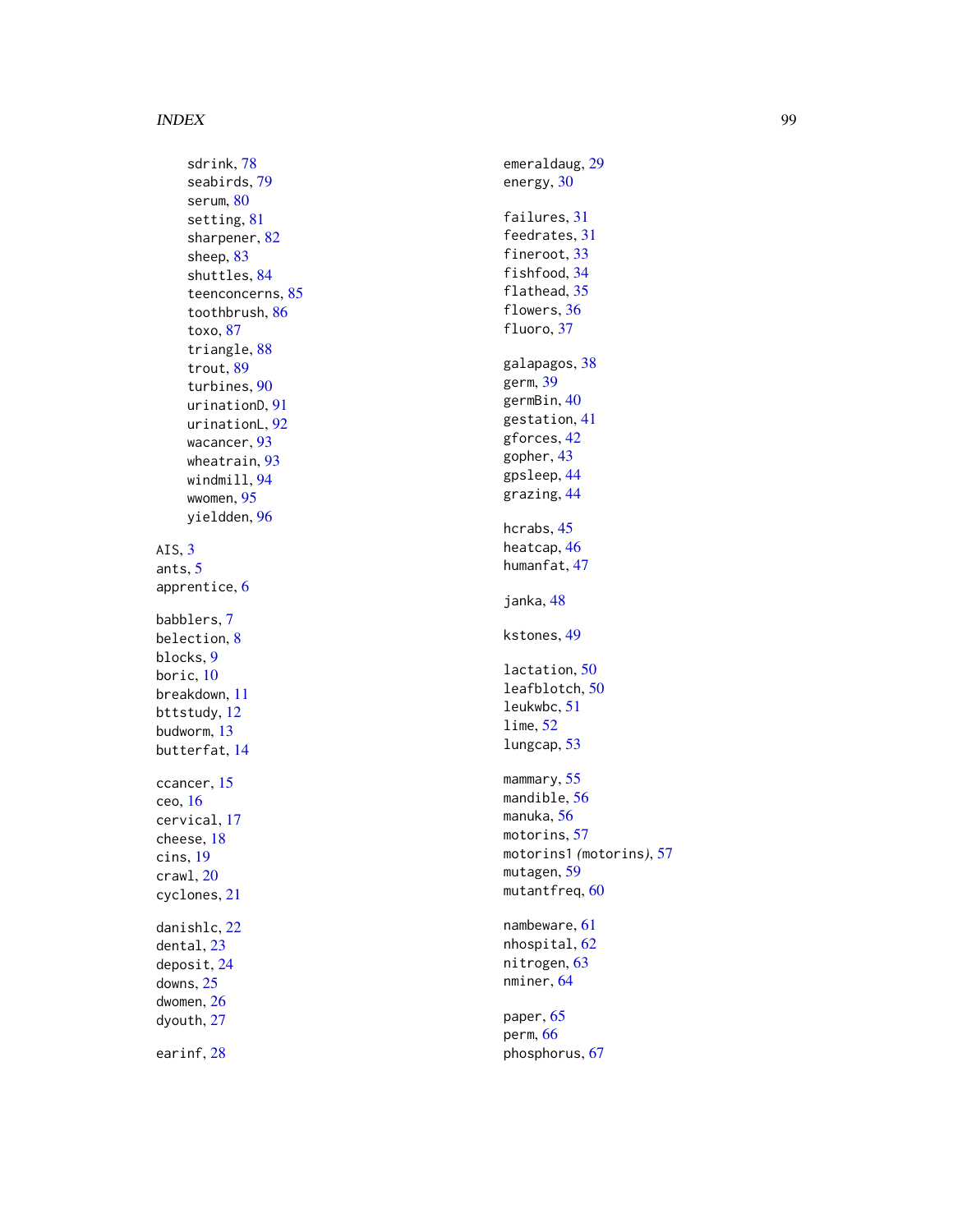sdrink, 78
seabirds, 79
serum, 80
setting, 81
sharpener, 82
sheep, 83
shuttles, 84
teenconcerns, 85
toothbrush, 86
toxo, 87
triangle, 88
trout, 89
turbines, 90
urinationD, 91
urinationL, 92
wacancer, 93
wheatrain, 93
windmill, 94
wwomen, 95
yieldden, 96

AIS, 3
ants, 5
apprentice, 6

babblers, 7
belection, 8
blocks, 9
boric, 10
breakdown, 11
bttstudy, 12
budworm, 13
butterfat, 14

ccancer, 15
ceo, 16
cervical, 17
cheese, 18
cins, 19
crawl, 20
cyclones, 21

danishlc, 22
dental, 23
deposit, 24
downs, 25
dwomen, 26
dyouth, 27

earinf, 28
emeraldaug, 29
energy, 30

failures, 31
feedrates, 31
fineroot, 33
fishfood, 34
flathead, 35
flowers, 36
fluoro, 37

galapagos, 38
germ, 39
germBin, 40
gestation, 41
gforces, 42
gopher, 43
gpsleep, 44
grazing, 44

hcrabs, 45
heatcap, 46
humanfat, 47

janka, 48

kstones, 49

lactation, 50
leafblotch, 50
leukwbc, 51
lime, 52
lungcap, 53

mammary, 55
mandible, 56
manuka, 56
motorins, 57
motorins1 *(motorins)*, 57
mutagen, 59
mutantfreq, 60

nambeware, 61
nhospital, 62
nitrogen, 63
nminer, 64

paper, 65
perm, 66
phosphorus, 67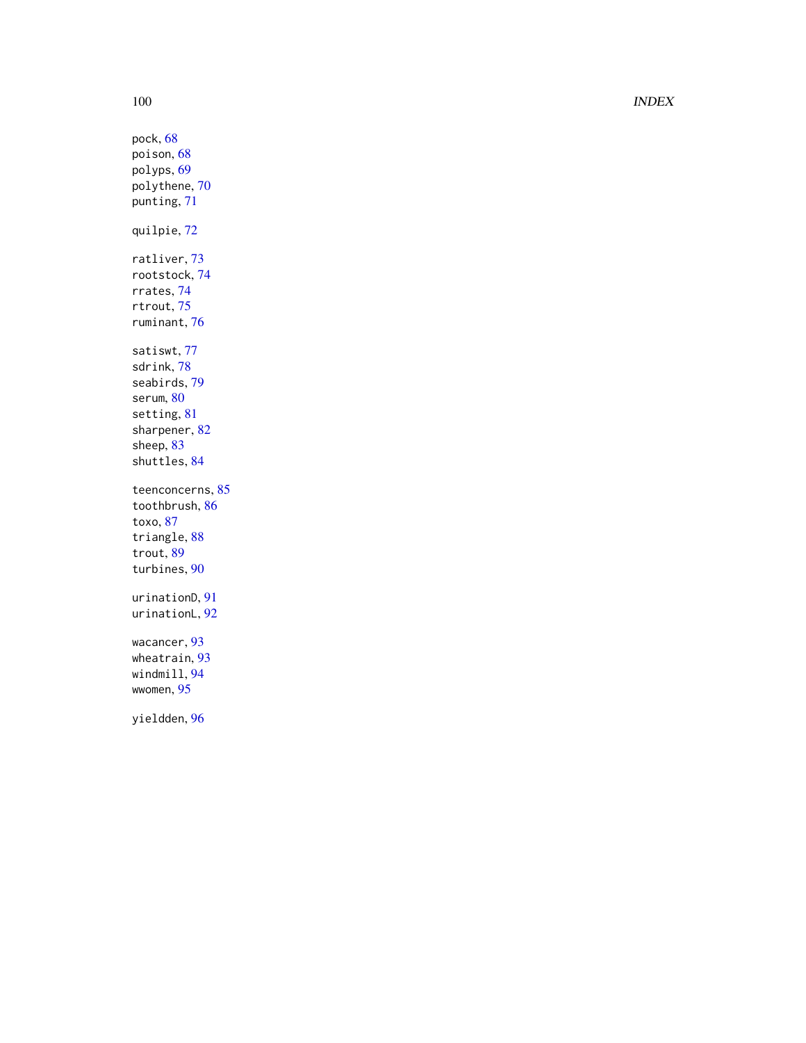pock, 68
poison, 68
polyps, 69
polythene, 70
punting, 71

quilpie, 72

ratliver, 73
rootstock, 74
rrates, 74
rtrout, 75
ruminant, 76

satiswt, 77
sdrink, 78
seabirds, 79
serum, 80
setting, 81
sharpener, 82
sheep, 83
shuttles, 84

teenconcerns, 85
toothbrush, 86
toxo, 87
triangle, 88
trout, 89
turbines, 90

urinationD, 91
urinationL, 92

wacancer, 93
wheatrain, 93
windmill, 94
wwomen, 95

yieldden, 96